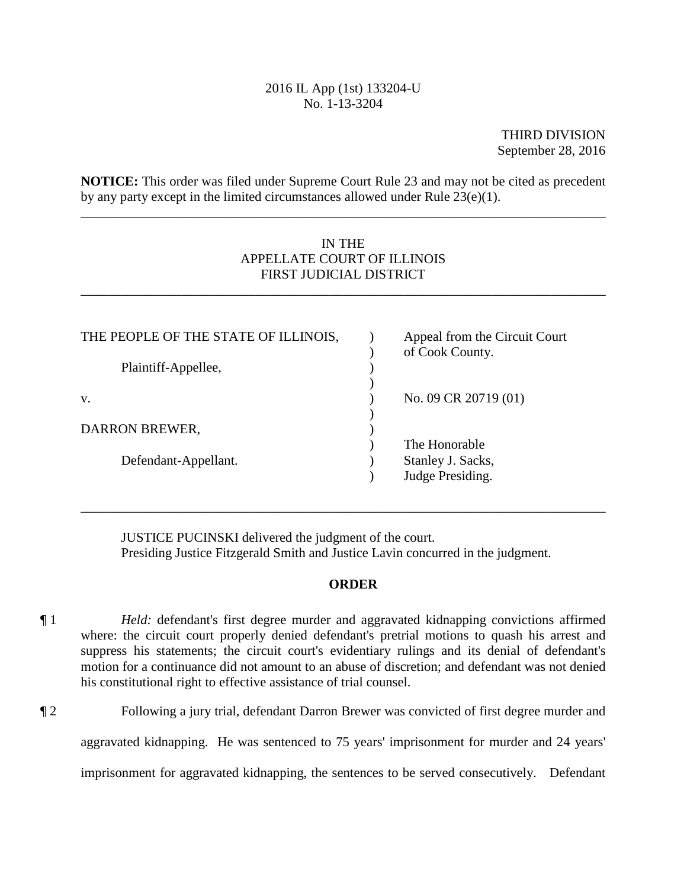2016 IL App (1st) 133204-U
No. 1-13-3204

THIRD DIVISION
September 28, 2016

**NOTICE:** This order was filed under Supreme Court Rule 23 and may not be cited as precedent by any party except in the limited circumstances allowed under Rule 23(e)(1).

---

IN THE
APPELLATE COURT OF ILLINOIS
FIRST JUDICIAL DISTRICT

---

| | | |
|---|---|---|
| THE PEOPLE OF THE STATE OF ILLINOIS, | ) | Appeal from the Circuit Court |
| | ) | of Cook County. |
| Plaintiff-Appellee, | ) | |
| | ) | |
| v. | ) | No. 09 CR 20719 (01) |
| | ) | |
| DARRON BREWER, | ) | |
| | ) | The Honorable |
| Defendant-Appellant. | ) | Stanley J. Sacks, |
| | ) | Judge Presiding. |

---

JUSTICE PUCINSKI delivered the judgment of the court.
Presiding Justice Fitzgerald Smith and Justice Lavin concurred in the judgment.

## ORDER

¶ 1 *Held:* defendant's first degree murder and aggravated kidnapping convictions affirmed where: the circuit court properly denied defendant's pretrial motions to quash his arrest and suppress his statements; the circuit court's evidentiary rulings and its denial of defendant's motion for a continuance did not amount to an abuse of discretion; and defendant was not denied his constitutional right to effective assistance of trial counsel.

¶ 2 Following a jury trial, defendant Darron Brewer was convicted of first degree murder and aggravated kidnapping. He was sentenced to 75 years' imprisonment for murder and 24 years' imprisonment for aggravated kidnapping, the sentences to be served consecutively. Defendant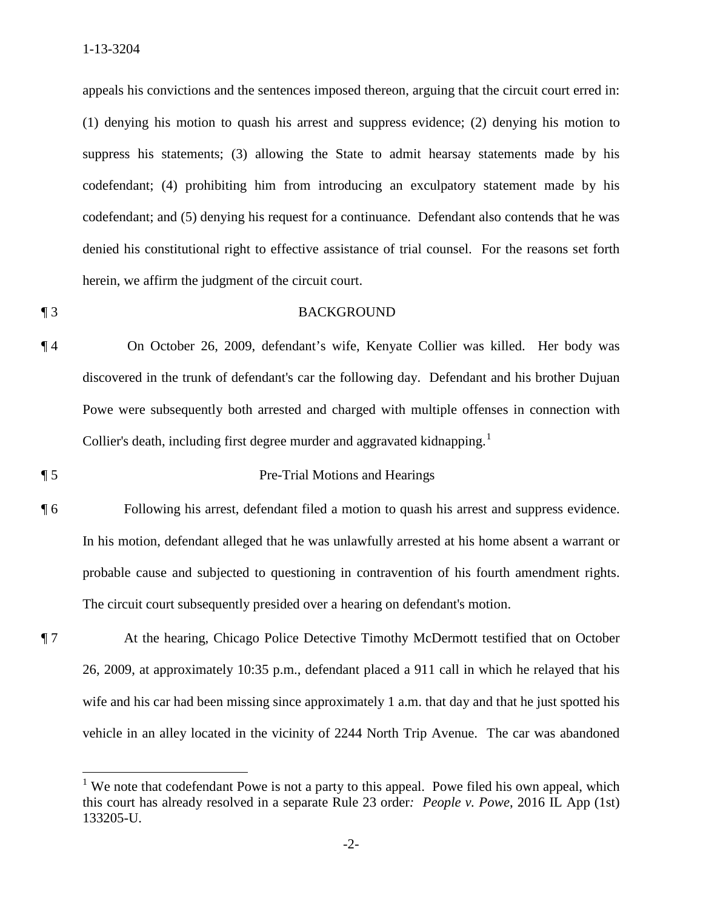appeals his convictions and the sentences imposed thereon, arguing that the circuit court erred in: (1) denying his motion to quash his arrest and suppress evidence; (2) denying his motion to suppress his statements; (3) allowing the State to admit hearsay statements made by his codefendant; (4) prohibiting him from introducing an exculpatory statement made by his codefendant; and (5) denying his request for a continuance. Defendant also contends that he was denied his constitutional right to effective assistance of trial counsel. For the reasons set forth herein, we affirm the judgment of the circuit court.

¶ 3 BACKGROUND

¶ 4 On October 26, 2009, defendant's wife, Kenyate Collier was killed. Her body was discovered in the trunk of defendant's car the following day. Defendant and his brother Dujuan Powe were subsequently both arrested and charged with multiple offenses in connection with Collier's death, including first degree murder and aggravated kidnapping.[1]

¶ 5 Pre-Trial Motions and Hearings

¶ 6 Following his arrest, defendant filed a motion to quash his arrest and suppress evidence. In his motion, defendant alleged that he was unlawfully arrested at his home absent a warrant or probable cause and subjected to questioning in contravention of his fourth amendment rights. The circuit court subsequently presided over a hearing on defendant's motion.

¶ 7 At the hearing, Chicago Police Detective Timothy McDermott testified that on October 26, 2009, at approximately 10:35 p.m., defendant placed a 911 call in which he relayed that his wife and his car had been missing since approximately 1 a.m. that day and that he just spotted his vehicle in an alley located in the vicinity of 2244 North Trip Avenue. The car was abandoned

---

[1] We note that codefendant Powe is not a party to this appeal. Powe filed his own appeal, which this court has already resolved in a separate Rule 23 order: *People v. Powe*, 2016 IL App (1st) 133205-U.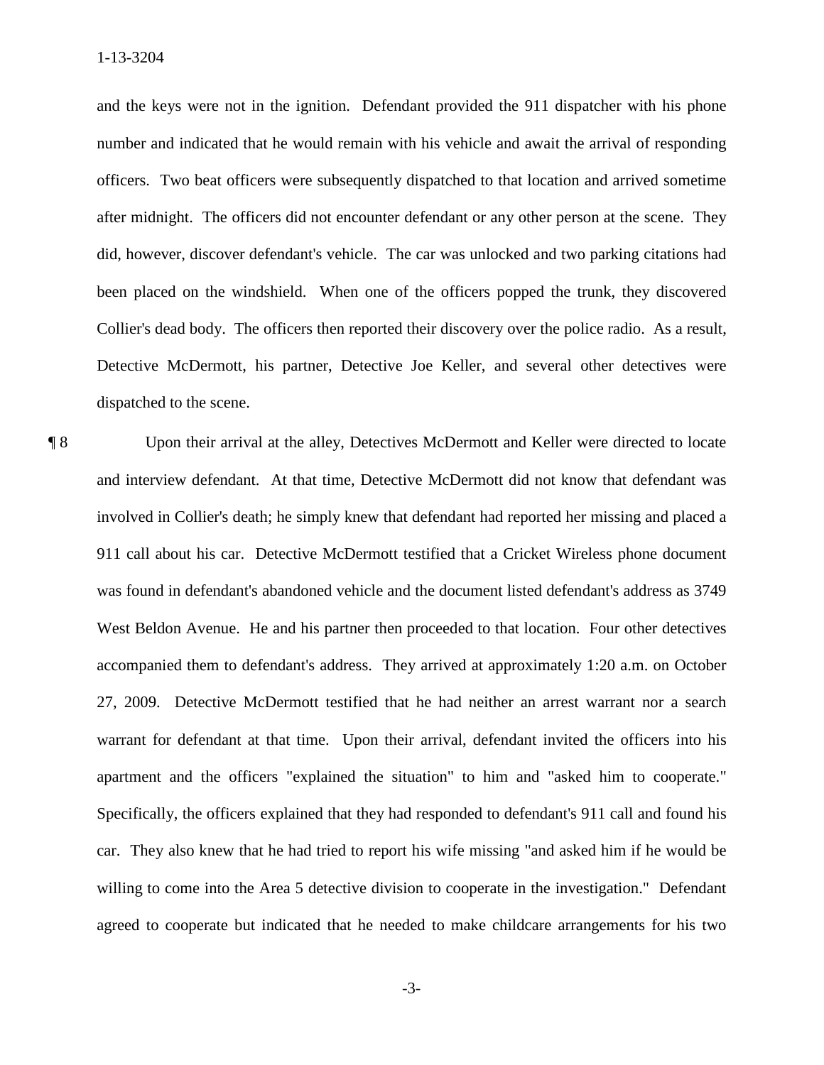and the keys were not in the ignition. Defendant provided the 911 dispatcher with his phone number and indicated that he would remain with his vehicle and await the arrival of responding officers. Two beat officers were subsequently dispatched to that location and arrived sometime after midnight. The officers did not encounter defendant or any other person at the scene. They did, however, discover defendant's vehicle. The car was unlocked and two parking citations had been placed on the windshield. When one of the officers popped the trunk, they discovered Collier's dead body. The officers then reported their discovery over the police radio. As a result, Detective McDermott, his partner, Detective Joe Keller, and several other detectives were dispatched to the scene.

¶ 8 Upon their arrival at the alley, Detectives McDermott and Keller were directed to locate and interview defendant. At that time, Detective McDermott did not know that defendant was involved in Collier's death; he simply knew that defendant had reported her missing and placed a 911 call about his car. Detective McDermott testified that a Cricket Wireless phone document was found in defendant's abandoned vehicle and the document listed defendant's address as 3749 West Beldon Avenue. He and his partner then proceeded to that location. Four other detectives accompanied them to defendant's address. They arrived at approximately 1:20 a.m. on October 27, 2009. Detective McDermott testified that he had neither an arrest warrant nor a search warrant for defendant at that time. Upon their arrival, defendant invited the officers into his apartment and the officers "explained the situation" to him and "asked him to cooperate." Specifically, the officers explained that they had responded to defendant's 911 call and found his car. They also knew that he had tried to report his wife missing "and asked him if he would be willing to come into the Area 5 detective division to cooperate in the investigation." Defendant agreed to cooperate but indicated that he needed to make childcare arrangements for his two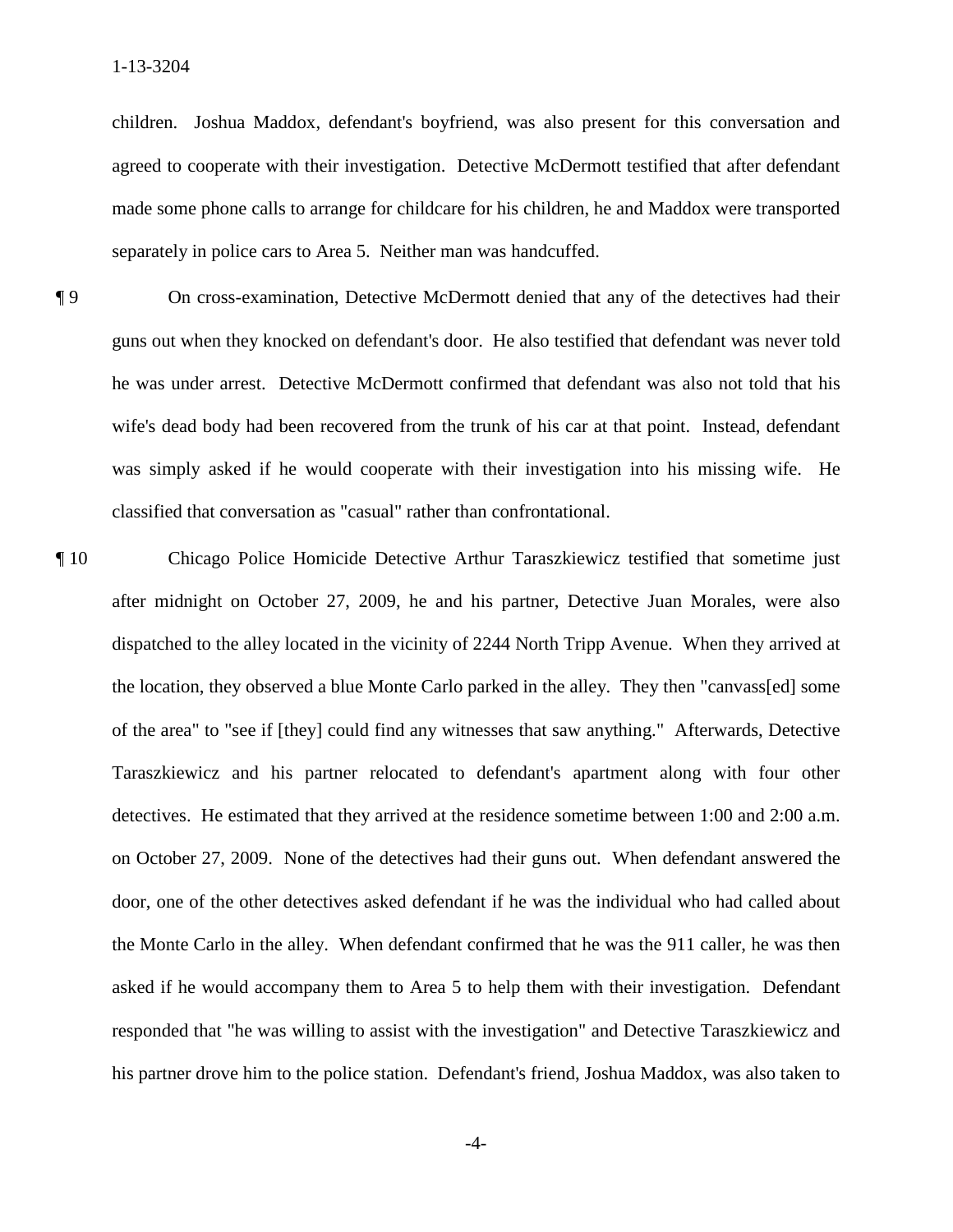children. Joshua Maddox, defendant's boyfriend, was also present for this conversation and agreed to cooperate with their investigation. Detective McDermott testified that after defendant made some phone calls to arrange for childcare for his children, he and Maddox were transported separately in police cars to Area 5. Neither man was handcuffed.

¶ 9 On cross-examination, Detective McDermott denied that any of the detectives had their guns out when they knocked on defendant's door. He also testified that defendant was never told he was under arrest. Detective McDermott confirmed that defendant was also not told that his wife's dead body had been recovered from the trunk of his car at that point. Instead, defendant was simply asked if he would cooperate with their investigation into his missing wife. He classified that conversation as "casual" rather than confrontational.

¶ 10 Chicago Police Homicide Detective Arthur Taraszkiewicz testified that sometime just after midnight on October 27, 2009, he and his partner, Detective Juan Morales, were also dispatched to the alley located in the vicinity of 2244 North Tripp Avenue. When they arrived at the location, they observed a blue Monte Carlo parked in the alley. They then "canvass[ed] some of the area" to "see if [they] could find any witnesses that saw anything." Afterwards, Detective Taraszkiewicz and his partner relocated to defendant's apartment along with four other detectives. He estimated that they arrived at the residence sometime between 1:00 and 2:00 a.m. on October 27, 2009. None of the detectives had their guns out. When defendant answered the door, one of the other detectives asked defendant if he was the individual who had called about the Monte Carlo in the alley. When defendant confirmed that he was the 911 caller, he was then asked if he would accompany them to Area 5 to help them with their investigation. Defendant responded that "he was willing to assist with the investigation" and Detective Taraszkiewicz and his partner drove him to the police station. Defendant's friend, Joshua Maddox, was also taken to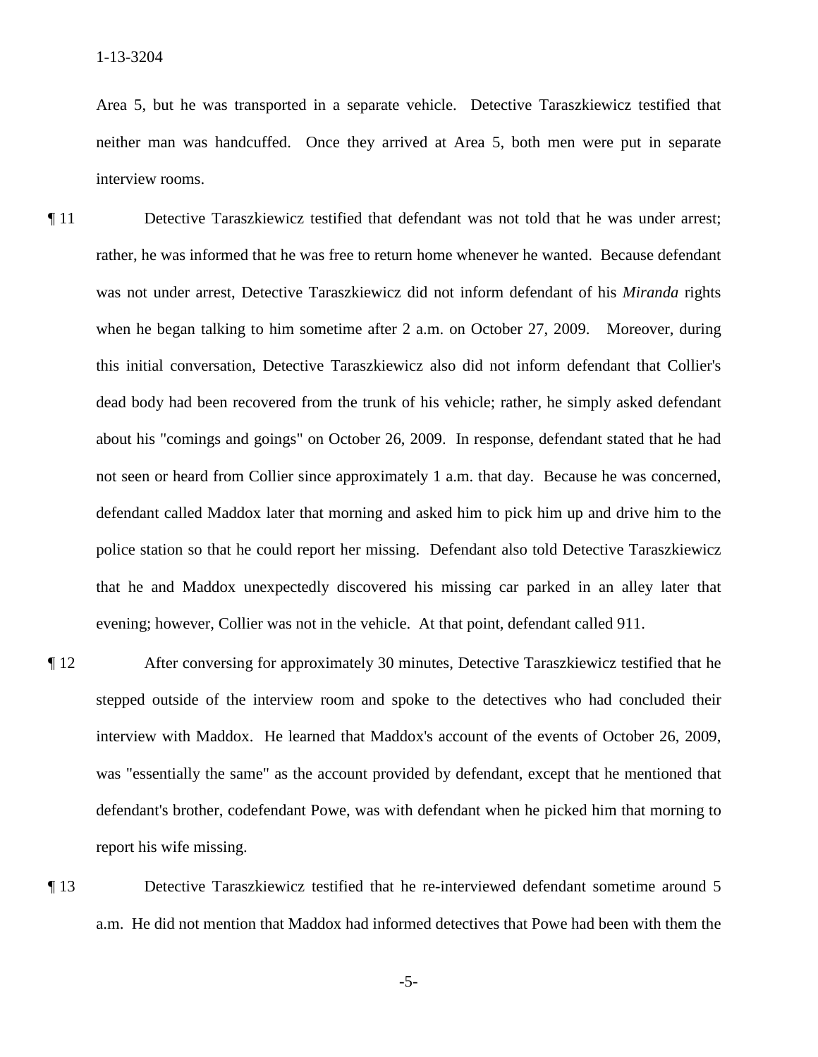Area 5, but he was transported in a separate vehicle. Detective Taraszkiewicz testified that neither man was handcuffed. Once they arrived at Area 5, both men were put in separate interview rooms.

¶ 11 Detective Taraszkiewicz testified that defendant was not told that he was under arrest; rather, he was informed that he was free to return home whenever he wanted. Because defendant was not under arrest, Detective Taraszkiewicz did not inform defendant of his *Miranda* rights when he began talking to him sometime after 2 a.m. on October 27, 2009. Moreover, during this initial conversation, Detective Taraszkiewicz also did not inform defendant that Collier's dead body had been recovered from the trunk of his vehicle; rather, he simply asked defendant about his "comings and goings" on October 26, 2009. In response, defendant stated that he had not seen or heard from Collier since approximately 1 a.m. that day. Because he was concerned, defendant called Maddox later that morning and asked him to pick him up and drive him to the police station so that he could report her missing. Defendant also told Detective Taraszkiewicz that he and Maddox unexpectedly discovered his missing car parked in an alley later that evening; however, Collier was not in the vehicle. At that point, defendant called 911.

¶ 12 After conversing for approximately 30 minutes, Detective Taraszkiewicz testified that he stepped outside of the interview room and spoke to the detectives who had concluded their interview with Maddox. He learned that Maddox's account of the events of October 26, 2009, was "essentially the same" as the account provided by defendant, except that he mentioned that defendant's brother, codefendant Powe, was with defendant when he picked him that morning to report his wife missing.

¶ 13 Detective Taraszkiewicz testified that he re-interviewed defendant sometime around 5 a.m. He did not mention that Maddox had informed detectives that Powe had been with them the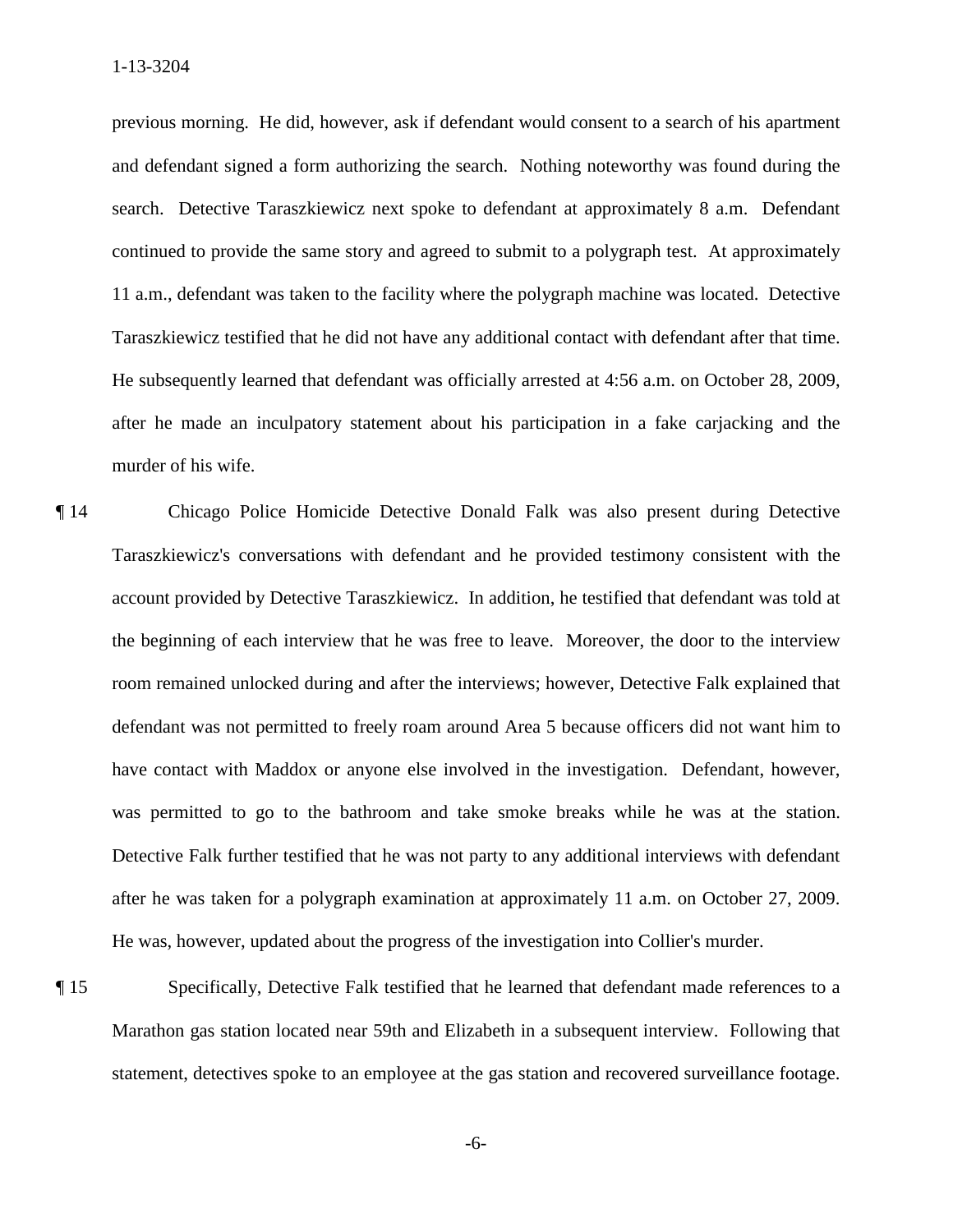previous morning. He did, however, ask if defendant would consent to a search of his apartment and defendant signed a form authorizing the search. Nothing noteworthy was found during the search. Detective Taraszkiewicz next spoke to defendant at approximately 8 a.m. Defendant continued to provide the same story and agreed to submit to a polygraph test. At approximately 11 a.m., defendant was taken to the facility where the polygraph machine was located. Detective Taraszkiewicz testified that he did not have any additional contact with defendant after that time. He subsequently learned that defendant was officially arrested at 4:56 a.m. on October 28, 2009, after he made an inculpatory statement about his participation in a fake carjacking and the murder of his wife.

¶ 14 Chicago Police Homicide Detective Donald Falk was also present during Detective Taraszkiewicz's conversations with defendant and he provided testimony consistent with the account provided by Detective Taraszkiewicz. In addition, he testified that defendant was told at the beginning of each interview that he was free to leave. Moreover, the door to the interview room remained unlocked during and after the interviews; however, Detective Falk explained that defendant was not permitted to freely roam around Area 5 because officers did not want him to have contact with Maddox or anyone else involved in the investigation. Defendant, however, was permitted to go to the bathroom and take smoke breaks while he was at the station. Detective Falk further testified that he was not party to any additional interviews with defendant after he was taken for a polygraph examination at approximately 11 a.m. on October 27, 2009. He was, however, updated about the progress of the investigation into Collier's murder.

¶ 15 Specifically, Detective Falk testified that he learned that defendant made references to a Marathon gas station located near 59th and Elizabeth in a subsequent interview. Following that statement, detectives spoke to an employee at the gas station and recovered surveillance footage.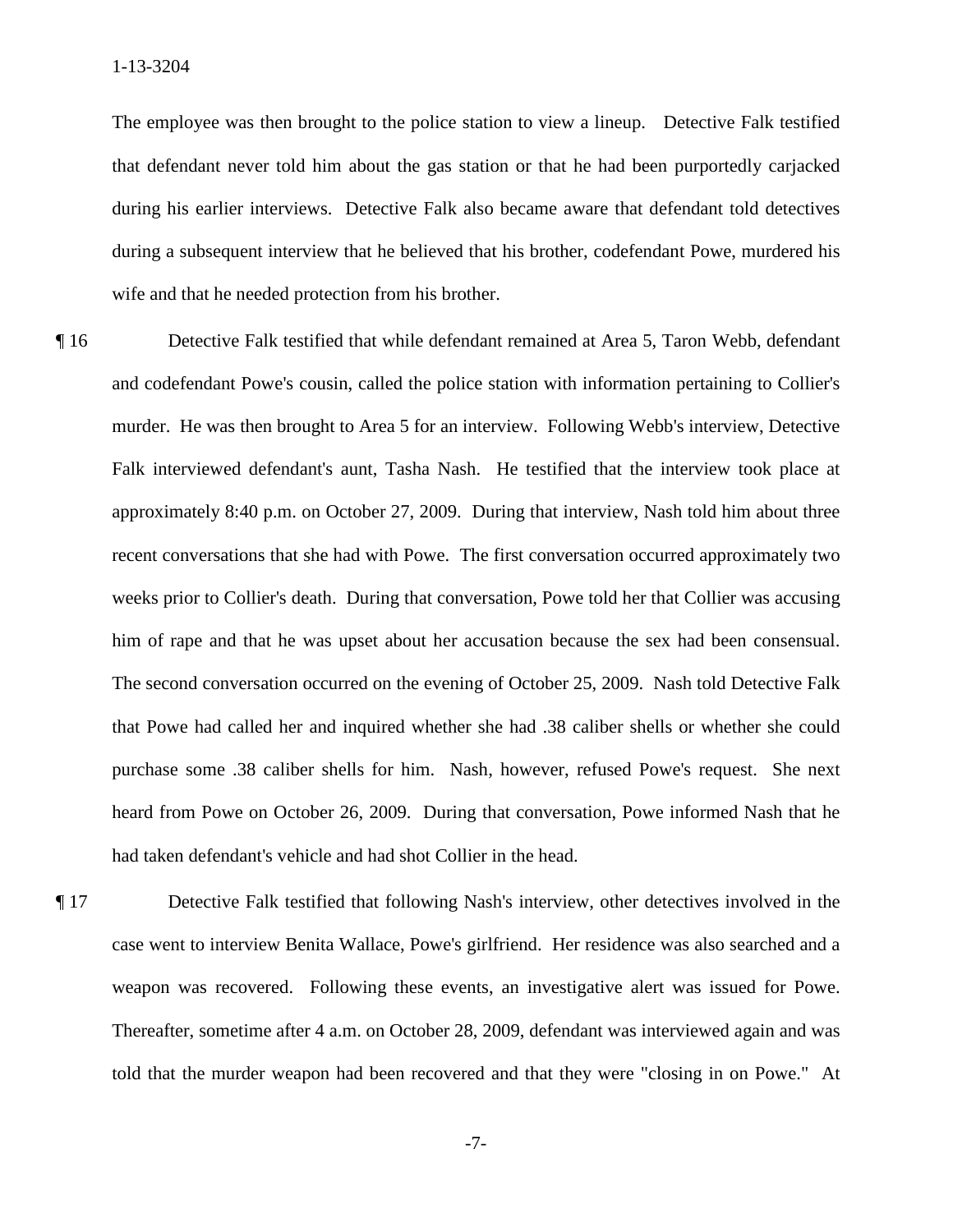The employee was then brought to the police station to view a lineup. Detective Falk testified that defendant never told him about the gas station or that he had been purportedly carjacked during his earlier interviews. Detective Falk also became aware that defendant told detectives during a subsequent interview that he believed that his brother, codefendant Powe, murdered his wife and that he needed protection from his brother.

¶ 16 Detective Falk testified that while defendant remained at Area 5, Taron Webb, defendant and codefendant Powe's cousin, called the police station with information pertaining to Collier's murder. He was then brought to Area 5 for an interview. Following Webb's interview, Detective Falk interviewed defendant's aunt, Tasha Nash. He testified that the interview took place at approximately 8:40 p.m. on October 27, 2009. During that interview, Nash told him about three recent conversations that she had with Powe. The first conversation occurred approximately two weeks prior to Collier's death. During that conversation, Powe told her that Collier was accusing him of rape and that he was upset about her accusation because the sex had been consensual. The second conversation occurred on the evening of October 25, 2009. Nash told Detective Falk that Powe had called her and inquired whether she had .38 caliber shells or whether she could purchase some .38 caliber shells for him. Nash, however, refused Powe's request. She next heard from Powe on October 26, 2009. During that conversation, Powe informed Nash that he had taken defendant's vehicle and had shot Collier in the head.

¶ 17 Detective Falk testified that following Nash's interview, other detectives involved in the case went to interview Benita Wallace, Powe's girlfriend. Her residence was also searched and a weapon was recovered. Following these events, an investigative alert was issued for Powe. Thereafter, sometime after 4 a.m. on October 28, 2009, defendant was interviewed again and was told that the murder weapon had been recovered and that they were "closing in on Powe." At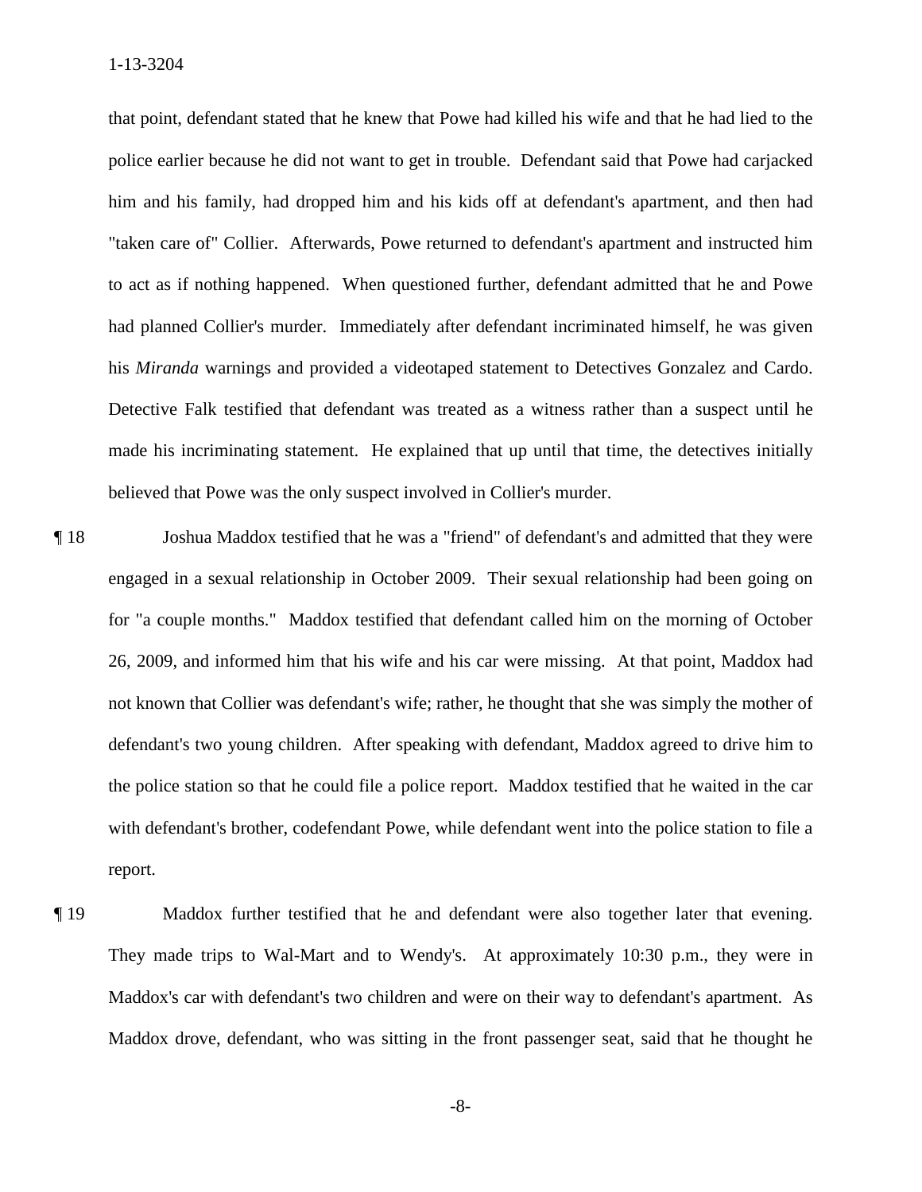that point, defendant stated that he knew that Powe had killed his wife and that he had lied to the police earlier because he did not want to get in trouble. Defendant said that Powe had carjacked him and his family, had dropped him and his kids off at defendant's apartment, and then had "taken care of" Collier. Afterwards, Powe returned to defendant's apartment and instructed him to act as if nothing happened. When questioned further, defendant admitted that he and Powe had planned Collier's murder. Immediately after defendant incriminated himself, he was given his *Miranda* warnings and provided a videotaped statement to Detectives Gonzalez and Cardo. Detective Falk testified that defendant was treated as a witness rather than a suspect until he made his incriminating statement. He explained that up until that time, the detectives initially believed that Powe was the only suspect involved in Collier's murder.

¶ 18 Joshua Maddox testified that he was a "friend" of defendant's and admitted that they were engaged in a sexual relationship in October 2009. Their sexual relationship had been going on for "a couple months." Maddox testified that defendant called him on the morning of October 26, 2009, and informed him that his wife and his car were missing. At that point, Maddox had not known that Collier was defendant's wife; rather, he thought that she was simply the mother of defendant's two young children. After speaking with defendant, Maddox agreed to drive him to the police station so that he could file a police report. Maddox testified that he waited in the car with defendant's brother, codefendant Powe, while defendant went into the police station to file a report.

¶ 19 Maddox further testified that he and defendant were also together later that evening. They made trips to Wal-Mart and to Wendy's. At approximately 10:30 p.m., they were in Maddox's car with defendant's two children and were on their way to defendant's apartment. As Maddox drove, defendant, who was sitting in the front passenger seat, said that he thought he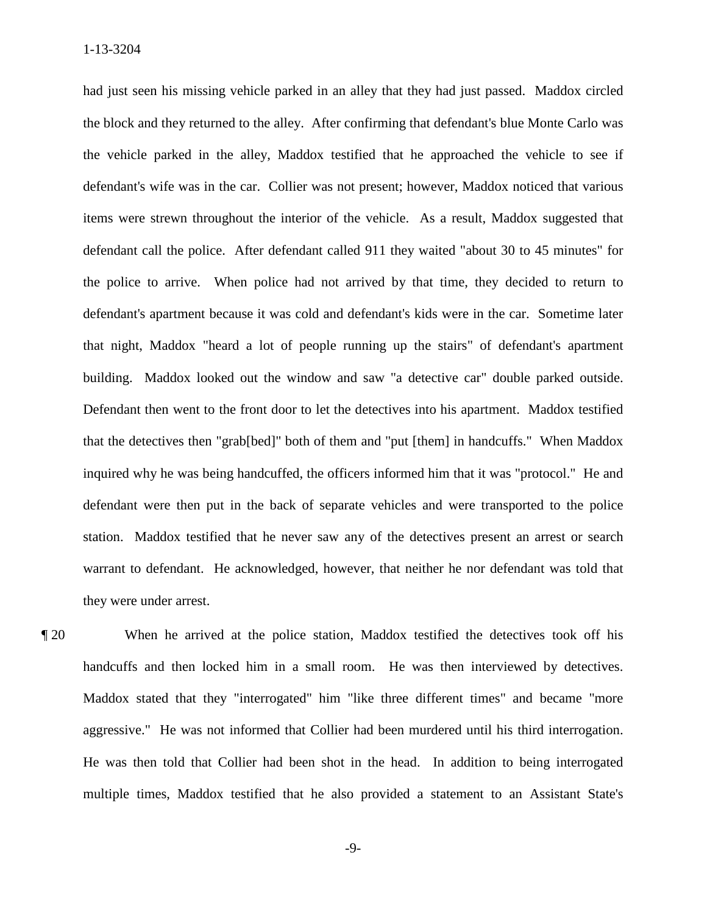had just seen his missing vehicle parked in an alley that they had just passed. Maddox circled the block and they returned to the alley. After confirming that defendant's blue Monte Carlo was the vehicle parked in the alley, Maddox testified that he approached the vehicle to see if defendant's wife was in the car. Collier was not present; however, Maddox noticed that various items were strewn throughout the interior of the vehicle. As a result, Maddox suggested that defendant call the police. After defendant called 911 they waited "about 30 to 45 minutes" for the police to arrive. When police had not arrived by that time, they decided to return to defendant's apartment because it was cold and defendant's kids were in the car. Sometime later that night, Maddox "heard a lot of people running up the stairs" of defendant's apartment building. Maddox looked out the window and saw "a detective car" double parked outside. Defendant then went to the front door to let the detectives into his apartment. Maddox testified that the detectives then "grab[bed]" both of them and "put [them] in handcuffs." When Maddox inquired why he was being handcuffed, the officers informed him that it was "protocol." He and defendant were then put in the back of separate vehicles and were transported to the police station. Maddox testified that he never saw any of the detectives present an arrest or search warrant to defendant. He acknowledged, however, that neither he nor defendant was told that they were under arrest.

¶ 20 When he arrived at the police station, Maddox testified the detectives took off his handcuffs and then locked him in a small room. He was then interviewed by detectives. Maddox stated that they "interrogated" him "like three different times" and became "more aggressive." He was not informed that Collier had been murdered until his third interrogation. He was then told that Collier had been shot in the head. In addition to being interrogated multiple times, Maddox testified that he also provided a statement to an Assistant State's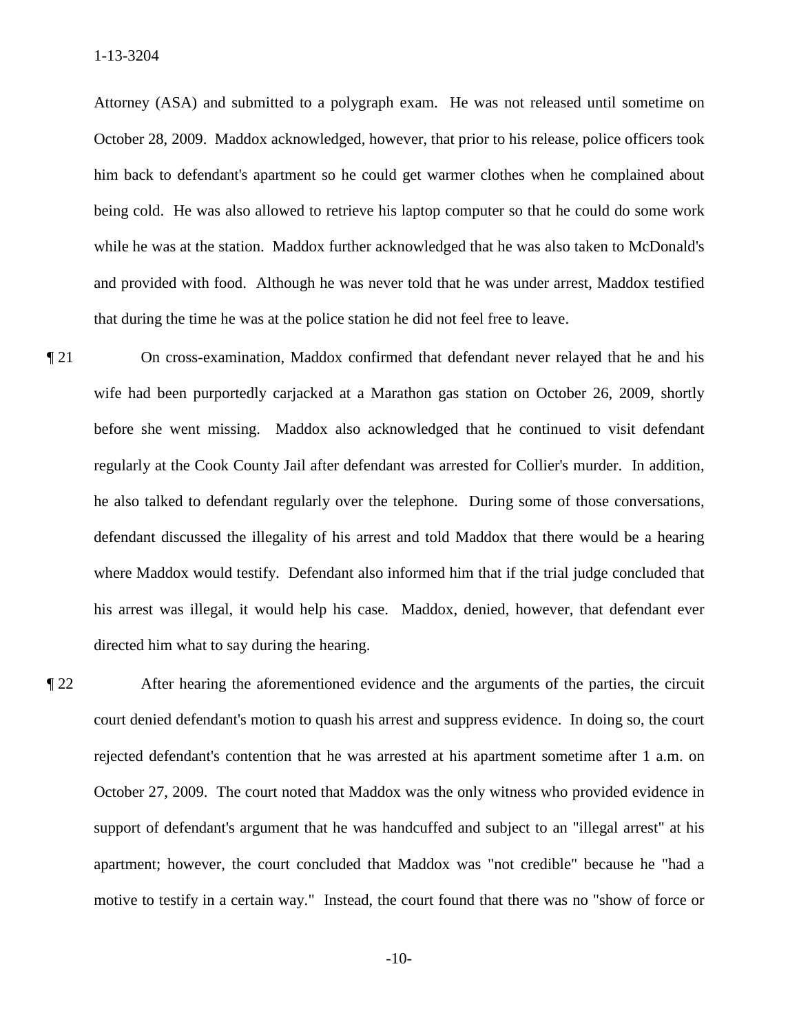Attorney (ASA) and submitted to a polygraph exam. He was not released until sometime on October 28, 2009. Maddox acknowledged, however, that prior to his release, police officers took him back to defendant's apartment so he could get warmer clothes when he complained about being cold. He was also allowed to retrieve his laptop computer so that he could do some work while he was at the station. Maddox further acknowledged that he was also taken to McDonald's and provided with food. Although he was never told that he was under arrest, Maddox testified that during the time he was at the police station he did not feel free to leave.

¶ 21 On cross-examination, Maddox confirmed that defendant never relayed that he and his wife had been purportedly carjacked at a Marathon gas station on October 26, 2009, shortly before she went missing. Maddox also acknowledged that he continued to visit defendant regularly at the Cook County Jail after defendant was arrested for Collier's murder. In addition, he also talked to defendant regularly over the telephone. During some of those conversations, defendant discussed the illegality of his arrest and told Maddox that there would be a hearing where Maddox would testify. Defendant also informed him that if the trial judge concluded that his arrest was illegal, it would help his case. Maddox, denied, however, that defendant ever directed him what to say during the hearing.

¶ 22 After hearing the aforementioned evidence and the arguments of the parties, the circuit court denied defendant's motion to quash his arrest and suppress evidence. In doing so, the court rejected defendant's contention that he was arrested at his apartment sometime after 1 a.m. on October 27, 2009. The court noted that Maddox was the only witness who provided evidence in support of defendant's argument that he was handcuffed and subject to an "illegal arrest" at his apartment; however, the court concluded that Maddox was "not credible" because he "had a motive to testify in a certain way." Instead, the court found that there was no "show of force or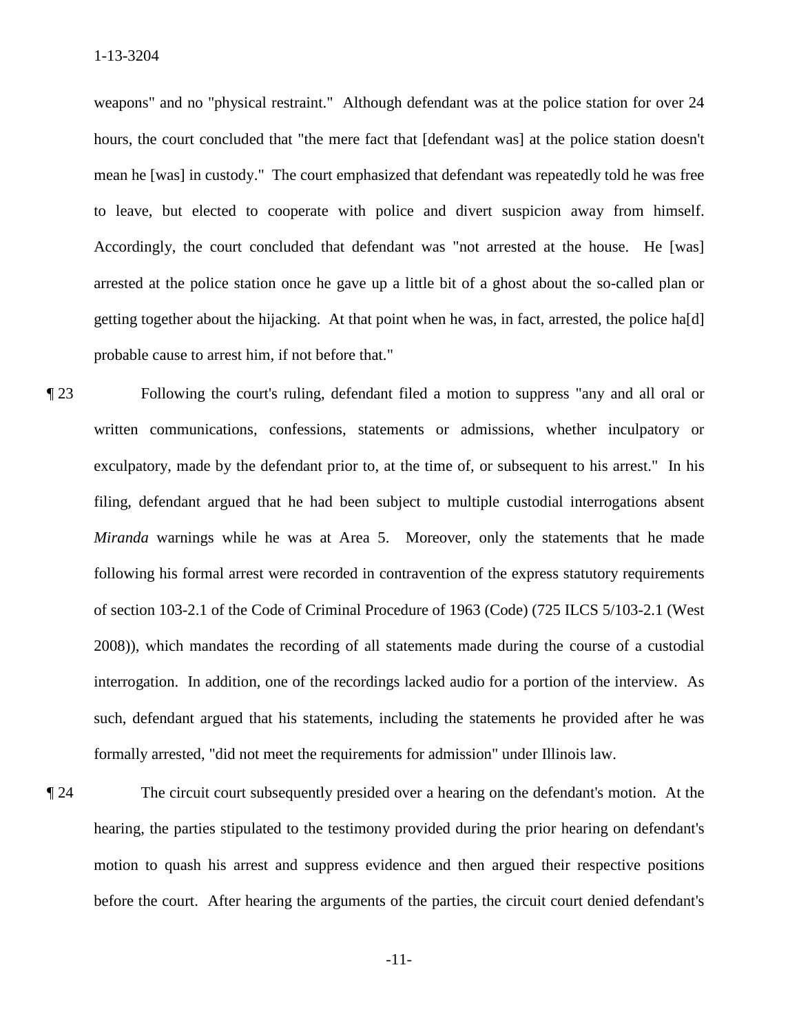weapons" and no "physical restraint." Although defendant was at the police station for over 24 hours, the court concluded that "the mere fact that [defendant was] at the police station doesn't mean he [was] in custody." The court emphasized that defendant was repeatedly told he was free to leave, but elected to cooperate with police and divert suspicion away from himself. Accordingly, the court concluded that defendant was "not arrested at the house. He [was] arrested at the police station once he gave up a little bit of a ghost about the so-called plan or getting together about the hijacking. At that point when he was, in fact, arrested, the police ha[d] probable cause to arrest him, if not before that."

¶ 23 Following the court's ruling, defendant filed a motion to suppress "any and all oral or written communications, confessions, statements or admissions, whether inculpatory or exculpatory, made by the defendant prior to, at the time of, or subsequent to his arrest." In his filing, defendant argued that he had been subject to multiple custodial interrogations absent *Miranda* warnings while he was at Area 5. Moreover, only the statements that he made following his formal arrest were recorded in contravention of the express statutory requirements of section 103-2.1 of the Code of Criminal Procedure of 1963 (Code) (725 ILCS 5/103-2.1 (West 2008)), which mandates the recording of all statements made during the course of a custodial interrogation. In addition, one of the recordings lacked audio for a portion of the interview. As such, defendant argued that his statements, including the statements he provided after he was formally arrested, "did not meet the requirements for admission" under Illinois law.

¶ 24 The circuit court subsequently presided over a hearing on the defendant's motion. At the hearing, the parties stipulated to the testimony provided during the prior hearing on defendant's motion to quash his arrest and suppress evidence and then argued their respective positions before the court. After hearing the arguments of the parties, the circuit court denied defendant's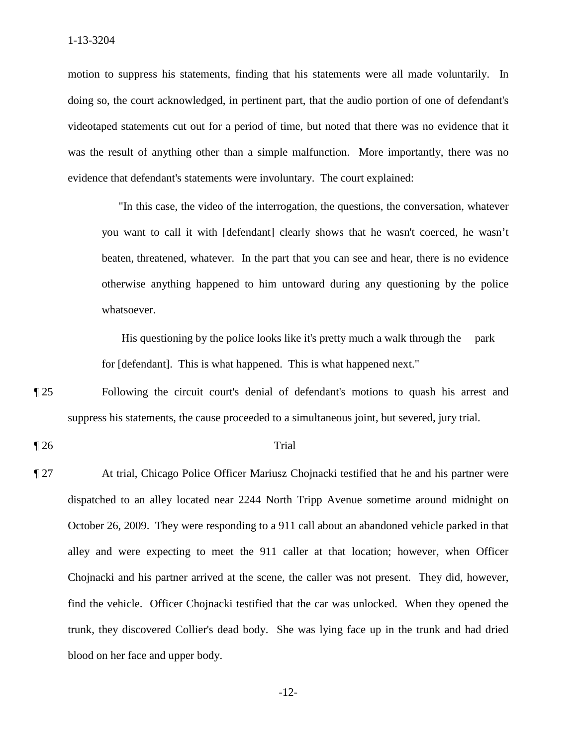motion to suppress his statements, finding that his statements were all made voluntarily. In doing so, the court acknowledged, in pertinent part, that the audio portion of one of defendant's videotaped statements cut out for a period of time, but noted that there was no evidence that it was the result of anything other than a simple malfunction. More importantly, there was no evidence that defendant's statements were involuntary. The court explained:

> "In this case, the video of the interrogation, the questions, the conversation, whatever you want to call it with [defendant] clearly shows that he wasn't coerced, he wasn't beaten, threatened, whatever. In the part that you can see and hear, there is no evidence otherwise anything happened to him untoward during any questioning by the police whatsoever.
>
> His questioning by the police looks like it's pretty much a walk through the park for [defendant]. This is what happened. This is what happened next."

¶ 25 Following the circuit court's denial of defendant's motions to quash his arrest and suppress his statements, the cause proceeded to a simultaneous joint, but severed, jury trial.

¶ 26 Trial

¶ 27 At trial, Chicago Police Officer Mariusz Chojnacki testified that he and his partner were dispatched to an alley located near 2244 North Tripp Avenue sometime around midnight on October 26, 2009. They were responding to a 911 call about an abandoned vehicle parked in that alley and were expecting to meet the 911 caller at that location; however, when Officer Chojnacki and his partner arrived at the scene, the caller was not present. They did, however, find the vehicle. Officer Chojnacki testified that the car was unlocked. When they opened the trunk, they discovered Collier's dead body. She was lying face up in the trunk and had dried blood on her face and upper body.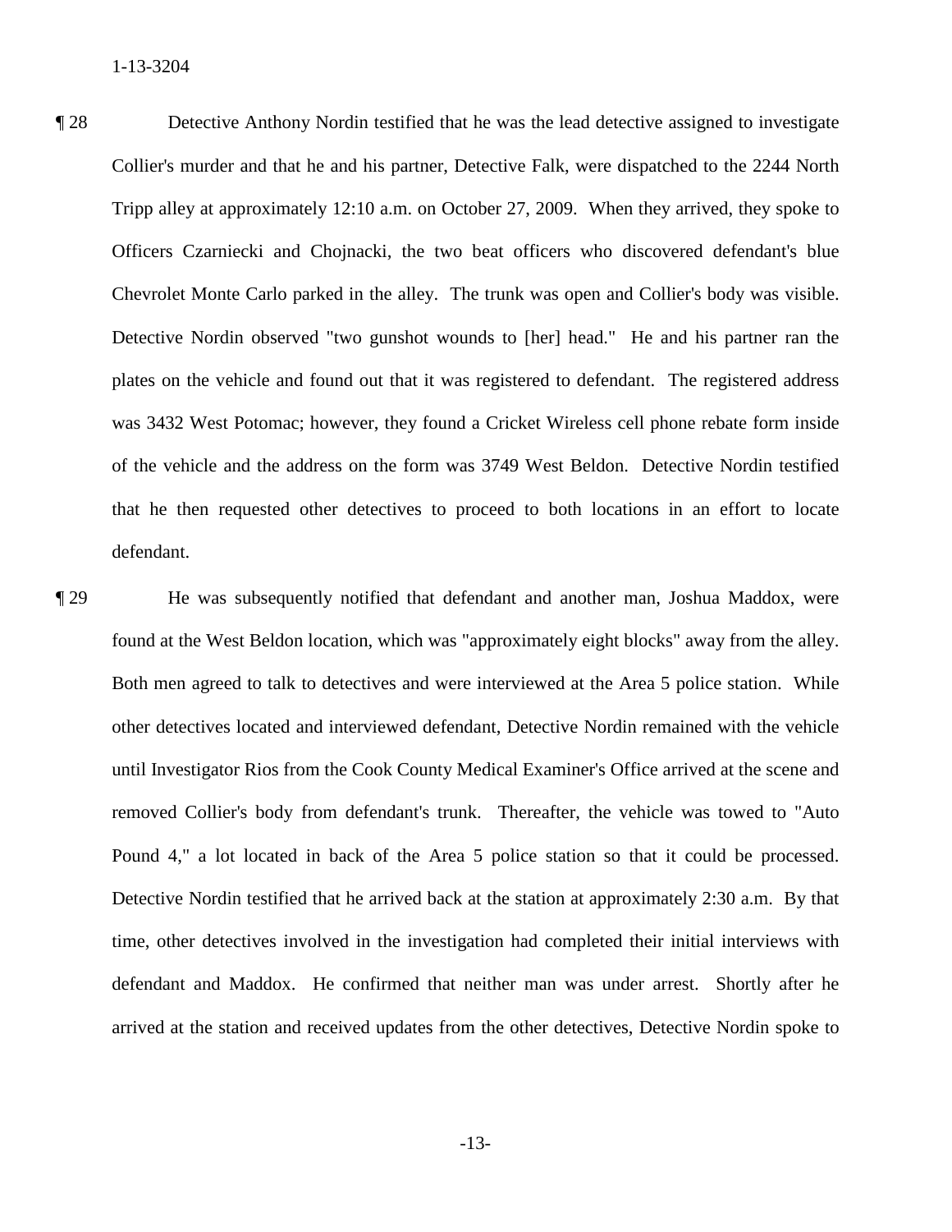¶ 28 Detective Anthony Nordin testified that he was the lead detective assigned to investigate Collier's murder and that he and his partner, Detective Falk, were dispatched to the 2244 North Tripp alley at approximately 12:10 a.m. on October 27, 2009. When they arrived, they spoke to Officers Czarniecki and Chojnacki, the two beat officers who discovered defendant's blue Chevrolet Monte Carlo parked in the alley. The trunk was open and Collier's body was visible. Detective Nordin observed "two gunshot wounds to [her] head." He and his partner ran the plates on the vehicle and found out that it was registered to defendant. The registered address was 3432 West Potomac; however, they found a Cricket Wireless cell phone rebate form inside of the vehicle and the address on the form was 3749 West Beldon. Detective Nordin testified that he then requested other detectives to proceed to both locations in an effort to locate defendant.

¶ 29 He was subsequently notified that defendant and another man, Joshua Maddox, were found at the West Beldon location, which was "approximately eight blocks" away from the alley. Both men agreed to talk to detectives and were interviewed at the Area 5 police station. While other detectives located and interviewed defendant, Detective Nordin remained with the vehicle until Investigator Rios from the Cook County Medical Examiner's Office arrived at the scene and removed Collier's body from defendant's trunk. Thereafter, the vehicle was towed to "Auto Pound 4," a lot located in back of the Area 5 police station so that it could be processed. Detective Nordin testified that he arrived back at the station at approximately 2:30 a.m. By that time, other detectives involved in the investigation had completed their initial interviews with defendant and Maddox. He confirmed that neither man was under arrest. Shortly after he arrived at the station and received updates from the other detectives, Detective Nordin spoke to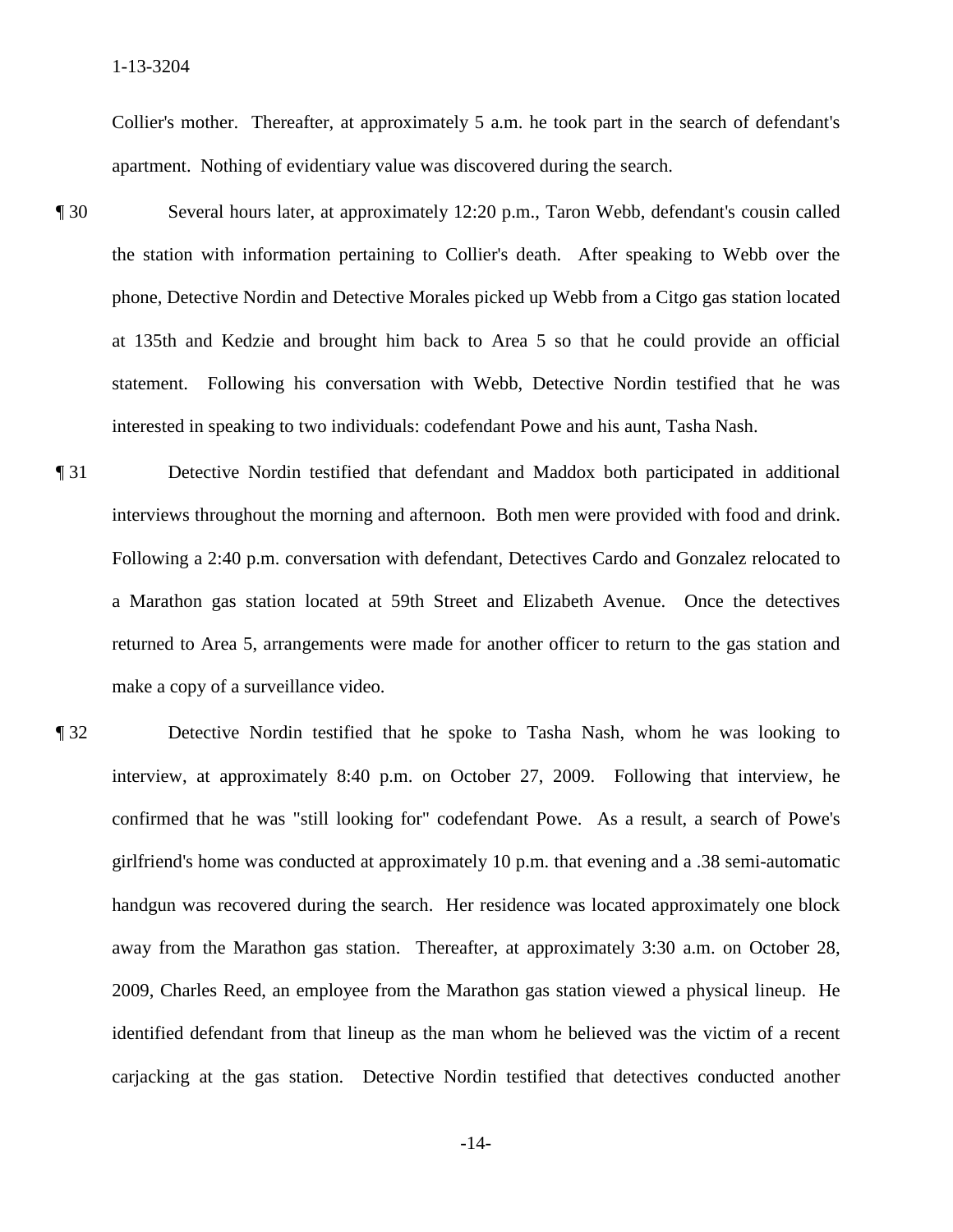Collier's mother. Thereafter, at approximately 5 a.m. he took part in the search of defendant's apartment. Nothing of evidentiary value was discovered during the search.

¶ 30 Several hours later, at approximately 12:20 p.m., Taron Webb, defendant's cousin called the station with information pertaining to Collier's death. After speaking to Webb over the phone, Detective Nordin and Detective Morales picked up Webb from a Citgo gas station located at 135th and Kedzie and brought him back to Area 5 so that he could provide an official statement. Following his conversation with Webb, Detective Nordin testified that he was interested in speaking to two individuals: codefendant Powe and his aunt, Tasha Nash.

¶ 31 Detective Nordin testified that defendant and Maddox both participated in additional interviews throughout the morning and afternoon. Both men were provided with food and drink. Following a 2:40 p.m. conversation with defendant, Detectives Cardo and Gonzalez relocated to a Marathon gas station located at 59th Street and Elizabeth Avenue. Once the detectives returned to Area 5, arrangements were made for another officer to return to the gas station and make a copy of a surveillance video.

¶ 32 Detective Nordin testified that he spoke to Tasha Nash, whom he was looking to interview, at approximately 8:40 p.m. on October 27, 2009. Following that interview, he confirmed that he was "still looking for" codefendant Powe. As a result, a search of Powe's girlfriend's home was conducted at approximately 10 p.m. that evening and a .38 semi-automatic handgun was recovered during the search. Her residence was located approximately one block away from the Marathon gas station. Thereafter, at approximately 3:30 a.m. on October 28, 2009, Charles Reed, an employee from the Marathon gas station viewed a physical lineup. He identified defendant from that lineup as the man whom he believed was the victim of a recent carjacking at the gas station. Detective Nordin testified that detectives conducted another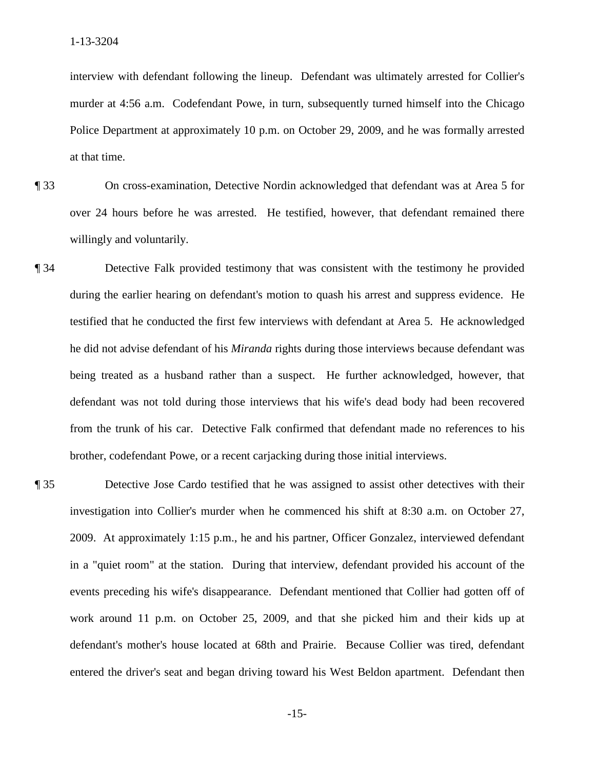interview with defendant following the lineup. Defendant was ultimately arrested for Collier's murder at 4:56 a.m. Codefendant Powe, in turn, subsequently turned himself into the Chicago Police Department at approximately 10 p.m. on October 29, 2009, and he was formally arrested at that time.

¶ 33 On cross-examination, Detective Nordin acknowledged that defendant was at Area 5 for over 24 hours before he was arrested. He testified, however, that defendant remained there willingly and voluntarily.

¶ 34 Detective Falk provided testimony that was consistent with the testimony he provided during the earlier hearing on defendant's motion to quash his arrest and suppress evidence. He testified that he conducted the first few interviews with defendant at Area 5. He acknowledged he did not advise defendant of his *Miranda* rights during those interviews because defendant was being treated as a husband rather than a suspect. He further acknowledged, however, that defendant was not told during those interviews that his wife's dead body had been recovered from the trunk of his car. Detective Falk confirmed that defendant made no references to his brother, codefendant Powe, or a recent carjacking during those initial interviews.

¶ 35 Detective Jose Cardo testified that he was assigned to assist other detectives with their investigation into Collier's murder when he commenced his shift at 8:30 a.m. on October 27, 2009. At approximately 1:15 p.m., he and his partner, Officer Gonzalez, interviewed defendant in a "quiet room" at the station. During that interview, defendant provided his account of the events preceding his wife's disappearance. Defendant mentioned that Collier had gotten off of work around 11 p.m. on October 25, 2009, and that she picked him and their kids up at defendant's mother's house located at 68th and Prairie. Because Collier was tired, defendant entered the driver's seat and began driving toward his West Beldon apartment. Defendant then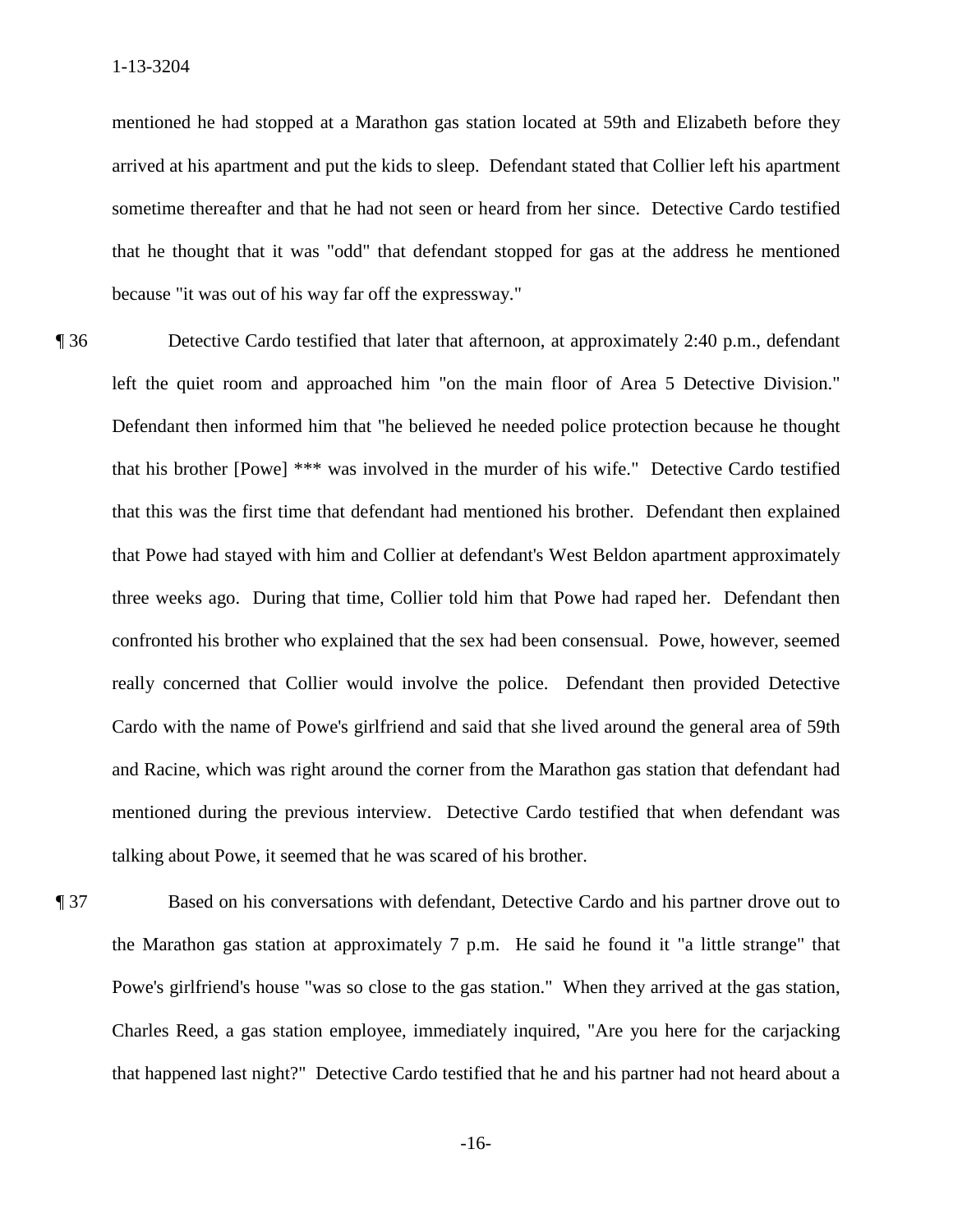mentioned he had stopped at a Marathon gas station located at 59th and Elizabeth before they arrived at his apartment and put the kids to sleep. Defendant stated that Collier left his apartment sometime thereafter and that he had not seen or heard from her since. Detective Cardo testified that he thought that it was "odd" that defendant stopped for gas at the address he mentioned because "it was out of his way far off the expressway."

¶ 36 Detective Cardo testified that later that afternoon, at approximately 2:40 p.m., defendant left the quiet room and approached him "on the main floor of Area 5 Detective Division." Defendant then informed him that "he believed he needed police protection because he thought that his brother [Powe] *** was involved in the murder of his wife." Detective Cardo testified that this was the first time that defendant had mentioned his brother. Defendant then explained that Powe had stayed with him and Collier at defendant's West Beldon apartment approximately three weeks ago. During that time, Collier told him that Powe had raped her. Defendant then confronted his brother who explained that the sex had been consensual. Powe, however, seemed really concerned that Collier would involve the police. Defendant then provided Detective Cardo with the name of Powe's girlfriend and said that she lived around the general area of 59th and Racine, which was right around the corner from the Marathon gas station that defendant had mentioned during the previous interview. Detective Cardo testified that when defendant was talking about Powe, it seemed that he was scared of his brother.

¶ 37 Based on his conversations with defendant, Detective Cardo and his partner drove out to the Marathon gas station at approximately 7 p.m. He said he found it "a little strange" that Powe's girlfriend's house "was so close to the gas station." When they arrived at the gas station, Charles Reed, a gas station employee, immediately inquired, "Are you here for the carjacking that happened last night?" Detective Cardo testified that he and his partner had not heard about a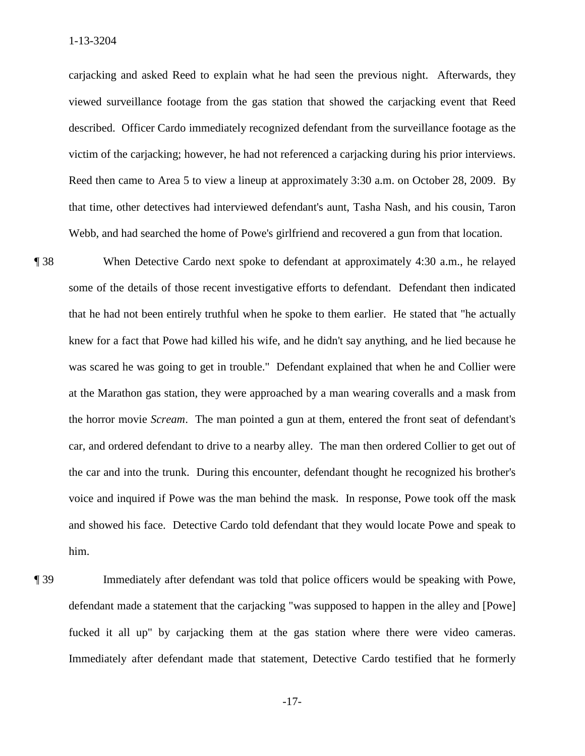carjacking and asked Reed to explain what he had seen the previous night. Afterwards, they viewed surveillance footage from the gas station that showed the carjacking event that Reed described. Officer Cardo immediately recognized defendant from the surveillance footage as the victim of the carjacking; however, he had not referenced a carjacking during his prior interviews. Reed then came to Area 5 to view a lineup at approximately 3:30 a.m. on October 28, 2009. By that time, other detectives had interviewed defendant's aunt, Tasha Nash, and his cousin, Taron Webb, and had searched the home of Powe's girlfriend and recovered a gun from that location.

¶ 38 When Detective Cardo next spoke to defendant at approximately 4:30 a.m., he relayed some of the details of those recent investigative efforts to defendant. Defendant then indicated that he had not been entirely truthful when he spoke to them earlier. He stated that "he actually knew for a fact that Powe had killed his wife, and he didn't say anything, and he lied because he was scared he was going to get in trouble." Defendant explained that when he and Collier were at the Marathon gas station, they were approached by a man wearing coveralls and a mask from the horror movie *Scream*. The man pointed a gun at them, entered the front seat of defendant's car, and ordered defendant to drive to a nearby alley. The man then ordered Collier to get out of the car and into the trunk. During this encounter, defendant thought he recognized his brother's voice and inquired if Powe was the man behind the mask. In response, Powe took off the mask and showed his face. Detective Cardo told defendant that they would locate Powe and speak to him.

¶ 39 Immediately after defendant was told that police officers would be speaking with Powe, defendant made a statement that the carjacking "was supposed to happen in the alley and [Powe] fucked it all up" by carjacking them at the gas station where there were video cameras. Immediately after defendant made that statement, Detective Cardo testified that he formerly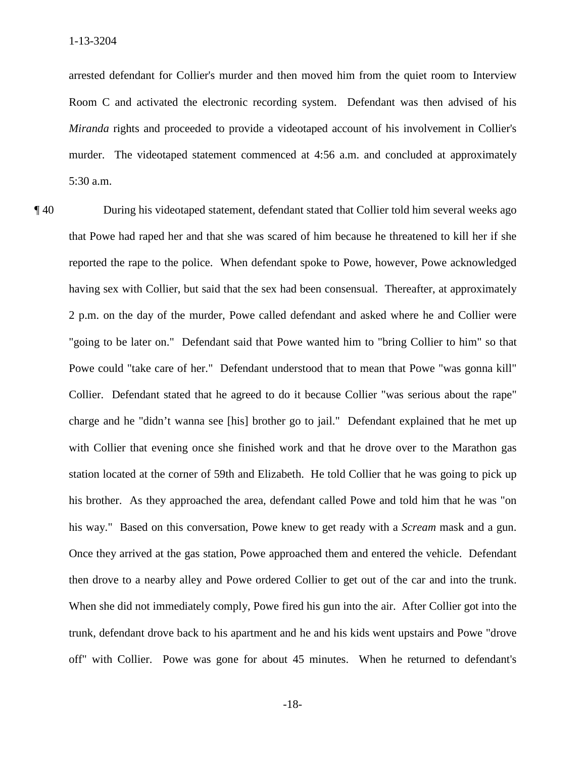arrested defendant for Collier's murder and then moved him from the quiet room to Interview Room C and activated the electronic recording system. Defendant was then advised of his *Miranda* rights and proceeded to provide a videotaped account of his involvement in Collier's murder. The videotaped statement commenced at 4:56 a.m. and concluded at approximately 5:30 a.m.

¶ 40 During his videotaped statement, defendant stated that Collier told him several weeks ago that Powe had raped her and that she was scared of him because he threatened to kill her if she reported the rape to the police. When defendant spoke to Powe, however, Powe acknowledged having sex with Collier, but said that the sex had been consensual. Thereafter, at approximately 2 p.m. on the day of the murder, Powe called defendant and asked where he and Collier were "going to be later on." Defendant said that Powe wanted him to "bring Collier to him" so that Powe could "take care of her." Defendant understood that to mean that Powe "was gonna kill" Collier. Defendant stated that he agreed to do it because Collier "was serious about the rape" charge and he "didn't wanna see [his] brother go to jail." Defendant explained that he met up with Collier that evening once she finished work and that he drove over to the Marathon gas station located at the corner of 59th and Elizabeth. He told Collier that he was going to pick up his brother. As they approached the area, defendant called Powe and told him that he was "on his way." Based on this conversation, Powe knew to get ready with a *Scream* mask and a gun. Once they arrived at the gas station, Powe approached them and entered the vehicle. Defendant then drove to a nearby alley and Powe ordered Collier to get out of the car and into the trunk. When she did not immediately comply, Powe fired his gun into the air. After Collier got into the trunk, defendant drove back to his apartment and he and his kids went upstairs and Powe "drove off" with Collier. Powe was gone for about 45 minutes. When he returned to defendant's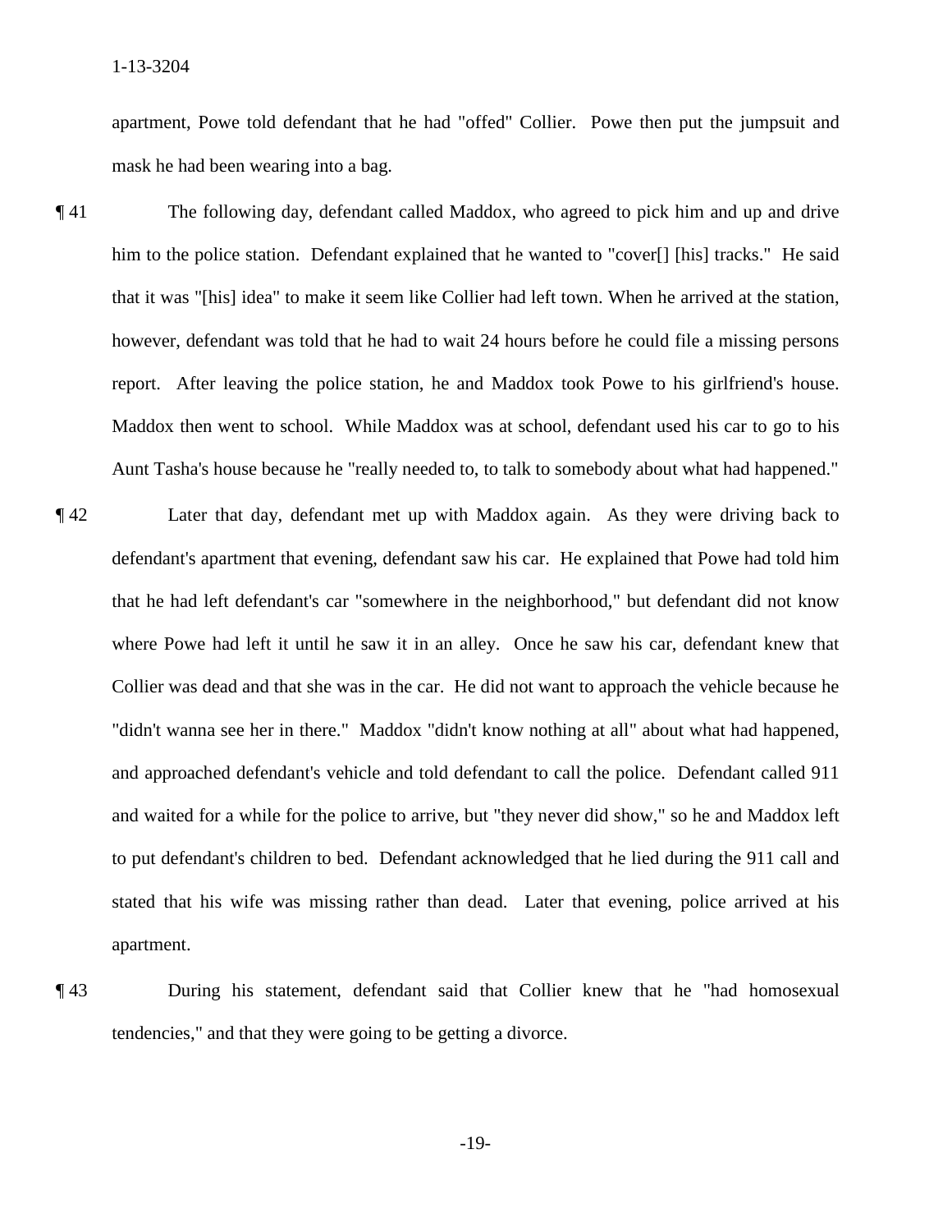apartment, Powe told defendant that he had "offed" Collier. Powe then put the jumpsuit and mask he had been wearing into a bag.

¶ 41 The following day, defendant called Maddox, who agreed to pick him and up and drive him to the police station. Defendant explained that he wanted to "cover[] [his] tracks." He said that it was "[his] idea" to make it seem like Collier had left town. When he arrived at the station, however, defendant was told that he had to wait 24 hours before he could file a missing persons report. After leaving the police station, he and Maddox took Powe to his girlfriend's house. Maddox then went to school. While Maddox was at school, defendant used his car to go to his Aunt Tasha's house because he "really needed to, to talk to somebody about what had happened."

¶ 42 Later that day, defendant met up with Maddox again. As they were driving back to defendant's apartment that evening, defendant saw his car. He explained that Powe had told him that he had left defendant's car "somewhere in the neighborhood," but defendant did not know where Powe had left it until he saw it in an alley. Once he saw his car, defendant knew that Collier was dead and that she was in the car. He did not want to approach the vehicle because he "didn't wanna see her in there." Maddox "didn't know nothing at all" about what had happened, and approached defendant's vehicle and told defendant to call the police. Defendant called 911 and waited for a while for the police to arrive, but "they never did show," so he and Maddox left to put defendant's children to bed. Defendant acknowledged that he lied during the 911 call and stated that his wife was missing rather than dead. Later that evening, police arrived at his apartment.

¶ 43 During his statement, defendant said that Collier knew that he "had homosexual tendencies," and that they were going to be getting a divorce.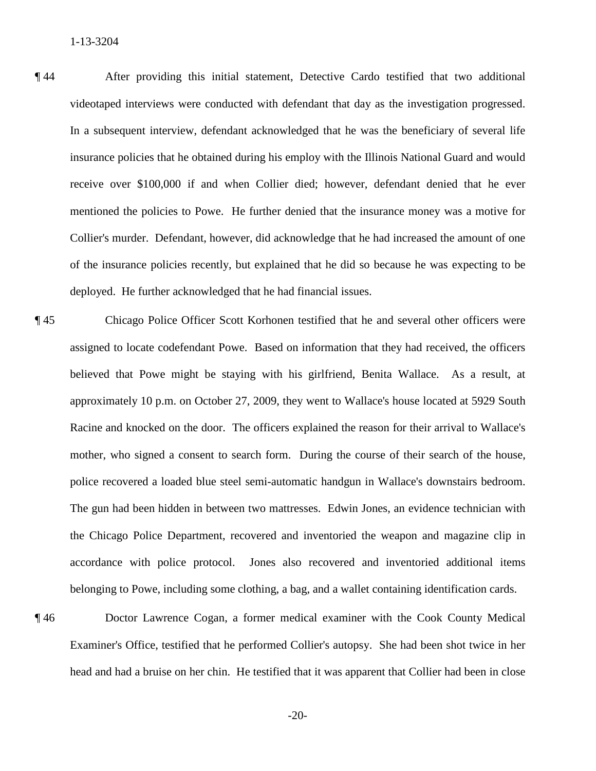¶ 44 After providing this initial statement, Detective Cardo testified that two additional videotaped interviews were conducted with defendant that day as the investigation progressed. In a subsequent interview, defendant acknowledged that he was the beneficiary of several life insurance policies that he obtained during his employ with the Illinois National Guard and would receive over $100,000 if and when Collier died; however, defendant denied that he ever mentioned the policies to Powe. He further denied that the insurance money was a motive for Collier's murder. Defendant, however, did acknowledge that he had increased the amount of one of the insurance policies recently, but explained that he did so because he was expecting to be deployed. He further acknowledged that he had financial issues.

¶ 45 Chicago Police Officer Scott Korhonen testified that he and several other officers were assigned to locate codefendant Powe. Based on information that they had received, the officers believed that Powe might be staying with his girlfriend, Benita Wallace. As a result, at approximately 10 p.m. on October 27, 2009, they went to Wallace's house located at 5929 South Racine and knocked on the door. The officers explained the reason for their arrival to Wallace's mother, who signed a consent to search form. During the course of their search of the house, police recovered a loaded blue steel semi-automatic handgun in Wallace's downstairs bedroom. The gun had been hidden in between two mattresses. Edwin Jones, an evidence technician with the Chicago Police Department, recovered and inventoried the weapon and magazine clip in accordance with police protocol. Jones also recovered and inventoried additional items belonging to Powe, including some clothing, a bag, and a wallet containing identification cards.

¶ 46 Doctor Lawrence Cogan, a former medical examiner with the Cook County Medical Examiner's Office, testified that he performed Collier's autopsy. She had been shot twice in her head and had a bruise on her chin. He testified that it was apparent that Collier had been in close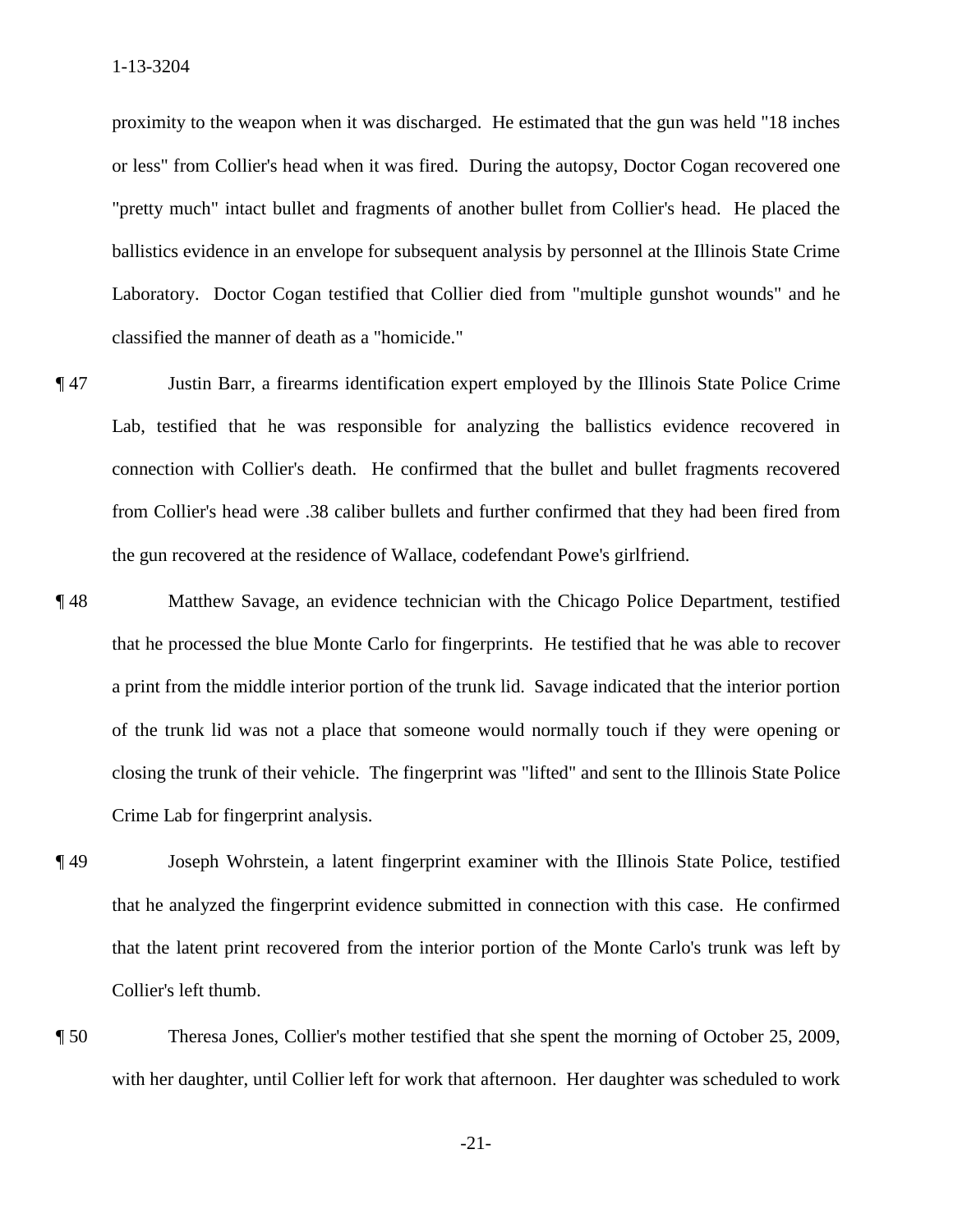proximity to the weapon when it was discharged. He estimated that the gun was held "18 inches or less" from Collier's head when it was fired. During the autopsy, Doctor Cogan recovered one "pretty much" intact bullet and fragments of another bullet from Collier's head. He placed the ballistics evidence in an envelope for subsequent analysis by personnel at the Illinois State Crime Laboratory. Doctor Cogan testified that Collier died from "multiple gunshot wounds" and he classified the manner of death as a "homicide."

¶ 47 Justin Barr, a firearms identification expert employed by the Illinois State Police Crime Lab, testified that he was responsible for analyzing the ballistics evidence recovered in connection with Collier's death. He confirmed that the bullet and bullet fragments recovered from Collier's head were .38 caliber bullets and further confirmed that they had been fired from the gun recovered at the residence of Wallace, codefendant Powe's girlfriend.

¶ 48 Matthew Savage, an evidence technician with the Chicago Police Department, testified that he processed the blue Monte Carlo for fingerprints. He testified that he was able to recover a print from the middle interior portion of the trunk lid. Savage indicated that the interior portion of the trunk lid was not a place that someone would normally touch if they were opening or closing the trunk of their vehicle. The fingerprint was "lifted" and sent to the Illinois State Police Crime Lab for fingerprint analysis.

¶ 49 Joseph Wohrstein, a latent fingerprint examiner with the Illinois State Police, testified that he analyzed the fingerprint evidence submitted in connection with this case. He confirmed that the latent print recovered from the interior portion of the Monte Carlo's trunk was left by Collier's left thumb.

¶ 50 Theresa Jones, Collier's mother testified that she spent the morning of October 25, 2009, with her daughter, until Collier left for work that afternoon. Her daughter was scheduled to work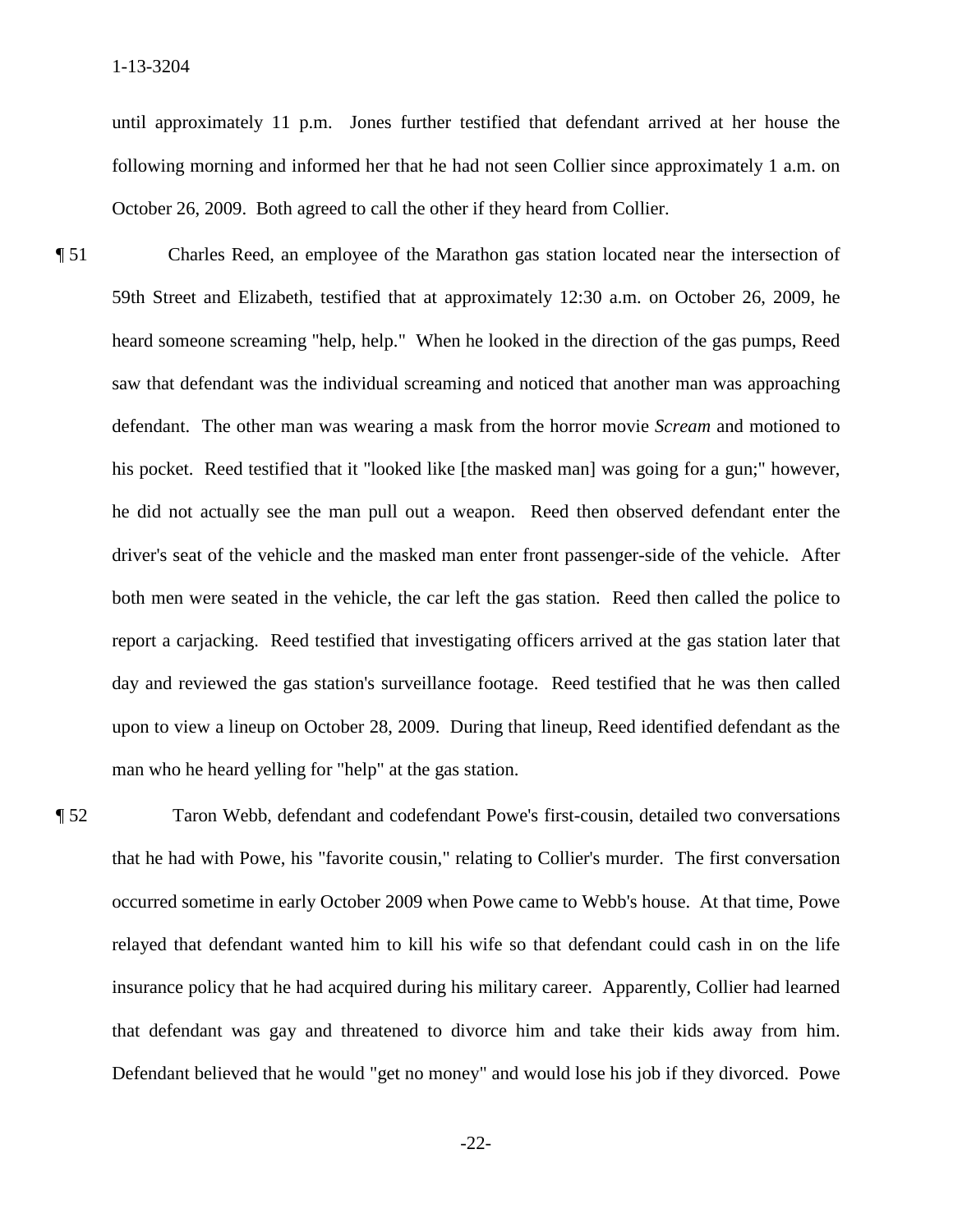until approximately 11 p.m. Jones further testified that defendant arrived at her house the following morning and informed her that he had not seen Collier since approximately 1 a.m. on October 26, 2009. Both agreed to call the other if they heard from Collier.

¶ 51 Charles Reed, an employee of the Marathon gas station located near the intersection of 59th Street and Elizabeth, testified that at approximately 12:30 a.m. on October 26, 2009, he heard someone screaming "help, help." When he looked in the direction of the gas pumps, Reed saw that defendant was the individual screaming and noticed that another man was approaching defendant. The other man was wearing a mask from the horror movie *Scream* and motioned to his pocket. Reed testified that it "looked like [the masked man] was going for a gun;" however, he did not actually see the man pull out a weapon. Reed then observed defendant enter the driver's seat of the vehicle and the masked man enter front passenger-side of the vehicle. After both men were seated in the vehicle, the car left the gas station. Reed then called the police to report a carjacking. Reed testified that investigating officers arrived at the gas station later that day and reviewed the gas station's surveillance footage. Reed testified that he was then called upon to view a lineup on October 28, 2009. During that lineup, Reed identified defendant as the man who he heard yelling for "help" at the gas station.

¶ 52 Taron Webb, defendant and codefendant Powe's first-cousin, detailed two conversations that he had with Powe, his "favorite cousin," relating to Collier's murder. The first conversation occurred sometime in early October 2009 when Powe came to Webb's house. At that time, Powe relayed that defendant wanted him to kill his wife so that defendant could cash in on the life insurance policy that he had acquired during his military career. Apparently, Collier had learned that defendant was gay and threatened to divorce him and take their kids away from him. Defendant believed that he would "get no money" and would lose his job if they divorced. Powe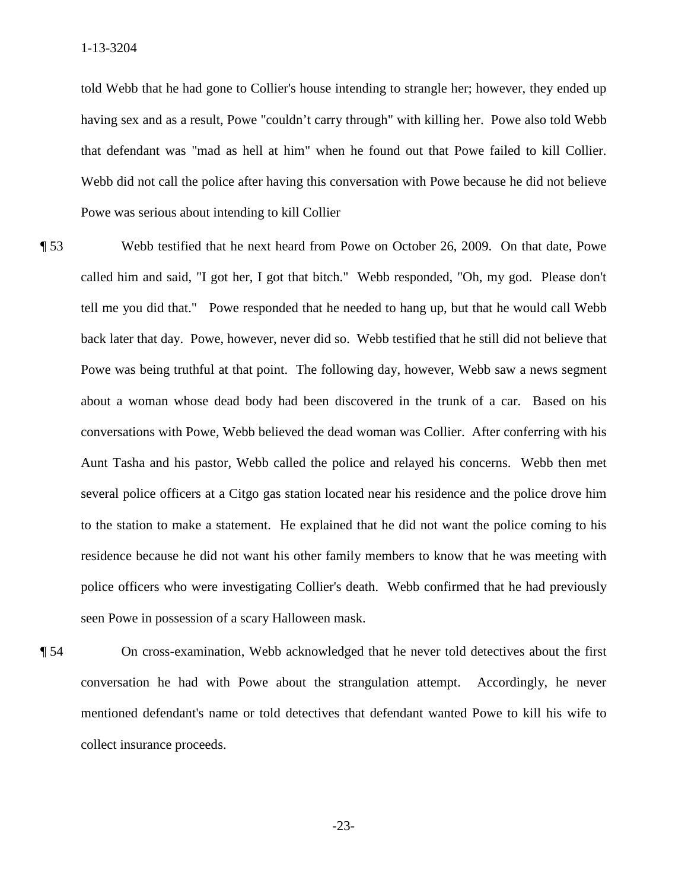told Webb that he had gone to Collier's house intending to strangle her; however, they ended up having sex and as a result, Powe "couldn't carry through" with killing her. Powe also told Webb that defendant was "mad as hell at him" when he found out that Powe failed to kill Collier. Webb did not call the police after having this conversation with Powe because he did not believe Powe was serious about intending to kill Collier

¶ 53 Webb testified that he next heard from Powe on October 26, 2009. On that date, Powe called him and said, "I got her, I got that bitch." Webb responded, "Oh, my god. Please don't tell me you did that." Powe responded that he needed to hang up, but that he would call Webb back later that day. Powe, however, never did so. Webb testified that he still did not believe that Powe was being truthful at that point. The following day, however, Webb saw a news segment about a woman whose dead body had been discovered in the trunk of a car. Based on his conversations with Powe, Webb believed the dead woman was Collier. After conferring with his Aunt Tasha and his pastor, Webb called the police and relayed his concerns. Webb then met several police officers at a Citgo gas station located near his residence and the police drove him to the station to make a statement. He explained that he did not want the police coming to his residence because he did not want his other family members to know that he was meeting with police officers who were investigating Collier's death. Webb confirmed that he had previously seen Powe in possession of a scary Halloween mask.

¶ 54 On cross-examination, Webb acknowledged that he never told detectives about the first conversation he had with Powe about the strangulation attempt. Accordingly, he never mentioned defendant's name or told detectives that defendant wanted Powe to kill his wife to collect insurance proceeds.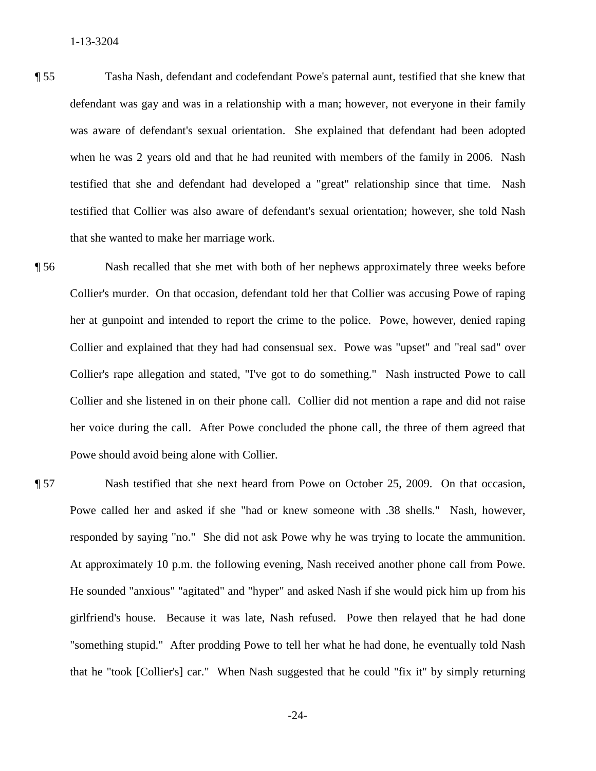¶ 55 Tasha Nash, defendant and codefendant Powe's paternal aunt, testified that she knew that defendant was gay and was in a relationship with a man; however, not everyone in their family was aware of defendant's sexual orientation. She explained that defendant had been adopted when he was 2 years old and that he had reunited with members of the family in 2006. Nash testified that she and defendant had developed a "great" relationship since that time. Nash testified that Collier was also aware of defendant's sexual orientation; however, she told Nash that she wanted to make her marriage work.

¶ 56 Nash recalled that she met with both of her nephews approximately three weeks before Collier's murder. On that occasion, defendant told her that Collier was accusing Powe of raping her at gunpoint and intended to report the crime to the police. Powe, however, denied raping Collier and explained that they had had consensual sex. Powe was "upset" and "real sad" over Collier's rape allegation and stated, "I've got to do something." Nash instructed Powe to call Collier and she listened in on their phone call. Collier did not mention a rape and did not raise her voice during the call. After Powe concluded the phone call, the three of them agreed that Powe should avoid being alone with Collier.

¶ 57 Nash testified that she next heard from Powe on October 25, 2009. On that occasion, Powe called her and asked if she "had or knew someone with .38 shells." Nash, however, responded by saying "no." She did not ask Powe why he was trying to locate the ammunition. At approximately 10 p.m. the following evening, Nash received another phone call from Powe. He sounded "anxious" "agitated" and "hyper" and asked Nash if she would pick him up from his girlfriend's house. Because it was late, Nash refused. Powe then relayed that he had done "something stupid." After prodding Powe to tell her what he had done, he eventually told Nash that he "took [Collier's] car." When Nash suggested that he could "fix it" by simply returning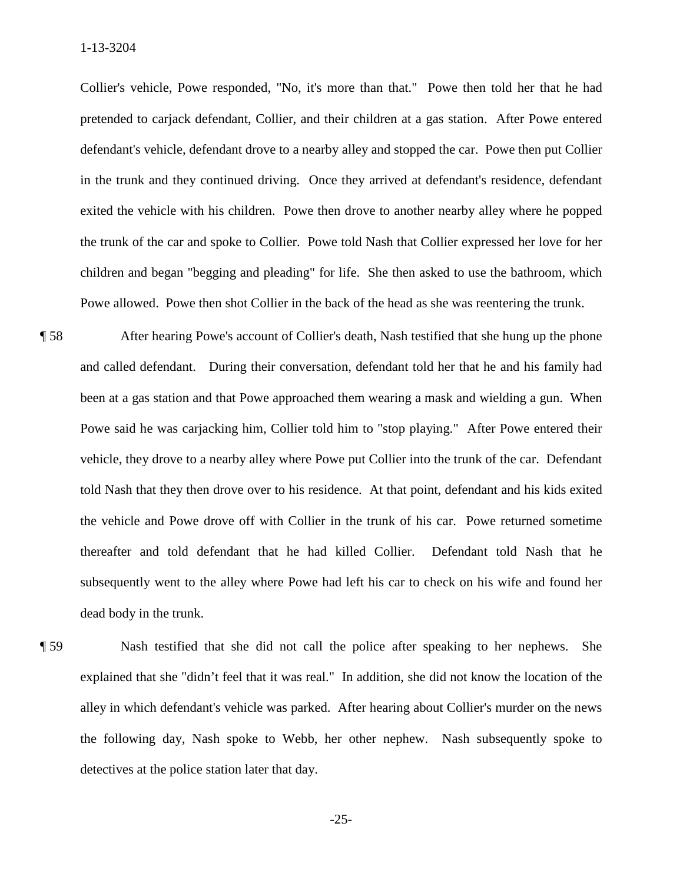Collier's vehicle, Powe responded, "No, it's more than that." Powe then told her that he had pretended to carjack defendant, Collier, and their children at a gas station. After Powe entered defendant's vehicle, defendant drove to a nearby alley and stopped the car. Powe then put Collier in the trunk and they continued driving. Once they arrived at defendant's residence, defendant exited the vehicle with his children. Powe then drove to another nearby alley where he popped the trunk of the car and spoke to Collier. Powe told Nash that Collier expressed her love for her children and began "begging and pleading" for life. She then asked to use the bathroom, which Powe allowed. Powe then shot Collier in the back of the head as she was reentering the trunk.

¶ 58 After hearing Powe's account of Collier's death, Nash testified that she hung up the phone and called defendant. During their conversation, defendant told her that he and his family had been at a gas station and that Powe approached them wearing a mask and wielding a gun. When Powe said he was carjacking him, Collier told him to "stop playing." After Powe entered their vehicle, they drove to a nearby alley where Powe put Collier into the trunk of the car. Defendant told Nash that they then drove over to his residence. At that point, defendant and his kids exited the vehicle and Powe drove off with Collier in the trunk of his car. Powe returned sometime thereafter and told defendant that he had killed Collier. Defendant told Nash that he subsequently went to the alley where Powe had left his car to check on his wife and found her dead body in the trunk.

¶ 59 Nash testified that she did not call the police after speaking to her nephews. She explained that she "didn't feel that it was real." In addition, she did not know the location of the alley in which defendant's vehicle was parked. After hearing about Collier's murder on the news the following day, Nash spoke to Webb, her other nephew. Nash subsequently spoke to detectives at the police station later that day.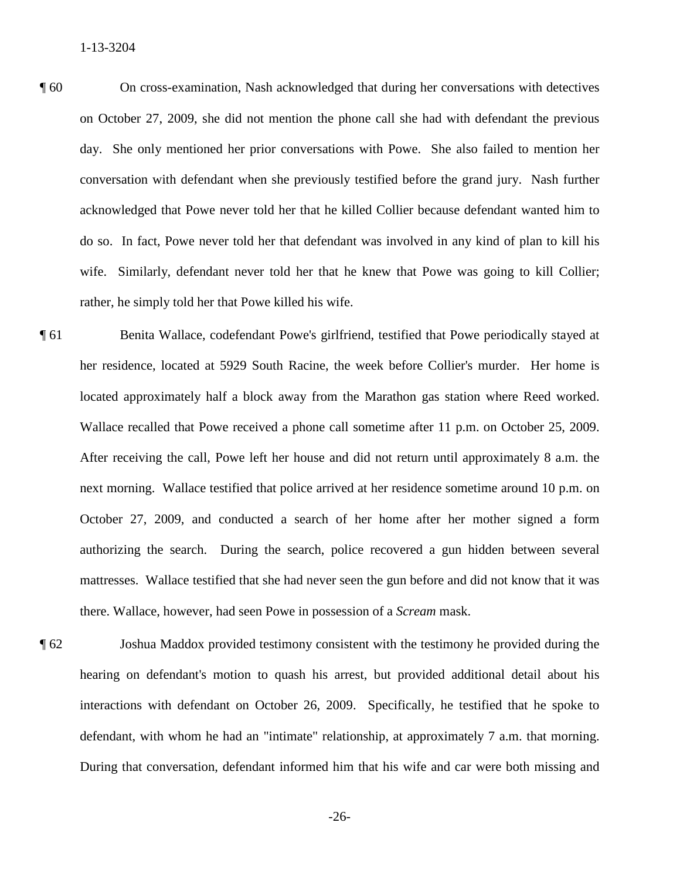¶ 60 On cross-examination, Nash acknowledged that during her conversations with detectives on October 27, 2009, she did not mention the phone call she had with defendant the previous day. She only mentioned her prior conversations with Powe. She also failed to mention her conversation with defendant when she previously testified before the grand jury. Nash further acknowledged that Powe never told her that he killed Collier because defendant wanted him to do so. In fact, Powe never told her that defendant was involved in any kind of plan to kill his wife. Similarly, defendant never told her that he knew that Powe was going to kill Collier; rather, he simply told her that Powe killed his wife.

¶ 61 Benita Wallace, codefendant Powe's girlfriend, testified that Powe periodically stayed at her residence, located at 5929 South Racine, the week before Collier's murder. Her home is located approximately half a block away from the Marathon gas station where Reed worked. Wallace recalled that Powe received a phone call sometime after 11 p.m. on October 25, 2009. After receiving the call, Powe left her house and did not return until approximately 8 a.m. the next morning. Wallace testified that police arrived at her residence sometime around 10 p.m. on October 27, 2009, and conducted a search of her home after her mother signed a form authorizing the search. During the search, police recovered a gun hidden between several mattresses. Wallace testified that she had never seen the gun before and did not know that it was there. Wallace, however, had seen Powe in possession of a *Scream* mask.

¶ 62 Joshua Maddox provided testimony consistent with the testimony he provided during the hearing on defendant's motion to quash his arrest, but provided additional detail about his interactions with defendant on October 26, 2009. Specifically, he testified that he spoke to defendant, with whom he had an "intimate" relationship, at approximately 7 a.m. that morning. During that conversation, defendant informed him that his wife and car were both missing and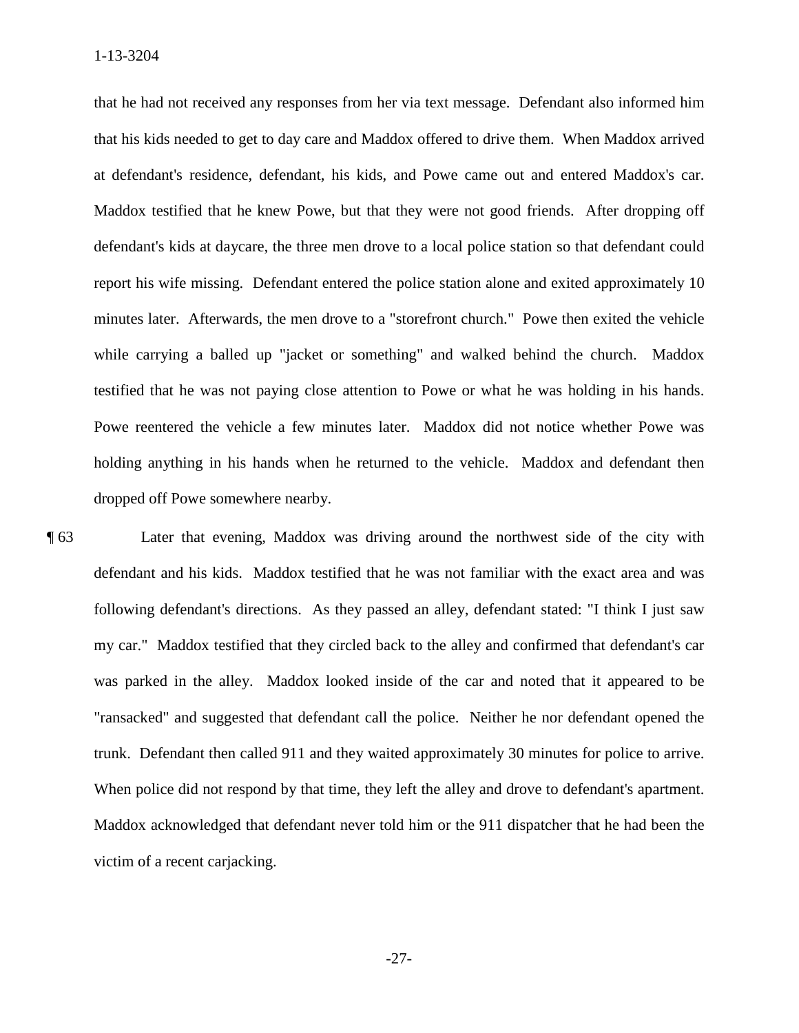that he had not received any responses from her via text message. Defendant also informed him that his kids needed to get to day care and Maddox offered to drive them. When Maddox arrived at defendant's residence, defendant, his kids, and Powe came out and entered Maddox's car. Maddox testified that he knew Powe, but that they were not good friends. After dropping off defendant's kids at daycare, the three men drove to a local police station so that defendant could report his wife missing. Defendant entered the police station alone and exited approximately 10 minutes later. Afterwards, the men drove to a "storefront church." Powe then exited the vehicle while carrying a balled up "jacket or something" and walked behind the church. Maddox testified that he was not paying close attention to Powe or what he was holding in his hands. Powe reentered the vehicle a few minutes later. Maddox did not notice whether Powe was holding anything in his hands when he returned to the vehicle. Maddox and defendant then dropped off Powe somewhere nearby.

¶ 63 Later that evening, Maddox was driving around the northwest side of the city with defendant and his kids. Maddox testified that he was not familiar with the exact area and was following defendant's directions. As they passed an alley, defendant stated: "I think I just saw my car." Maddox testified that they circled back to the alley and confirmed that defendant's car was parked in the alley. Maddox looked inside of the car and noted that it appeared to be "ransacked" and suggested that defendant call the police. Neither he nor defendant opened the trunk. Defendant then called 911 and they waited approximately 30 minutes for police to arrive. When police did not respond by that time, they left the alley and drove to defendant's apartment. Maddox acknowledged that defendant never told him or the 911 dispatcher that he had been the victim of a recent carjacking.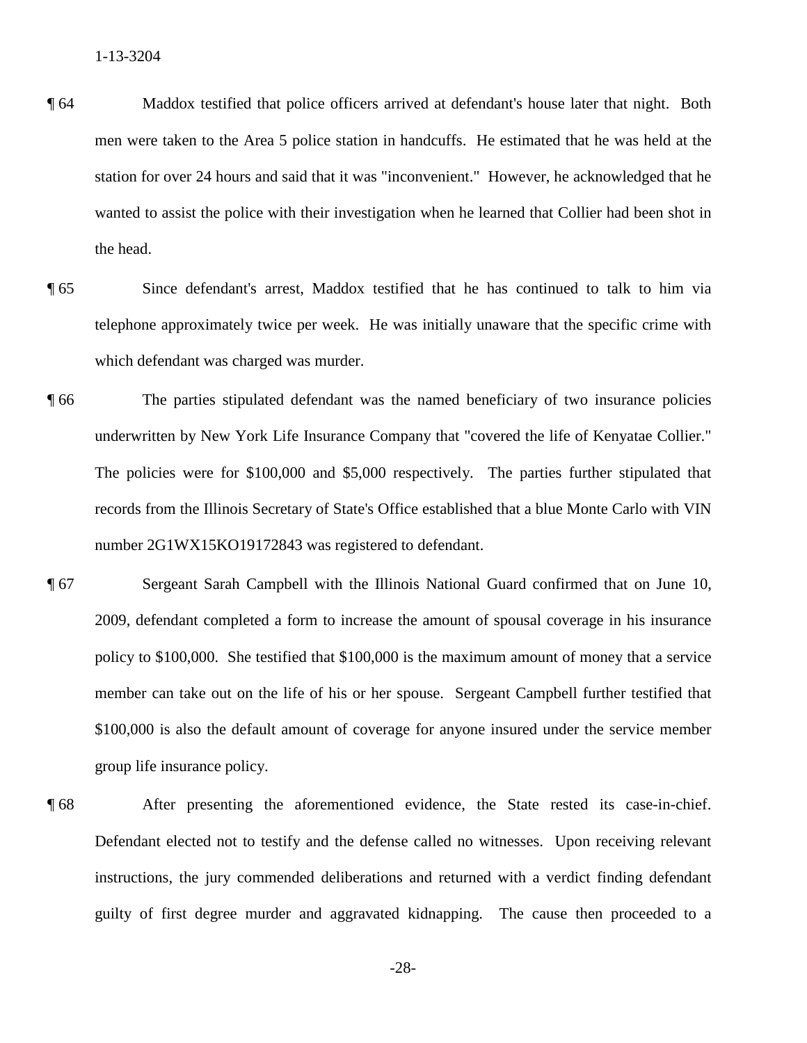¶ 64 Maddox testified that police officers arrived at defendant's house later that night. Both men were taken to the Area 5 police station in handcuffs. He estimated that he was held at the station for over 24 hours and said that it was "inconvenient." However, he acknowledged that he wanted to assist the police with their investigation when he learned that Collier had been shot in the head.

¶ 65 Since defendant's arrest, Maddox testified that he has continued to talk to him via telephone approximately twice per week. He was initially unaware that the specific crime with which defendant was charged was murder.

¶ 66 The parties stipulated defendant was the named beneficiary of two insurance policies underwritten by New York Life Insurance Company that "covered the life of Kenyatae Collier." The policies were for $100,000 and $5,000 respectively. The parties further stipulated that records from the Illinois Secretary of State's Office established that a blue Monte Carlo with VIN number 2G1WX15KO19172843 was registered to defendant.

¶ 67 Sergeant Sarah Campbell with the Illinois National Guard confirmed that on June 10, 2009, defendant completed a form to increase the amount of spousal coverage in his insurance policy to $100,000. She testified that $100,000 is the maximum amount of money that a service member can take out on the life of his or her spouse. Sergeant Campbell further testified that $100,000 is also the default amount of coverage for anyone insured under the service member group life insurance policy.

¶ 68 After presenting the aforementioned evidence, the State rested its case-in-chief. Defendant elected not to testify and the defense called no witnesses. Upon receiving relevant instructions, the jury commended deliberations and returned with a verdict finding defendant guilty of first degree murder and aggravated kidnapping. The cause then proceeded to a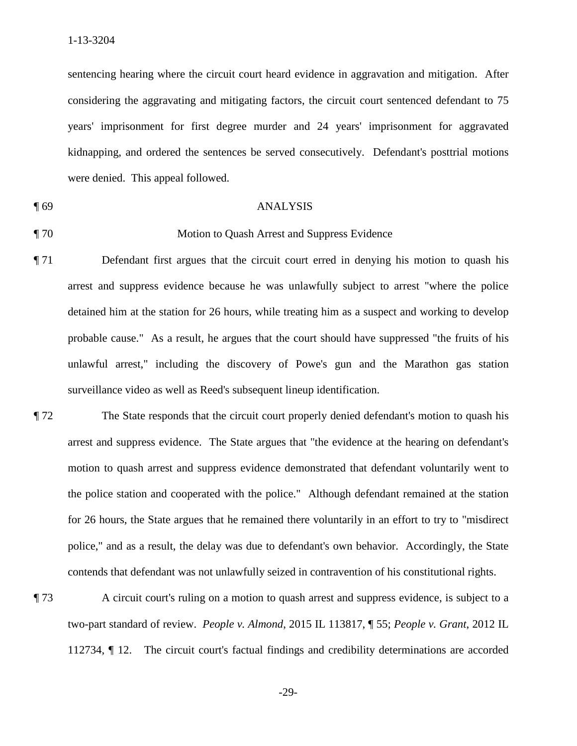sentencing hearing where the circuit court heard evidence in aggravation and mitigation. After considering the aggravating and mitigating factors, the circuit court sentenced defendant to 75 years' imprisonment for first degree murder and 24 years' imprisonment for aggravated kidnapping, and ordered the sentences be served consecutively. Defendant's posttrial motions were denied. This appeal followed.

¶ 69 ANALYSIS

¶ 70 Motion to Quash Arrest and Suppress Evidence

¶ 71 Defendant first argues that the circuit court erred in denying his motion to quash his arrest and suppress evidence because he was unlawfully subject to arrest "where the police detained him at the station for 26 hours, while treating him as a suspect and working to develop probable cause." As a result, he argues that the court should have suppressed "the fruits of his unlawful arrest," including the discovery of Powe's gun and the Marathon gas station surveillance video as well as Reed's subsequent lineup identification.

¶ 72 The State responds that the circuit court properly denied defendant's motion to quash his arrest and suppress evidence. The State argues that "the evidence at the hearing on defendant's motion to quash arrest and suppress evidence demonstrated that defendant voluntarily went to the police station and cooperated with the police." Although defendant remained at the station for 26 hours, the State argues that he remained there voluntarily in an effort to try to "misdirect police," and as a result, the delay was due to defendant's own behavior. Accordingly, the State contends that defendant was not unlawfully seized in contravention of his constitutional rights.

¶ 73 A circuit court's ruling on a motion to quash arrest and suppress evidence, is subject to a two-part standard of review. *People v. Almond*, 2015 IL 113817, ¶ 55; *People v. Grant*, 2012 IL 112734, ¶ 12. The circuit court's factual findings and credibility determinations are accorded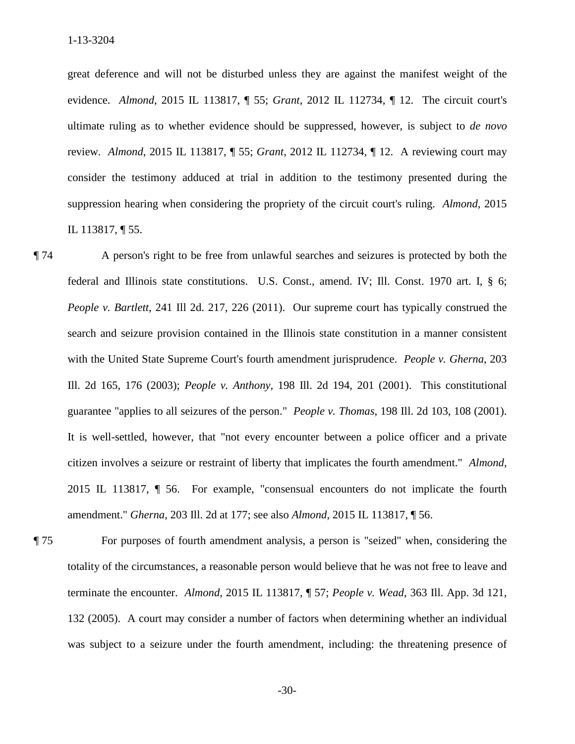great deference and will not be disturbed unless they are against the manifest weight of the evidence. *Almond*, 2015 IL 113817, ¶ 55; *Grant*, 2012 IL 112734, ¶ 12. The circuit court's ultimate ruling as to whether evidence should be suppressed, however, is subject to *de novo* review. *Almond*, 2015 IL 113817, ¶ 55; *Grant*, 2012 IL 112734, ¶ 12. A reviewing court may consider the testimony adduced at trial in addition to the testimony presented during the suppression hearing when considering the propriety of the circuit court's ruling. *Almond*, 2015 IL 113817, ¶ 55.

¶ 74 A person's right to be free from unlawful searches and seizures is protected by both the federal and Illinois state constitutions. U.S. Const., amend. IV; Ill. Const. 1970 art. I, § 6; *People v. Bartlett*, 241 Ill 2d. 217, 226 (2011). Our supreme court has typically construed the search and seizure provision contained in the Illinois state constitution in a manner consistent with the United State Supreme Court's fourth amendment jurisprudence. *People v. Gherna*, 203 Ill. 2d 165, 176 (2003); *People v. Anthony*, 198 Ill. 2d 194, 201 (2001). This constitutional guarantee "applies to all seizures of the person." *People v. Thomas*, 198 Ill. 2d 103, 108 (2001). It is well-settled, however, that "not every encounter between a police officer and a private citizen involves a seizure or restraint of liberty that implicates the fourth amendment." *Almond*, 2015 IL 113817, ¶ 56. For example, "consensual encounters do not implicate the fourth amendment." *Gherna*, 203 Ill. 2d at 177; see also *Almond*, 2015 IL 113817, ¶ 56.

¶ 75 For purposes of fourth amendment analysis, a person is "seized" when, considering the totality of the circumstances, a reasonable person would believe that he was not free to leave and terminate the encounter. *Almond*, 2015 IL 113817, ¶ 57; *People v. Wead*, 363 Ill. App. 3d 121, 132 (2005). A court may consider a number of factors when determining whether an individual was subject to a seizure under the fourth amendment, including: the threatening presence of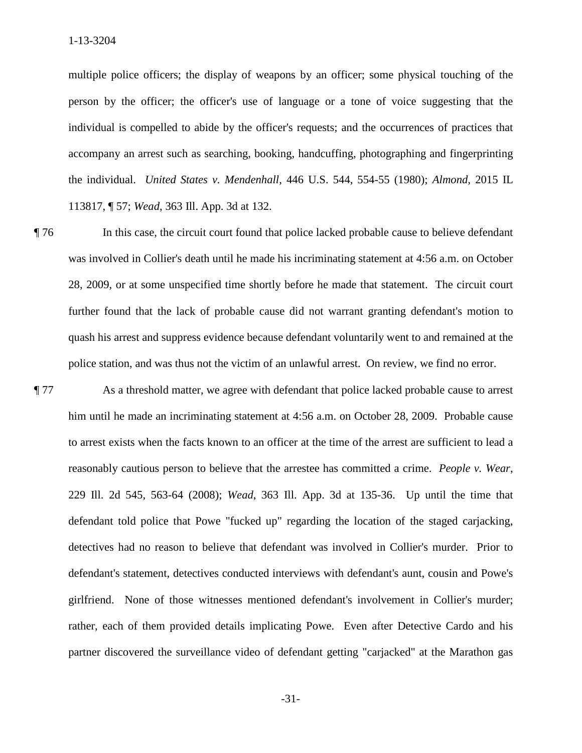multiple police officers; the display of weapons by an officer; some physical touching of the person by the officer; the officer's use of language or a tone of voice suggesting that the individual is compelled to abide by the officer's requests; and the occurrences of practices that accompany an arrest such as searching, booking, handcuffing, photographing and fingerprinting the individual. *United States v. Mendenhall*, 446 U.S. 544, 554-55 (1980); *Almond*, 2015 IL 113817, ¶ 57; *Wead*, 363 Ill. App. 3d at 132.

¶ 76 In this case, the circuit court found that police lacked probable cause to believe defendant was involved in Collier's death until he made his incriminating statement at 4:56 a.m. on October 28, 2009, or at some unspecified time shortly before he made that statement. The circuit court further found that the lack of probable cause did not warrant granting defendant's motion to quash his arrest and suppress evidence because defendant voluntarily went to and remained at the police station, and was thus not the victim of an unlawful arrest. On review, we find no error.

¶ 77 As a threshold matter, we agree with defendant that police lacked probable cause to arrest him until he made an incriminating statement at 4:56 a.m. on October 28, 2009. Probable cause to arrest exists when the facts known to an officer at the time of the arrest are sufficient to lead a reasonably cautious person to believe that the arrestee has committed a crime. *People v. Wear*, 229 Ill. 2d 545, 563-64 (2008); *Wead*, 363 Ill. App. 3d at 135-36. Up until the time that defendant told police that Powe "fucked up" regarding the location of the staged carjacking, detectives had no reason to believe that defendant was involved in Collier's murder. Prior to defendant's statement, detectives conducted interviews with defendant's aunt, cousin and Powe's girlfriend. None of those witnesses mentioned defendant's involvement in Collier's murder; rather, each of them provided details implicating Powe. Even after Detective Cardo and his partner discovered the surveillance video of defendant getting "carjacked" at the Marathon gas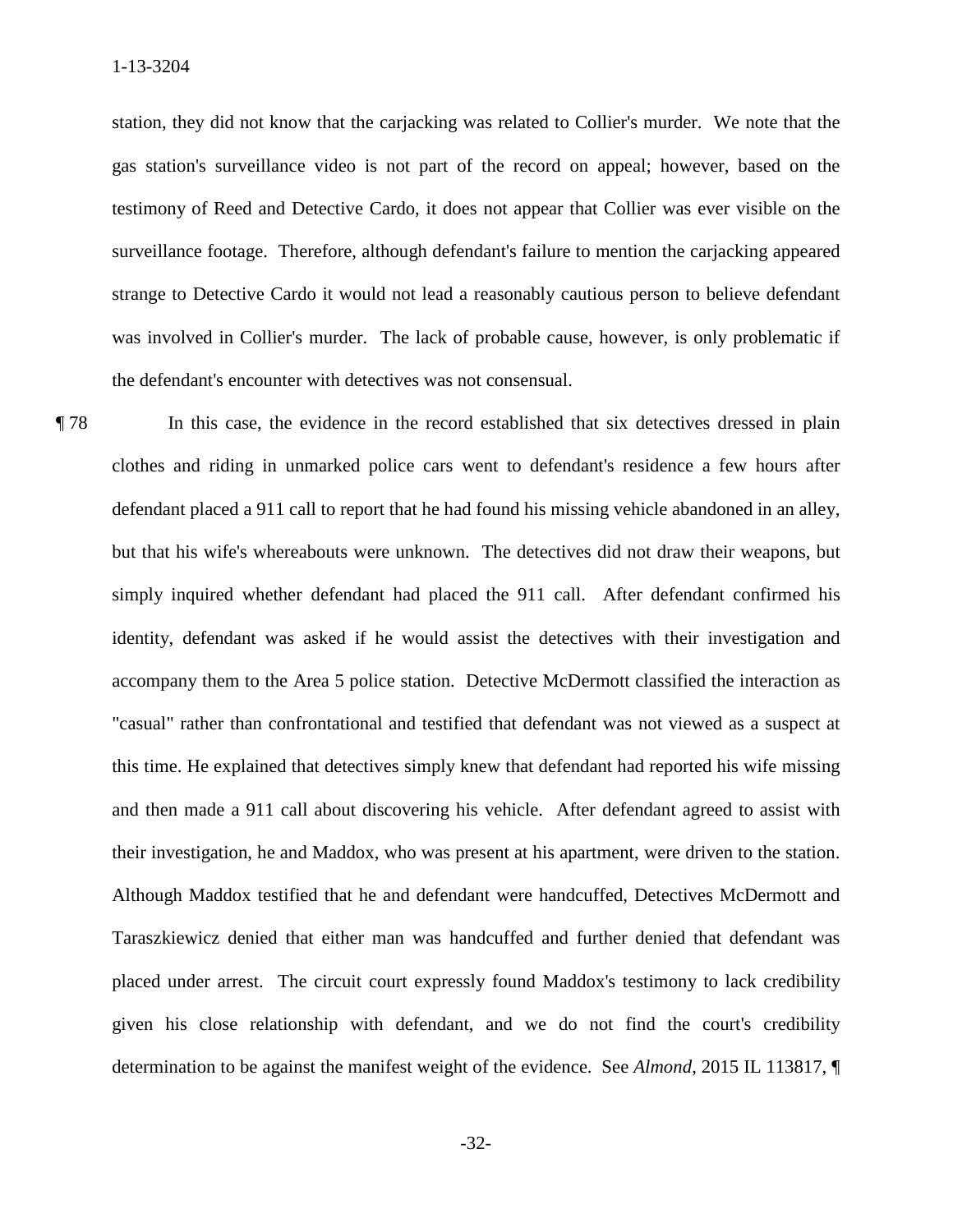station, they did not know that the carjacking was related to Collier's murder. We note that the gas station's surveillance video is not part of the record on appeal; however, based on the testimony of Reed and Detective Cardo, it does not appear that Collier was ever visible on the surveillance footage. Therefore, although defendant's failure to mention the carjacking appeared strange to Detective Cardo it would not lead a reasonably cautious person to believe defendant was involved in Collier's murder. The lack of probable cause, however, is only problematic if the defendant's encounter with detectives was not consensual.

¶ 78 In this case, the evidence in the record established that six detectives dressed in plain clothes and riding in unmarked police cars went to defendant's residence a few hours after defendant placed a 911 call to report that he had found his missing vehicle abandoned in an alley, but that his wife's whereabouts were unknown. The detectives did not draw their weapons, but simply inquired whether defendant had placed the 911 call. After defendant confirmed his identity, defendant was asked if he would assist the detectives with their investigation and accompany them to the Area 5 police station. Detective McDermott classified the interaction as "casual" rather than confrontational and testified that defendant was not viewed as a suspect at this time. He explained that detectives simply knew that defendant had reported his wife missing and then made a 911 call about discovering his vehicle. After defendant agreed to assist with their investigation, he and Maddox, who was present at his apartment, were driven to the station. Although Maddox testified that he and defendant were handcuffed, Detectives McDermott and Taraszkiewicz denied that either man was handcuffed and further denied that defendant was placed under arrest. The circuit court expressly found Maddox's testimony to lack credibility given his close relationship with defendant, and we do not find the court's credibility determination to be against the manifest weight of the evidence. See *Almond*, 2015 IL 113817, ¶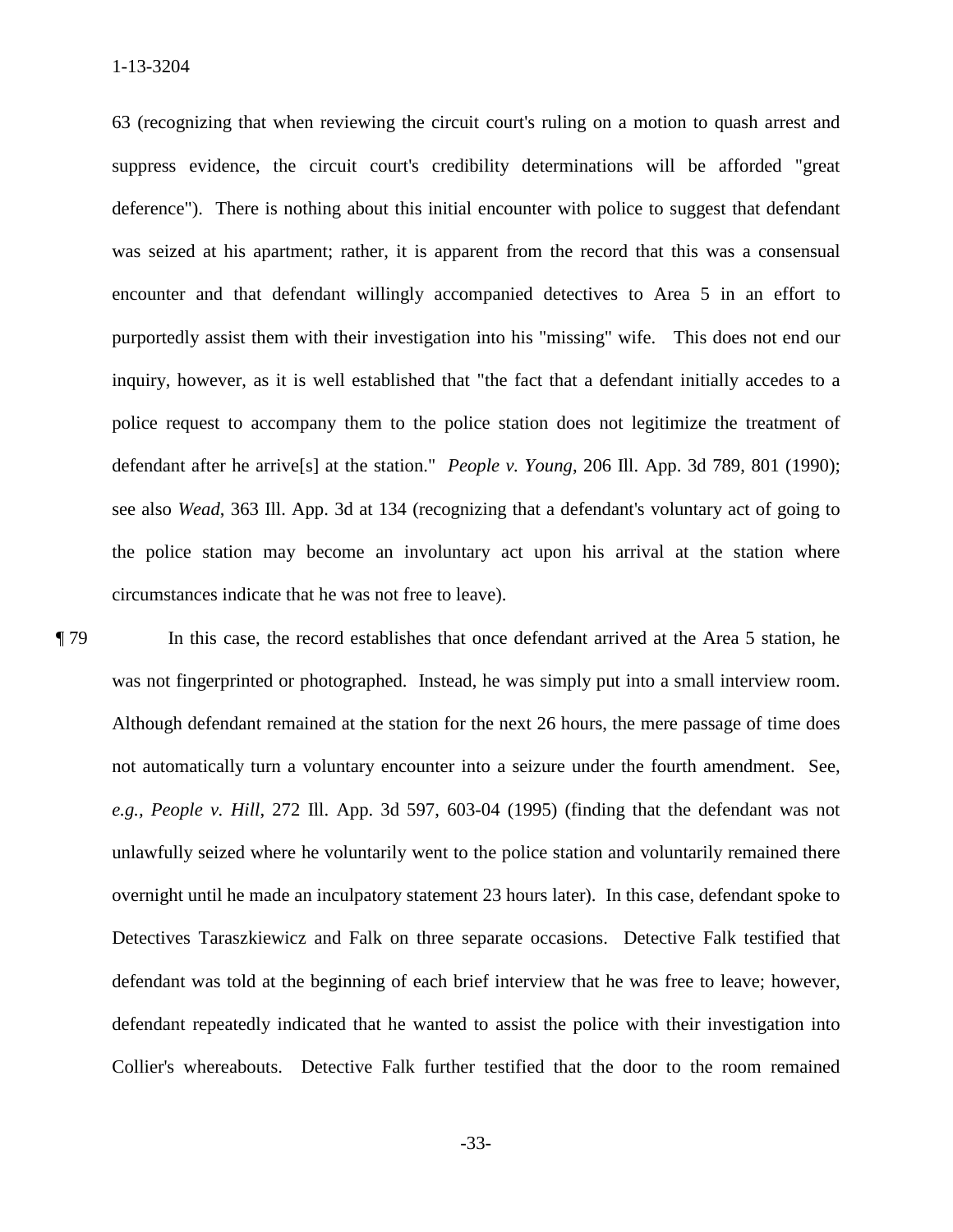63 (recognizing that when reviewing the circuit court's ruling on a motion to quash arrest and suppress evidence, the circuit court's credibility determinations will be afforded "great deference"). There is nothing about this initial encounter with police to suggest that defendant was seized at his apartment; rather, it is apparent from the record that this was a consensual encounter and that defendant willingly accompanied detectives to Area 5 in an effort to purportedly assist them with their investigation into his "missing" wife. This does not end our inquiry, however, as it is well established that "the fact that a defendant initially accedes to a police request to accompany them to the police station does not legitimize the treatment of defendant after he arrive[s] at the station." *People v. Young*, 206 Ill. App. 3d 789, 801 (1990); see also *Wead*, 363 Ill. App. 3d at 134 (recognizing that a defendant's voluntary act of going to the police station may become an involuntary act upon his arrival at the station where circumstances indicate that he was not free to leave).

¶ 79 In this case, the record establishes that once defendant arrived at the Area 5 station, he was not fingerprinted or photographed. Instead, he was simply put into a small interview room. Although defendant remained at the station for the next 26 hours, the mere passage of time does not automatically turn a voluntary encounter into a seizure under the fourth amendment. See, *e.g.*, *People v. Hill*, 272 Ill. App. 3d 597, 603-04 (1995) (finding that the defendant was not unlawfully seized where he voluntarily went to the police station and voluntarily remained there overnight until he made an inculpatory statement 23 hours later). In this case, defendant spoke to Detectives Taraszkiewicz and Falk on three separate occasions. Detective Falk testified that defendant was told at the beginning of each brief interview that he was free to leave; however, defendant repeatedly indicated that he wanted to assist the police with their investigation into Collier's whereabouts. Detective Falk further testified that the door to the room remained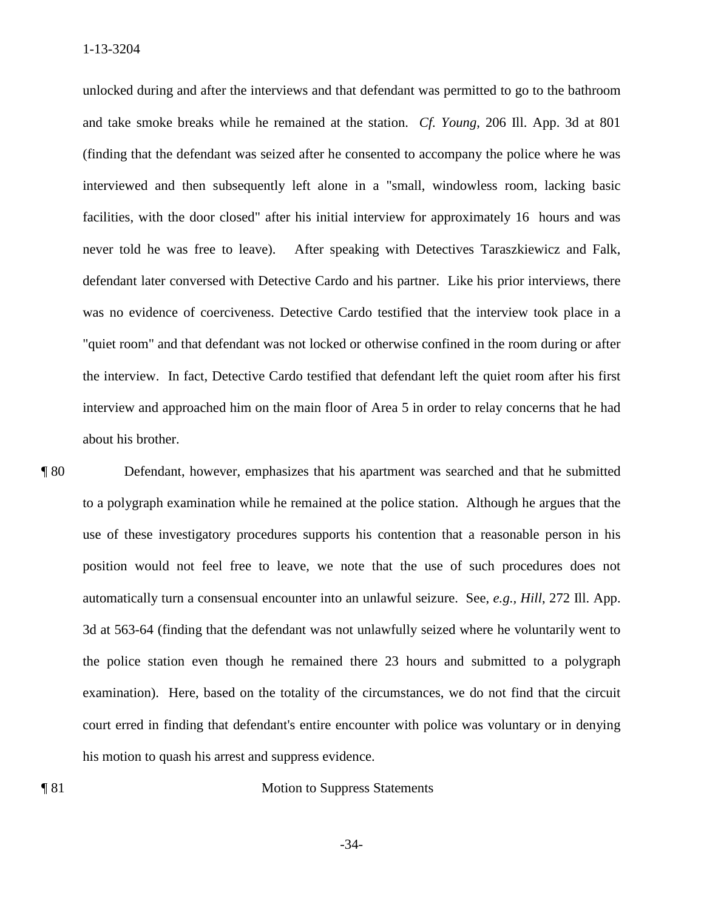unlocked during and after the interviews and that defendant was permitted to go to the bathroom and take smoke breaks while he remained at the station. *Cf. Young*, 206 Ill. App. 3d at 801 (finding that the defendant was seized after he consented to accompany the police where he was interviewed and then subsequently left alone in a "small, windowless room, lacking basic facilities, with the door closed" after his initial interview for approximately 16 hours and was never told he was free to leave). After speaking with Detectives Taraszkiewicz and Falk, defendant later conversed with Detective Cardo and his partner. Like his prior interviews, there was no evidence of coerciveness. Detective Cardo testified that the interview took place in a "quiet room" and that defendant was not locked or otherwise confined in the room during or after the interview. In fact, Detective Cardo testified that defendant left the quiet room after his first interview and approached him on the main floor of Area 5 in order to relay concerns that he had about his brother.

¶ 80 Defendant, however, emphasizes that his apartment was searched and that he submitted to a polygraph examination while he remained at the police station. Although he argues that the use of these investigatory procedures supports his contention that a reasonable person in his position would not feel free to leave, we note that the use of such procedures does not automatically turn a consensual encounter into an unlawful seizure. See, *e.g.*, *Hill*, 272 Ill. App. 3d at 563-64 (finding that the defendant was not unlawfully seized where he voluntarily went to the police station even though he remained there 23 hours and submitted to a polygraph examination). Here, based on the totality of the circumstances, we do not find that the circuit court erred in finding that defendant's entire encounter with police was voluntary or in denying his motion to quash his arrest and suppress evidence.

¶ 81 Motion to Suppress Statements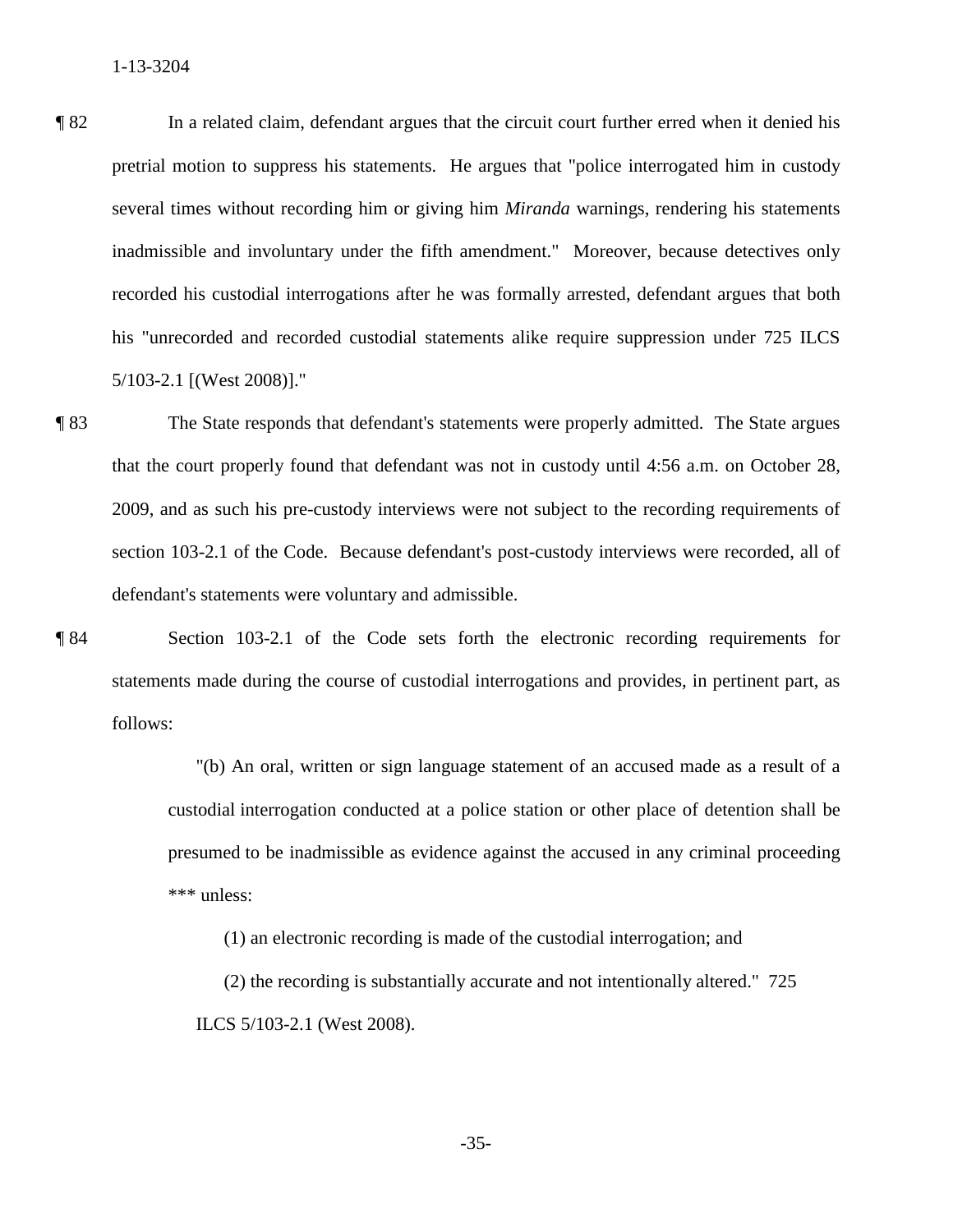¶ 82 In a related claim, defendant argues that the circuit court further erred when it denied his pretrial motion to suppress his statements. He argues that "police interrogated him in custody several times without recording him or giving him *Miranda* warnings, rendering his statements inadmissible and involuntary under the fifth amendment." Moreover, because detectives only recorded his custodial interrogations after he was formally arrested, defendant argues that both his "unrecorded and recorded custodial statements alike require suppression under 725 ILCS 5/103-2.1 [(West 2008)]."

¶ 83 The State responds that defendant's statements were properly admitted. The State argues that the court properly found that defendant was not in custody until 4:56 a.m. on October 28, 2009, and as such his pre-custody interviews were not subject to the recording requirements of section 103-2.1 of the Code. Because defendant's post-custody interviews were recorded, all of defendant's statements were voluntary and admissible.

¶ 84 Section 103-2.1 of the Code sets forth the electronic recording requirements for statements made during the course of custodial interrogations and provides, in pertinent part, as follows:

> "(b) An oral, written or sign language statement of an accused made as a result of a custodial interrogation conducted at a police station or other place of detention shall be presumed to be inadmissible as evidence against the accused in any criminal proceeding *** unless:
>
> (1) an electronic recording is made of the custodial interrogation; and
>
> (2) the recording is substantially accurate and not intentionally altered." 725 ILCS 5/103-2.1 (West 2008).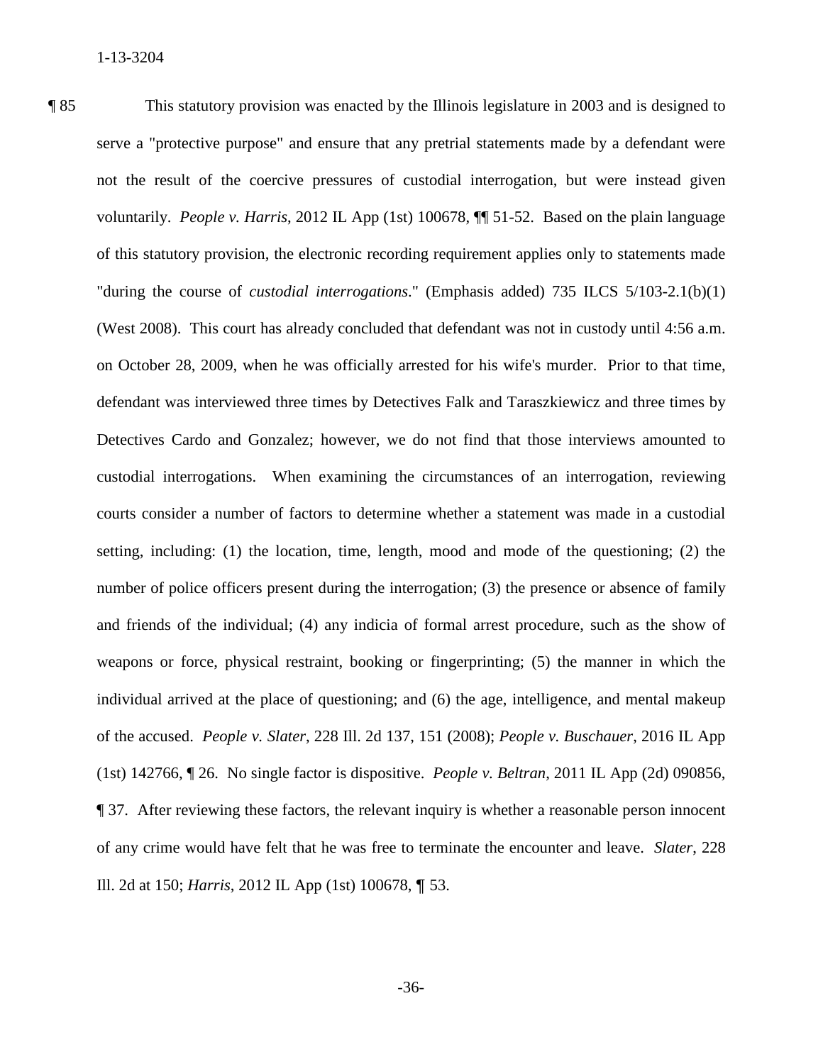¶ 85 This statutory provision was enacted by the Illinois legislature in 2003 and is designed to serve a "protective purpose" and ensure that any pretrial statements made by a defendant were not the result of the coercive pressures of custodial interrogation, but were instead given voluntarily. *People v. Harris*, 2012 IL App (1st) 100678, ¶¶ 51-52. Based on the plain language of this statutory provision, the electronic recording requirement applies only to statements made "during the course of *custodial interrogations*." (Emphasis added) 735 ILCS 5/103-2.1(b)(1) (West 2008). This court has already concluded that defendant was not in custody until 4:56 a.m. on October 28, 2009, when he was officially arrested for his wife's murder. Prior to that time, defendant was interviewed three times by Detectives Falk and Taraszkiewicz and three times by Detectives Cardo and Gonzalez; however, we do not find that those interviews amounted to custodial interrogations. When examining the circumstances of an interrogation, reviewing courts consider a number of factors to determine whether a statement was made in a custodial setting, including: (1) the location, time, length, mood and mode of the questioning; (2) the number of police officers present during the interrogation; (3) the presence or absence of family and friends of the individual; (4) any indicia of formal arrest procedure, such as the show of weapons or force, physical restraint, booking or fingerprinting; (5) the manner in which the individual arrived at the place of questioning; and (6) the age, intelligence, and mental makeup of the accused. *People v. Slater*, 228 Ill. 2d 137, 151 (2008); *People v. Buschauer*, 2016 IL App (1st) 142766, ¶ 26. No single factor is dispositive. *People v. Beltran*, 2011 IL App (2d) 090856, ¶ 37. After reviewing these factors, the relevant inquiry is whether a reasonable person innocent of any crime would have felt that he was free to terminate the encounter and leave. *Slater*, 228 Ill. 2d at 150; *Harris*, 2012 IL App (1st) 100678, ¶ 53.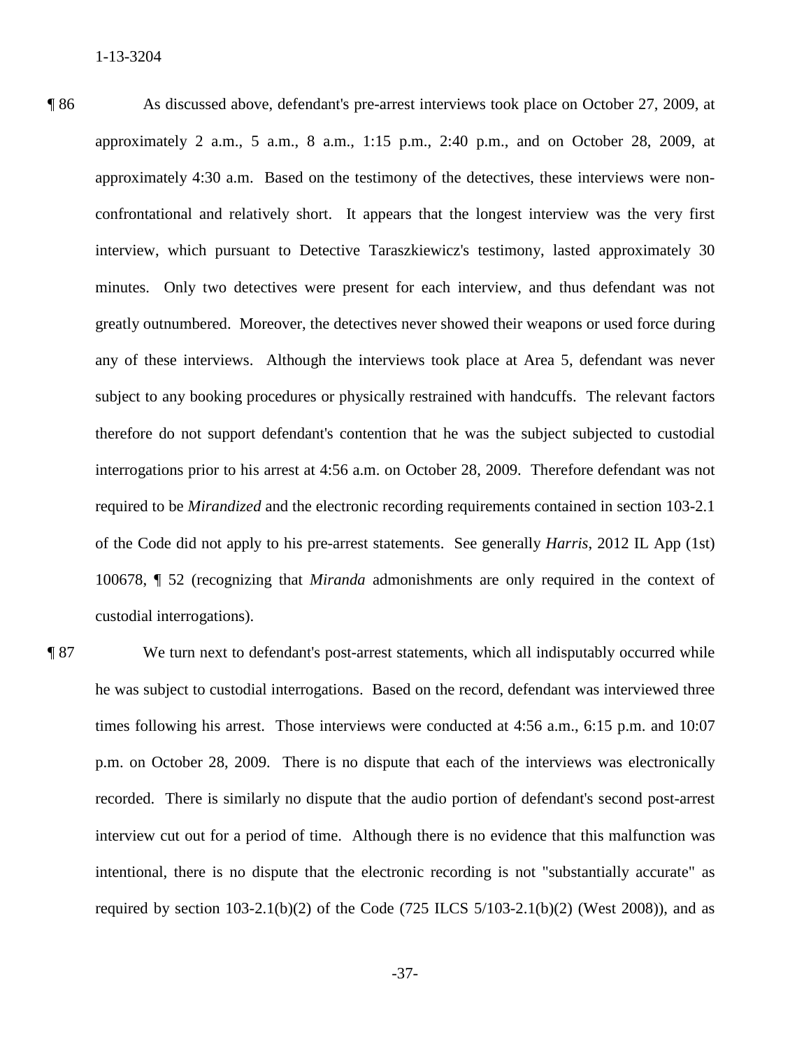¶ 86 As discussed above, defendant's pre-arrest interviews took place on October 27, 2009, at approximately 2 a.m., 5 a.m., 8 a.m., 1:15 p.m., 2:40 p.m., and on October 28, 2009, at approximately 4:30 a.m. Based on the testimony of the detectives, these interviews were non-confrontational and relatively short. It appears that the longest interview was the very first interview, which pursuant to Detective Taraszkiewicz's testimony, lasted approximately 30 minutes. Only two detectives were present for each interview, and thus defendant was not greatly outnumbered. Moreover, the detectives never showed their weapons or used force during any of these interviews. Although the interviews took place at Area 5, defendant was never subject to any booking procedures or physically restrained with handcuffs. The relevant factors therefore do not support defendant's contention that he was the subject subjected to custodial interrogations prior to his arrest at 4:56 a.m. on October 28, 2009. Therefore defendant was not required to be *Mirandized* and the electronic recording requirements contained in section 103-2.1 of the Code did not apply to his pre-arrest statements. See generally *Harris*, 2012 IL App (1st) 100678, ¶ 52 (recognizing that *Miranda* admonishments are only required in the context of custodial interrogations).

¶ 87 We turn next to defendant's post-arrest statements, which all indisputably occurred while he was subject to custodial interrogations. Based on the record, defendant was interviewed three times following his arrest. Those interviews were conducted at 4:56 a.m., 6:15 p.m. and 10:07 p.m. on October 28, 2009. There is no dispute that each of the interviews was electronically recorded. There is similarly no dispute that the audio portion of defendant's second post-arrest interview cut out for a period of time. Although there is no evidence that this malfunction was intentional, there is no dispute that the electronic recording is not "substantially accurate" as required by section 103-2.1(b)(2) of the Code (725 ILCS 5/103-2.1(b)(2) (West 2008)), and as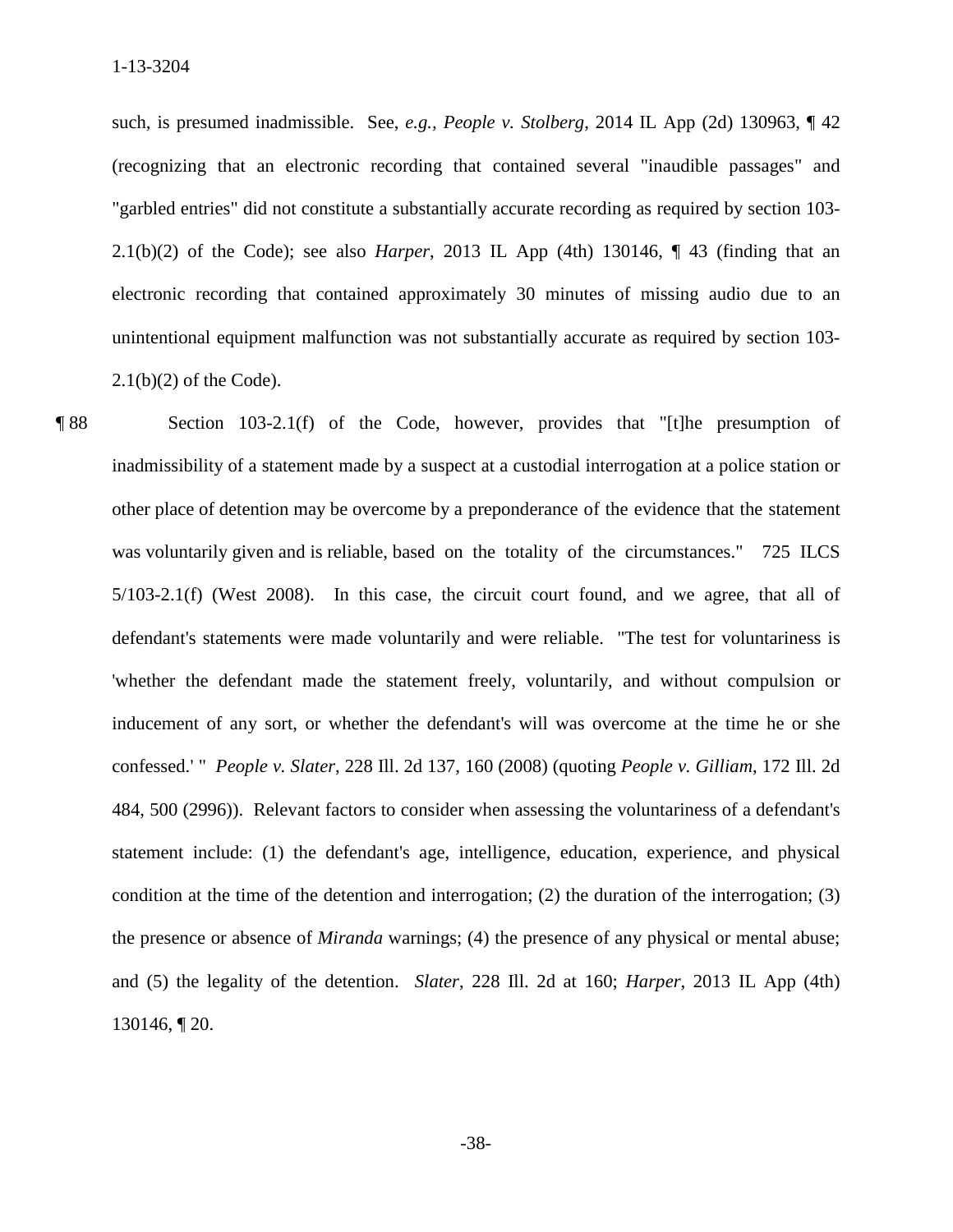such, is presumed inadmissible. See, *e.g.*, *People v. Stolberg*, 2014 IL App (2d) 130963, ¶ 42 (recognizing that an electronic recording that contained several "inaudible passages" and "garbled entries" did not constitute a substantially accurate recording as required by section 103-2.1(b)(2) of the Code); see also *Harper*, 2013 IL App (4th) 130146, ¶ 43 (finding that an electronic recording that contained approximately 30 minutes of missing audio due to an unintentional equipment malfunction was not substantially accurate as required by section 103-2.1(b)(2) of the Code).

¶ 88 Section 103-2.1(f) of the Code, however, provides that "[t]he presumption of inadmissibility of a statement made by a suspect at a custodial interrogation at a police station or other place of detention may be overcome by a preponderance of the evidence that the statement was voluntarily given and is reliable, based on the totality of the circumstances." 725 ILCS 5/103-2.1(f) (West 2008). In this case, the circuit court found, and we agree, that all of defendant's statements were made voluntarily and were reliable. "The test for voluntariness is 'whether the defendant made the statement freely, voluntarily, and without compulsion or inducement of any sort, or whether the defendant's will was overcome at the time he or she confessed.' " *People v. Slater*, 228 Ill. 2d 137, 160 (2008) (quoting *People v. Gilliam*, 172 Ill. 2d 484, 500 (2996)). Relevant factors to consider when assessing the voluntariness of a defendant's statement include: (1) the defendant's age, intelligence, education, experience, and physical condition at the time of the detention and interrogation; (2) the duration of the interrogation; (3) the presence or absence of *Miranda* warnings; (4) the presence of any physical or mental abuse; and (5) the legality of the detention. *Slater*, 228 Ill. 2d at 160; *Harper*, 2013 IL App (4th) 130146, ¶ 20.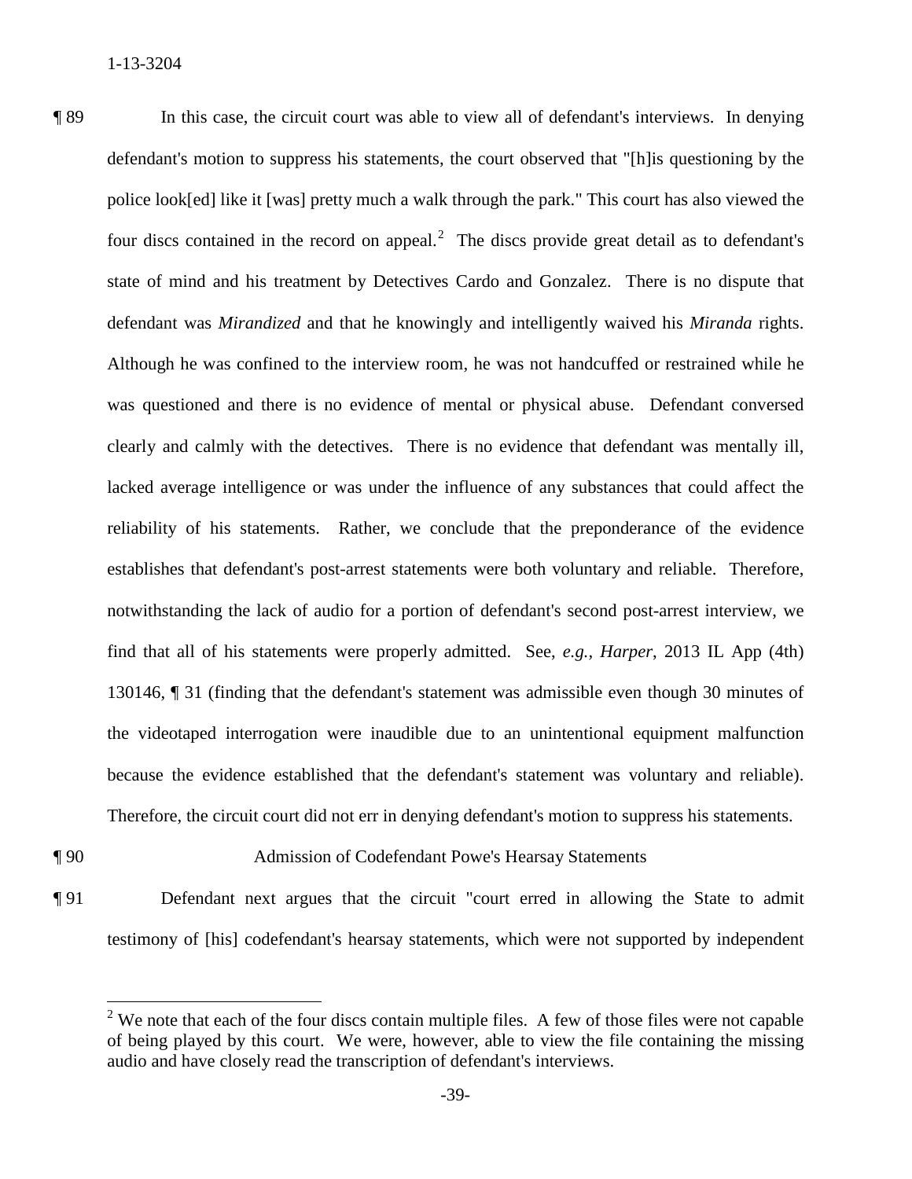¶ 89 In this case, the circuit court was able to view all of defendant's interviews. In denying defendant's motion to suppress his statements, the court observed that "[h]is questioning by the police look[ed] like it [was] pretty much a walk through the park." This court has also viewed the four discs contained in the record on appeal.[2] The discs provide great detail as to defendant's state of mind and his treatment by Detectives Cardo and Gonzalez. There is no dispute that defendant was *Mirandized* and that he knowingly and intelligently waived his *Miranda* rights. Although he was confined to the interview room, he was not handcuffed or restrained while he was questioned and there is no evidence of mental or physical abuse. Defendant conversed clearly and calmly with the detectives. There is no evidence that defendant was mentally ill, lacked average intelligence or was under the influence of any substances that could affect the reliability of his statements. Rather, we conclude that the preponderance of the evidence establishes that defendant's post-arrest statements were both voluntary and reliable. Therefore, notwithstanding the lack of audio for a portion of defendant's second post-arrest interview, we find that all of his statements were properly admitted. See, *e.g.*, *Harper*, 2013 IL App (4th) 130146, ¶ 31 (finding that the defendant's statement was admissible even though 30 minutes of the videotaped interrogation were inaudible due to an unintentional equipment malfunction because the evidence established that the defendant's statement was voluntary and reliable). Therefore, the circuit court did not err in denying defendant's motion to suppress his statements.

¶ 90 Admission of Codefendant Powe's Hearsay Statements

¶ 91 Defendant next argues that the circuit "court erred in allowing the State to admit testimony of [his] codefendant's hearsay statements, which were not supported by independent

---

[2] We note that each of the four discs contain multiple files. A few of those files were not capable of being played by this court. We were, however, able to view the file containing the missing audio and have closely read the transcription of defendant's interviews.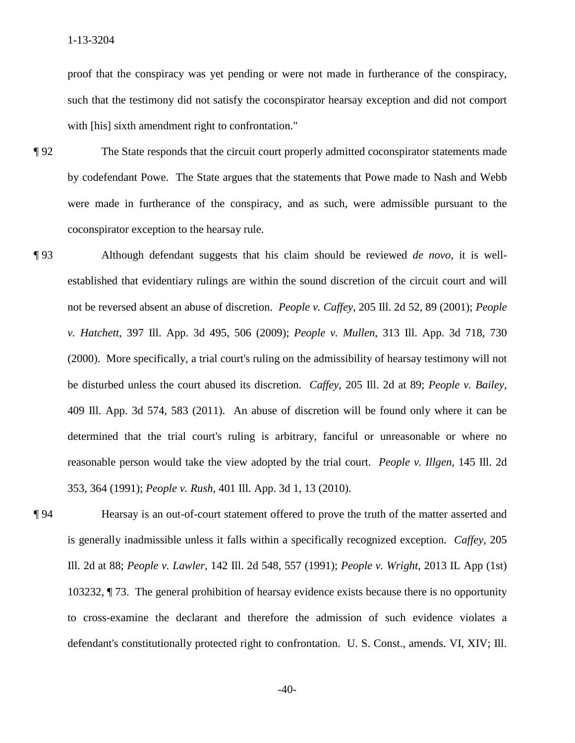proof that the conspiracy was yet pending or were not made in furtherance of the conspiracy, such that the testimony did not satisfy the coconspirator hearsay exception and did not comport with [his] sixth amendment right to confrontation."

¶ 92 The State responds that the circuit court properly admitted coconspirator statements made by codefendant Powe. The State argues that the statements that Powe made to Nash and Webb were made in furtherance of the conspiracy, and as such, were admissible pursuant to the coconspirator exception to the hearsay rule.

¶ 93 Although defendant suggests that his claim should be reviewed *de novo*, it is well-established that evidentiary rulings are within the sound discretion of the circuit court and will not be reversed absent an abuse of discretion. *People v. Caffey*, 205 Ill. 2d 52, 89 (2001); *People v. Hatchett*, 397 Ill. App. 3d 495, 506 (2009); *People v. Mullen*, 313 Ill. App. 3d 718, 730 (2000). More specifically, a trial court's ruling on the admissibility of hearsay testimony will not be disturbed unless the court abused its discretion. *Caffey*, 205 Ill. 2d at 89; *People v. Bailey*, 409 Ill. App. 3d 574, 583 (2011). An abuse of discretion will be found only where it can be determined that the trial court's ruling is arbitrary, fanciful or unreasonable or where no reasonable person would take the view adopted by the trial court. *People v. Illgen*, 145 Ill. 2d 353, 364 (1991); *People v. Rush*, 401 Ill. App. 3d 1, 13 (2010).

¶ 94 Hearsay is an out-of-court statement offered to prove the truth of the matter asserted and is generally inadmissible unless it falls within a specifically recognized exception. *Caffey*, 205 Ill. 2d at 88; *People v. Lawler*, 142 Ill. 2d 548, 557 (1991); *People v. Wright*, 2013 IL App (1st) 103232, ¶ 73. The general prohibition of hearsay evidence exists because there is no opportunity to cross-examine the declarant and therefore the admission of such evidence violates a defendant's constitutionally protected right to confrontation. U. S. Const., amends. VI, XIV; Ill.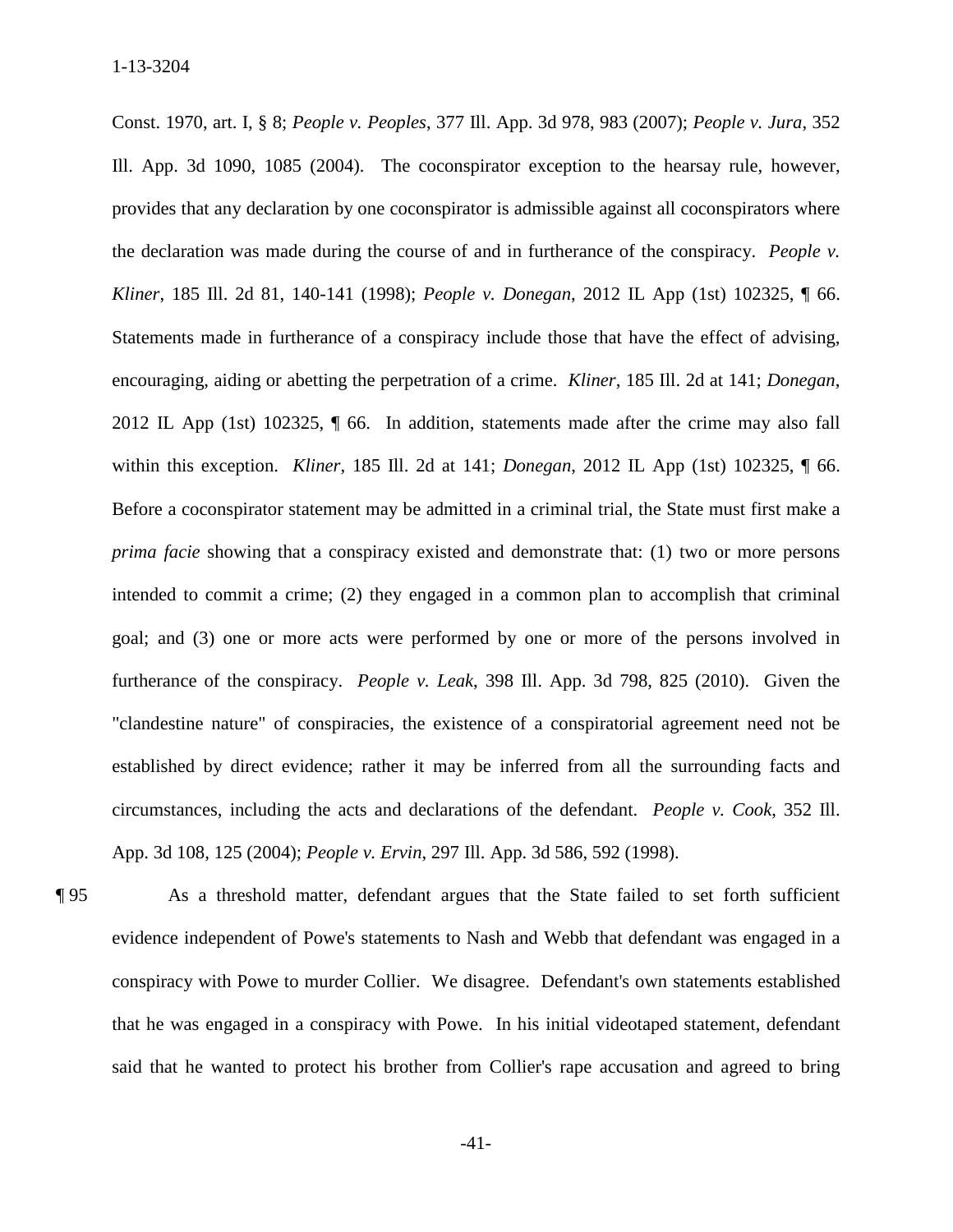Const. 1970, art. I, § 8; *People v. Peoples*, 377 Ill. App. 3d 978, 983 (2007); *People v. Jura*, 352 Ill. App. 3d 1090, 1085 (2004). The coconspirator exception to the hearsay rule, however, provides that any declaration by one coconspirator is admissible against all coconspirators where the declaration was made during the course of and in furtherance of the conspiracy. *People v. Kliner*, 185 Ill. 2d 81, 140-141 (1998); *People v. Donegan*, 2012 IL App (1st) 102325, ¶ 66. Statements made in furtherance of a conspiracy include those that have the effect of advising, encouraging, aiding or abetting the perpetration of a crime. *Kliner*, 185 Ill. 2d at 141; *Donegan*, 2012 IL App (1st) 102325, ¶ 66. In addition, statements made after the crime may also fall within this exception. *Kliner*, 185 Ill. 2d at 141; *Donegan*, 2012 IL App (1st) 102325, ¶ 66. Before a coconspirator statement may be admitted in a criminal trial, the State must first make a *prima facie* showing that a conspiracy existed and demonstrate that: (1) two or more persons intended to commit a crime; (2) they engaged in a common plan to accomplish that criminal goal; and (3) one or more acts were performed by one or more of the persons involved in furtherance of the conspiracy. *People v. Leak*, 398 Ill. App. 3d 798, 825 (2010). Given the "clandestine nature" of conspiracies, the existence of a conspiratorial agreement need not be established by direct evidence; rather it may be inferred from all the surrounding facts and circumstances, including the acts and declarations of the defendant. *People v. Cook*, 352 Ill. App. 3d 108, 125 (2004); *People v. Ervin*, 297 Ill. App. 3d 586, 592 (1998).

¶ 95 As a threshold matter, defendant argues that the State failed to set forth sufficient evidence independent of Powe's statements to Nash and Webb that defendant was engaged in a conspiracy with Powe to murder Collier. We disagree. Defendant's own statements established that he was engaged in a conspiracy with Powe. In his initial videotaped statement, defendant said that he wanted to protect his brother from Collier's rape accusation and agreed to bring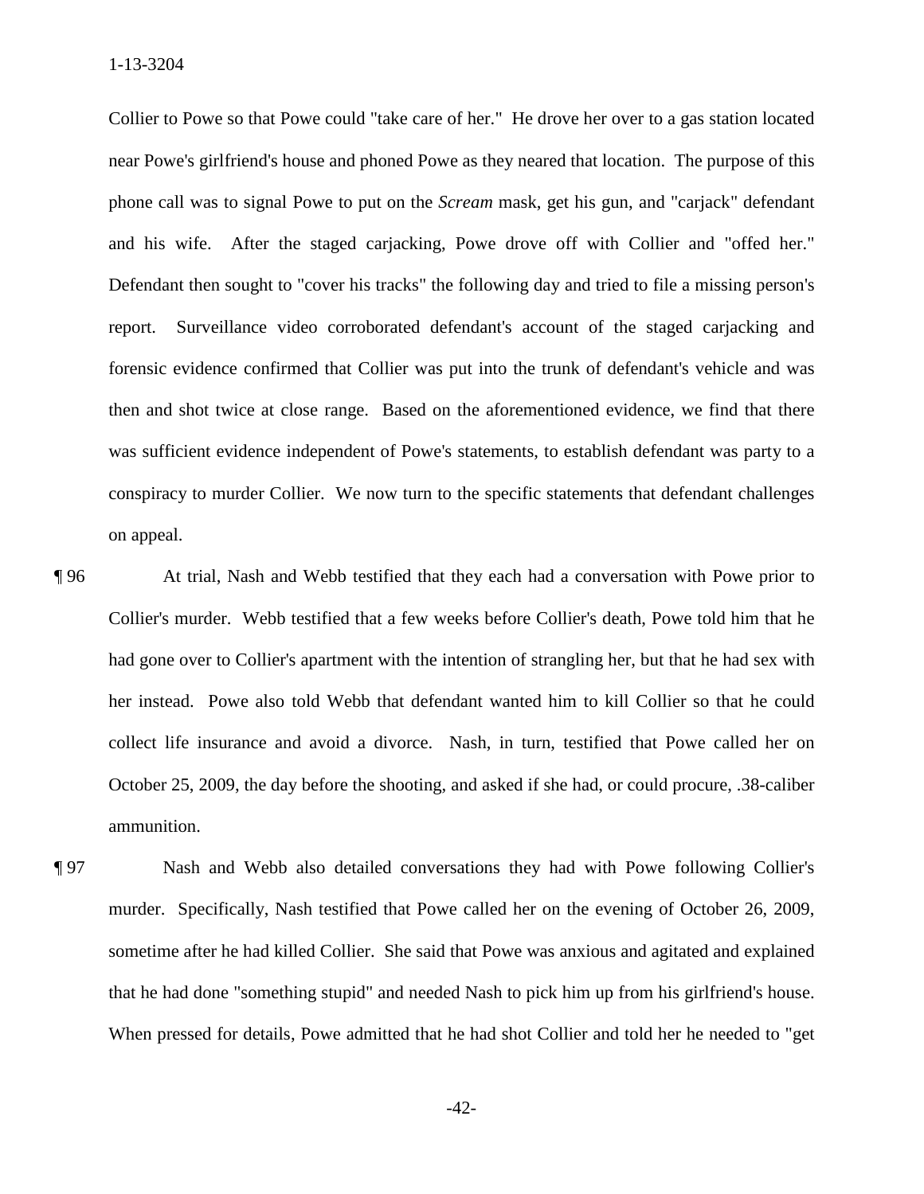Collier to Powe so that Powe could "take care of her." He drove her over to a gas station located near Powe's girlfriend's house and phoned Powe as they neared that location. The purpose of this phone call was to signal Powe to put on the *Scream* mask, get his gun, and "carjack" defendant and his wife. After the staged carjacking, Powe drove off with Collier and "offed her." Defendant then sought to "cover his tracks" the following day and tried to file a missing person's report. Surveillance video corroborated defendant's account of the staged carjacking and forensic evidence confirmed that Collier was put into the trunk of defendant's vehicle and was then and shot twice at close range. Based on the aforementioned evidence, we find that there was sufficient evidence independent of Powe's statements, to establish defendant was party to a conspiracy to murder Collier. We now turn to the specific statements that defendant challenges on appeal.

¶ 96 At trial, Nash and Webb testified that they each had a conversation with Powe prior to Collier's murder. Webb testified that a few weeks before Collier's death, Powe told him that he had gone over to Collier's apartment with the intention of strangling her, but that he had sex with her instead. Powe also told Webb that defendant wanted him to kill Collier so that he could collect life insurance and avoid a divorce. Nash, in turn, testified that Powe called her on October 25, 2009, the day before the shooting, and asked if she had, or could procure, .38-caliber ammunition.

¶ 97 Nash and Webb also detailed conversations they had with Powe following Collier's murder. Specifically, Nash testified that Powe called her on the evening of October 26, 2009, sometime after he had killed Collier. She said that Powe was anxious and agitated and explained that he had done "something stupid" and needed Nash to pick him up from his girlfriend's house. When pressed for details, Powe admitted that he had shot Collier and told her he needed to "get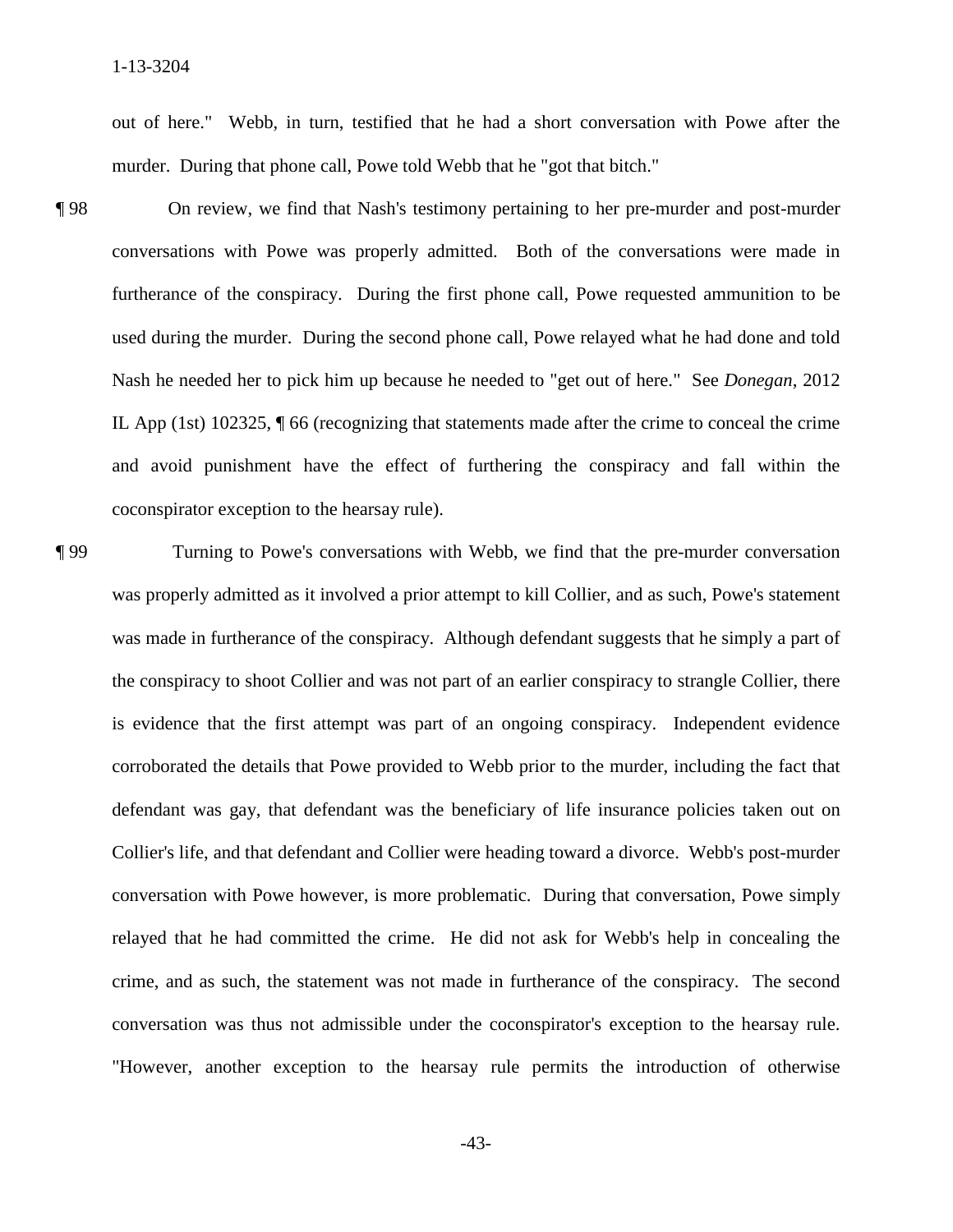out of here." Webb, in turn, testified that he had a short conversation with Powe after the murder. During that phone call, Powe told Webb that he "got that bitch."

¶ 98 On review, we find that Nash's testimony pertaining to her pre-murder and post-murder conversations with Powe was properly admitted. Both of the conversations were made in furtherance of the conspiracy. During the first phone call, Powe requested ammunition to be used during the murder. During the second phone call, Powe relayed what he had done and told Nash he needed her to pick him up because he needed to "get out of here." See *Donegan*, 2012 IL App (1st) 102325, ¶ 66 (recognizing that statements made after the crime to conceal the crime and avoid punishment have the effect of furthering the conspiracy and fall within the coconspirator exception to the hearsay rule).

¶ 99 Turning to Powe's conversations with Webb, we find that the pre-murder conversation was properly admitted as it involved a prior attempt to kill Collier, and as such, Powe's statement was made in furtherance of the conspiracy. Although defendant suggests that he simply a part of the conspiracy to shoot Collier and was not part of an earlier conspiracy to strangle Collier, there is evidence that the first attempt was part of an ongoing conspiracy. Independent evidence corroborated the details that Powe provided to Webb prior to the murder, including the fact that defendant was gay, that defendant was the beneficiary of life insurance policies taken out on Collier's life, and that defendant and Collier were heading toward a divorce. Webb's post-murder conversation with Powe however, is more problematic. During that conversation, Powe simply relayed that he had committed the crime. He did not ask for Webb's help in concealing the crime, and as such, the statement was not made in furtherance of the conspiracy. The second conversation was thus not admissible under the coconspirator's exception to the hearsay rule. "However, another exception to the hearsay rule permits the introduction of otherwise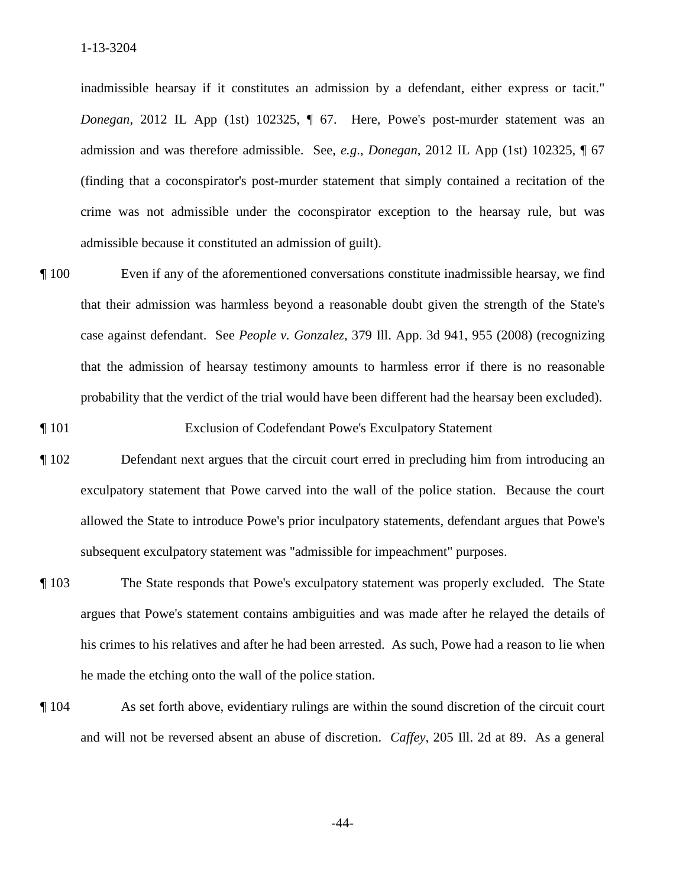inadmissible hearsay if it constitutes an admission by a defendant, either express or tacit." *Donegan*, 2012 IL App (1st) 102325, ¶ 67. Here, Powe's post-murder statement was an admission and was therefore admissible. See, *e.g.*, *Donegan*, 2012 IL App (1st) 102325, ¶ 67 (finding that a coconspirator's post-murder statement that simply contained a recitation of the crime was not admissible under the coconspirator exception to the hearsay rule, but was admissible because it constituted an admission of guilt).

¶ 100 Even if any of the aforementioned conversations constitute inadmissible hearsay, we find that their admission was harmless beyond a reasonable doubt given the strength of the State's case against defendant. See *People v. Gonzalez*, 379 Ill. App. 3d 941, 955 (2008) (recognizing that the admission of hearsay testimony amounts to harmless error if there is no reasonable probability that the verdict of the trial would have been different had the hearsay been excluded).

¶ 101 Exclusion of Codefendant Powe's Exculpatory Statement

¶ 102 Defendant next argues that the circuit court erred in precluding him from introducing an exculpatory statement that Powe carved into the wall of the police station. Because the court allowed the State to introduce Powe's prior inculpatory statements, defendant argues that Powe's subsequent exculpatory statement was "admissible for impeachment" purposes.

¶ 103 The State responds that Powe's exculpatory statement was properly excluded. The State argues that Powe's statement contains ambiguities and was made after he relayed the details of his crimes to his relatives and after he had been arrested. As such, Powe had a reason to lie when he made the etching onto the wall of the police station.

¶ 104 As set forth above, evidentiary rulings are within the sound discretion of the circuit court and will not be reversed absent an abuse of discretion. *Caffey*, 205 Ill. 2d at 89. As a general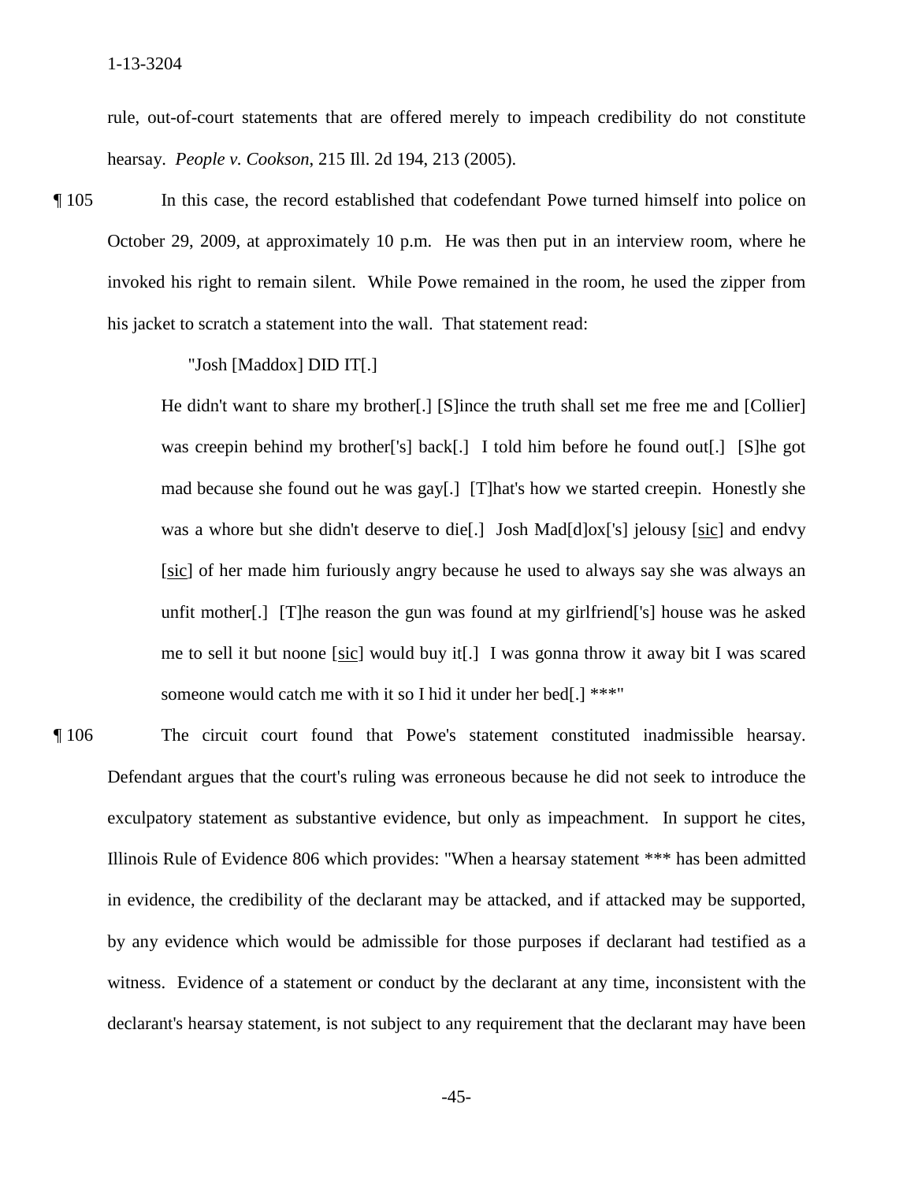rule, out-of-court statements that are offered merely to impeach credibility do not constitute hearsay. *People v. Cookson*, 215 Ill. 2d 194, 213 (2005).

¶ 105 In this case, the record established that codefendant Powe turned himself into police on October 29, 2009, at approximately 10 p.m. He was then put in an interview room, where he invoked his right to remain silent. While Powe remained in the room, he used the zipper from his jacket to scratch a statement into the wall. That statement read:

> "Josh [Maddox] DID IT[.]
>
> He didn't want to share my brother[.] [S]ince the truth shall set me free me and [Collier] was creepin behind my brother['s] back[.] I told him before he found out[.] [S]he got mad because she found out he was gay[.] [T]hat's how we started creepin. Honestly she was a whore but she didn't deserve to die[.] Josh Mad[d]ox['s] jelousy [sic] and endvy [sic] of her made him furiously angry because he used to always say she was always an unfit mother[.] [T]he reason the gun was found at my girlfriend['s] house was he asked me to sell it but noone [sic] would buy it[.] I was gonna throw it away bit I was scared someone would catch me with it so I hid it under her bed[.] ***"

¶ 106 The circuit court found that Powe's statement constituted inadmissible hearsay. Defendant argues that the court's ruling was erroneous because he did not seek to introduce the exculpatory statement as substantive evidence, but only as impeachment. In support he cites, Illinois Rule of Evidence 806 which provides: "When a hearsay statement *** has been admitted in evidence, the credibility of the declarant may be attacked, and if attacked may be supported, by any evidence which would be admissible for those purposes if declarant had testified as a witness. Evidence of a statement or conduct by the declarant at any time, inconsistent with the declarant's hearsay statement, is not subject to any requirement that the declarant may have been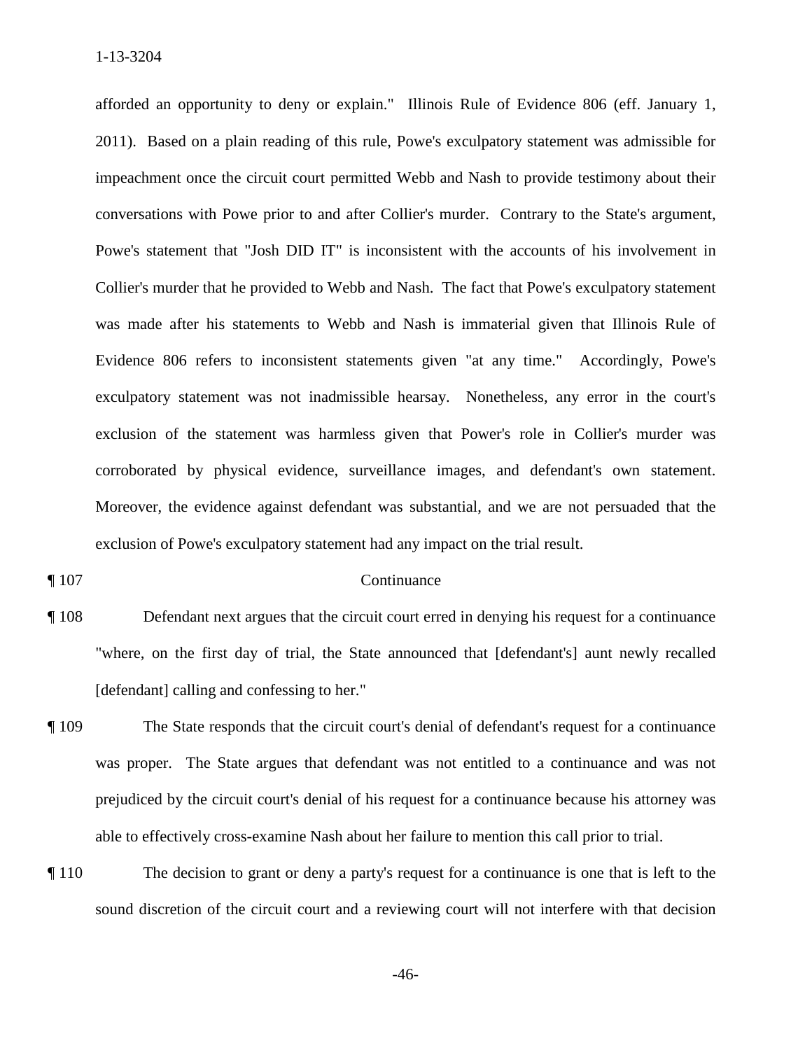afforded an opportunity to deny or explain." Illinois Rule of Evidence 806 (eff. January 1, 2011). Based on a plain reading of this rule, Powe's exculpatory statement was admissible for impeachment once the circuit court permitted Webb and Nash to provide testimony about their conversations with Powe prior to and after Collier's murder. Contrary to the State's argument, Powe's statement that "Josh DID IT" is inconsistent with the accounts of his involvement in Collier's murder that he provided to Webb and Nash. The fact that Powe's exculpatory statement was made after his statements to Webb and Nash is immaterial given that Illinois Rule of Evidence 806 refers to inconsistent statements given "at any time." Accordingly, Powe's exculpatory statement was not inadmissible hearsay. Nonetheless, any error in the court's exclusion of the statement was harmless given that Power's role in Collier's murder was corroborated by physical evidence, surveillance images, and defendant's own statement. Moreover, the evidence against defendant was substantial, and we are not persuaded that the exclusion of Powe's exculpatory statement had any impact on the trial result.

¶ 107 Continuance

¶ 108 Defendant next argues that the circuit court erred in denying his request for a continuance "where, on the first day of trial, the State announced that [defendant's] aunt newly recalled [defendant] calling and confessing to her."

¶ 109 The State responds that the circuit court's denial of defendant's request for a continuance was proper. The State argues that defendant was not entitled to a continuance and was not prejudiced by the circuit court's denial of his request for a continuance because his attorney was able to effectively cross-examine Nash about her failure to mention this call prior to trial.

¶ 110 The decision to grant or deny a party's request for a continuance is one that is left to the sound discretion of the circuit court and a reviewing court will not interfere with that decision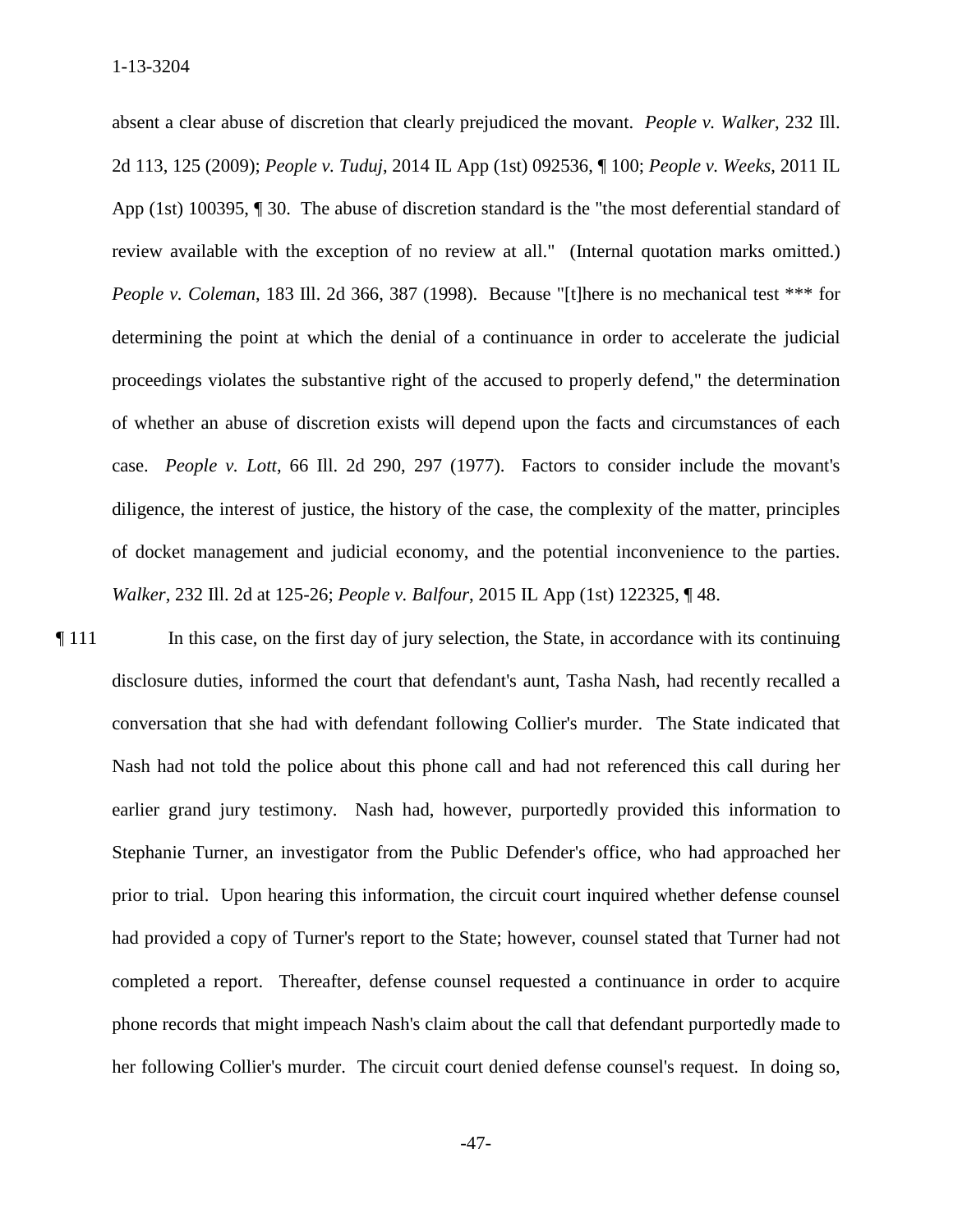absent a clear abuse of discretion that clearly prejudiced the movant. *People v. Walker*, 232 Ill. 2d 113, 125 (2009); *People v. Tuduj*, 2014 IL App (1st) 092536, ¶ 100; *People v. Weeks*, 2011 IL App (1st) 100395, ¶ 30. The abuse of discretion standard is the "the most deferential standard of review available with the exception of no review at all." (Internal quotation marks omitted.) *People v. Coleman*, 183 Ill. 2d 366, 387 (1998). Because "[t]here is no mechanical test *** for determining the point at which the denial of a continuance in order to accelerate the judicial proceedings violates the substantive right of the accused to properly defend," the determination of whether an abuse of discretion exists will depend upon the facts and circumstances of each case. *People v. Lott*, 66 Ill. 2d 290, 297 (1977). Factors to consider include the movant's diligence, the interest of justice, the history of the case, the complexity of the matter, principles of docket management and judicial economy, and the potential inconvenience to the parties. *Walker*, 232 Ill. 2d at 125-26; *People v. Balfour*, 2015 IL App (1st) 122325, ¶ 48.

¶ 111 In this case, on the first day of jury selection, the State, in accordance with its continuing disclosure duties, informed the court that defendant's aunt, Tasha Nash, had recently recalled a conversation that she had with defendant following Collier's murder. The State indicated that Nash had not told the police about this phone call and had not referenced this call during her earlier grand jury testimony. Nash had, however, purportedly provided this information to Stephanie Turner, an investigator from the Public Defender's office, who had approached her prior to trial. Upon hearing this information, the circuit court inquired whether defense counsel had provided a copy of Turner's report to the State; however, counsel stated that Turner had not completed a report. Thereafter, defense counsel requested a continuance in order to acquire phone records that might impeach Nash's claim about the call that defendant purportedly made to her following Collier's murder. The circuit court denied defense counsel's request. In doing so,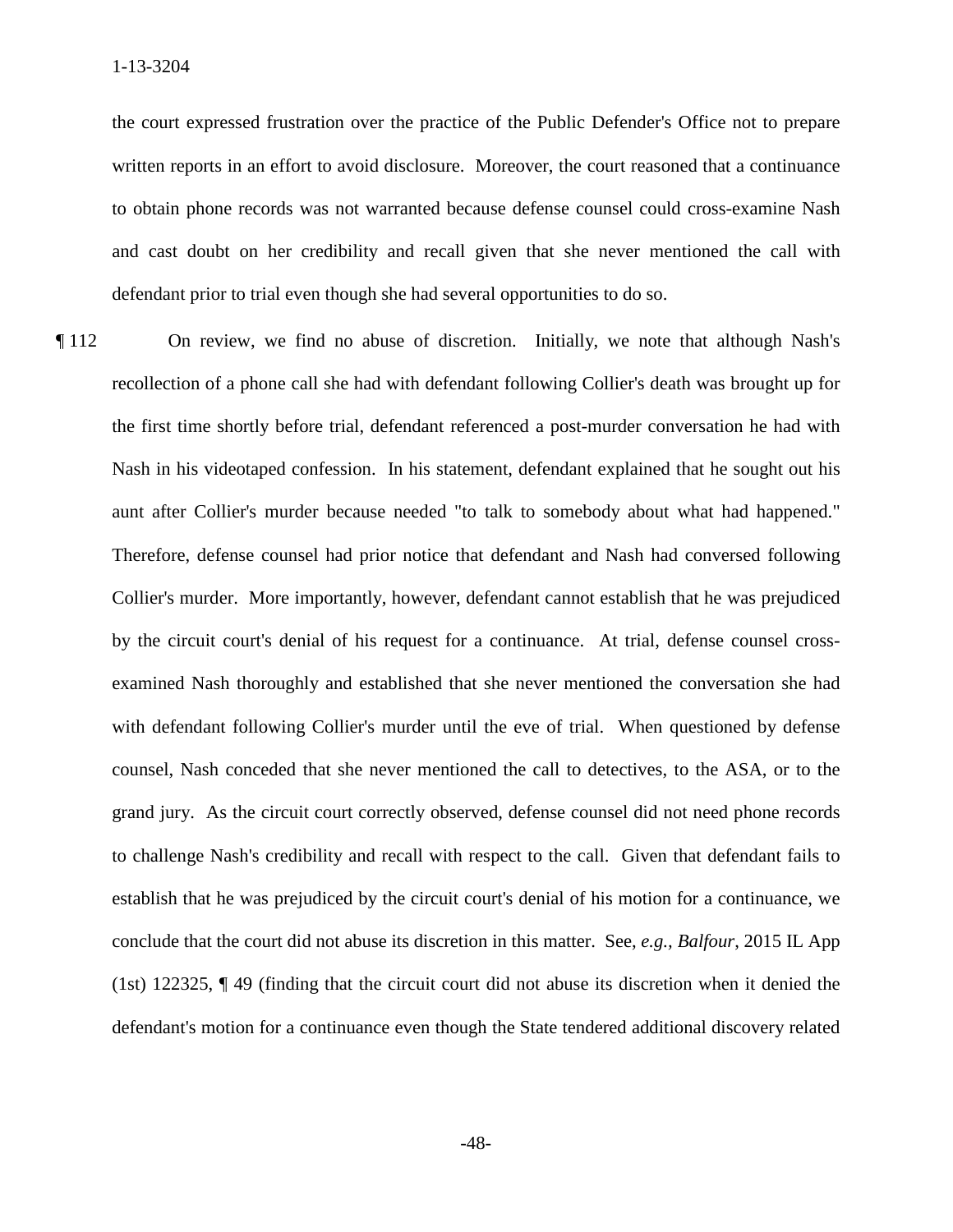the court expressed frustration over the practice of the Public Defender's Office not to prepare written reports in an effort to avoid disclosure. Moreover, the court reasoned that a continuance to obtain phone records was not warranted because defense counsel could cross-examine Nash and cast doubt on her credibility and recall given that she never mentioned the call with defendant prior to trial even though she had several opportunities to do so.

¶ 112 On review, we find no abuse of discretion. Initially, we note that although Nash's recollection of a phone call she had with defendant following Collier's death was brought up for the first time shortly before trial, defendant referenced a post-murder conversation he had with Nash in his videotaped confession. In his statement, defendant explained that he sought out his aunt after Collier's murder because needed "to talk to somebody about what had happened." Therefore, defense counsel had prior notice that defendant and Nash had conversed following Collier's murder. More importantly, however, defendant cannot establish that he was prejudiced by the circuit court's denial of his request for a continuance. At trial, defense counsel cross-examined Nash thoroughly and established that she never mentioned the conversation she had with defendant following Collier's murder until the eve of trial. When questioned by defense counsel, Nash conceded that she never mentioned the call to detectives, to the ASA, or to the grand jury. As the circuit court correctly observed, defense counsel did not need phone records to challenge Nash's credibility and recall with respect to the call. Given that defendant fails to establish that he was prejudiced by the circuit court's denial of his motion for a continuance, we conclude that the court did not abuse its discretion in this matter. See, *e.g., Balfour*, 2015 IL App (1st) 122325, ¶ 49 (finding that the circuit court did not abuse its discretion when it denied the defendant's motion for a continuance even though the State tendered additional discovery related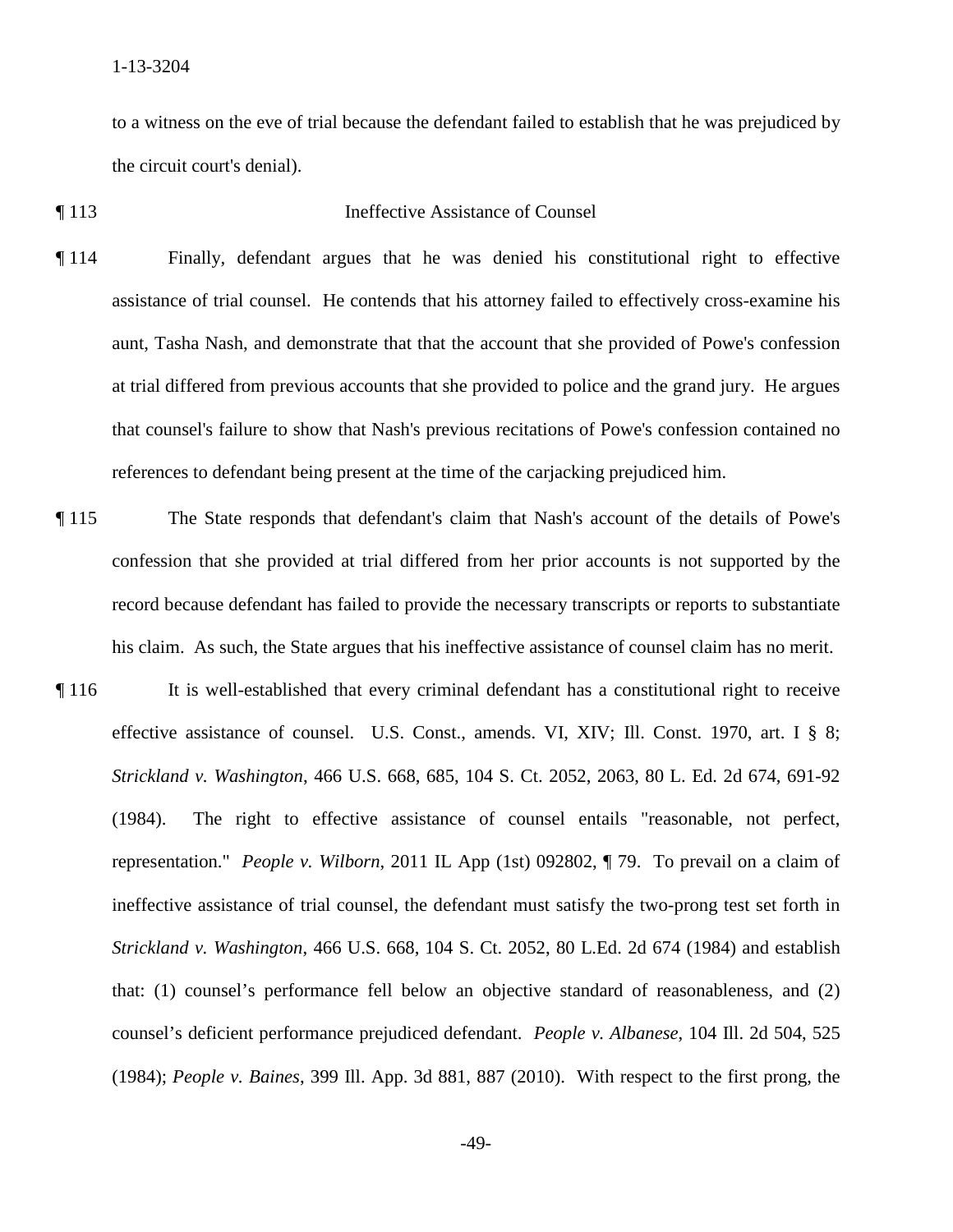to a witness on the eve of trial because the defendant failed to establish that he was prejudiced by the circuit court's denial).

¶ 113 Ineffective Assistance of Counsel

¶ 114 Finally, defendant argues that he was denied his constitutional right to effective assistance of trial counsel. He contends that his attorney failed to effectively cross-examine his aunt, Tasha Nash, and demonstrate that that the account that she provided of Powe's confession at trial differed from previous accounts that she provided to police and the grand jury. He argues that counsel's failure to show that Nash's previous recitations of Powe's confession contained no references to defendant being present at the time of the carjacking prejudiced him.

¶ 115 The State responds that defendant's claim that Nash's account of the details of Powe's confession that she provided at trial differed from her prior accounts is not supported by the record because defendant has failed to provide the necessary transcripts or reports to substantiate his claim. As such, the State argues that his ineffective assistance of counsel claim has no merit.

¶ 116 It is well-established that every criminal defendant has a constitutional right to receive effective assistance of counsel. U.S. Const., amends. VI, XIV; Ill. Const. 1970, art. I § 8; *Strickland v. Washington*, 466 U.S. 668, 685, 104 S. Ct. 2052, 2063, 80 L. Ed. 2d 674, 691-92 (1984). The right to effective assistance of counsel entails "reasonable, not perfect, representation." *People v. Wilborn*, 2011 IL App (1st) 092802, ¶ 79. To prevail on a claim of ineffective assistance of trial counsel, the defendant must satisfy the two-prong test set forth in *Strickland v. Washington*, 466 U.S. 668, 104 S. Ct. 2052, 80 L.Ed. 2d 674 (1984) and establish that: (1) counsel's performance fell below an objective standard of reasonableness, and (2) counsel's deficient performance prejudiced defendant. *People v. Albanese*, 104 Ill. 2d 504, 525 (1984); *People v. Baines*, 399 Ill. App. 3d 881, 887 (2010). With respect to the first prong, the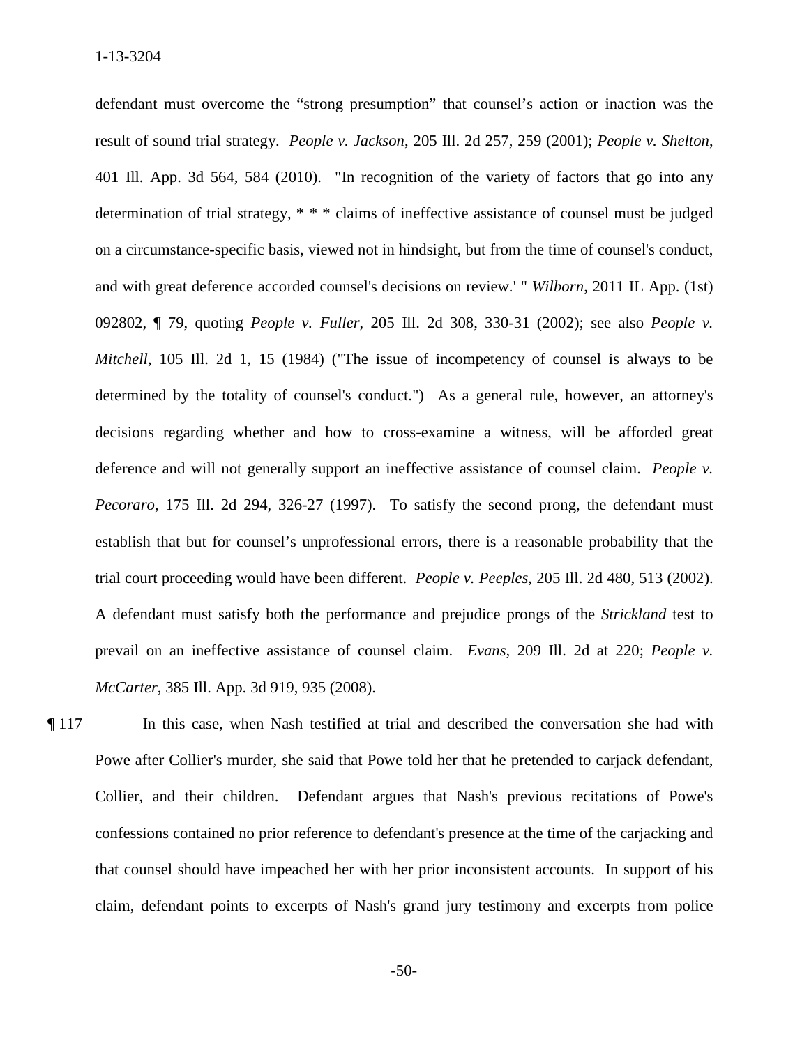defendant must overcome the "strong presumption" that counsel's action or inaction was the result of sound trial strategy. *People v. Jackson*, 205 Ill. 2d 257, 259 (2001); *People v. Shelton*, 401 Ill. App. 3d 564, 584 (2010). "In recognition of the variety of factors that go into any determination of trial strategy, * * * claims of ineffective assistance of counsel must be judged on a circumstance-specific basis, viewed not in hindsight, but from the time of counsel's conduct, and with great deference accorded counsel's decisions on review.' " *Wilborn*, 2011 IL App. (1st) 092802, ¶ 79, quoting *People v. Fuller*, 205 Ill. 2d 308, 330-31 (2002); see also *People v. Mitchell*, 105 Ill. 2d 1, 15 (1984) ("The issue of incompetency of counsel is always to be determined by the totality of counsel's conduct.") As a general rule, however, an attorney's decisions regarding whether and how to cross-examine a witness, will be afforded great deference and will not generally support an ineffective assistance of counsel claim. *People v. Pecoraro*, 175 Ill. 2d 294, 326-27 (1997). To satisfy the second prong, the defendant must establish that but for counsel's unprofessional errors, there is a reasonable probability that the trial court proceeding would have been different. *People v. Peeples*, 205 Ill. 2d 480, 513 (2002). A defendant must satisfy both the performance and prejudice prongs of the *Strickland* test to prevail on an ineffective assistance of counsel claim. *Evans*, 209 Ill. 2d at 220; *People v. McCarter*, 385 Ill. App. 3d 919, 935 (2008).

¶ 117 In this case, when Nash testified at trial and described the conversation she had with Powe after Collier's murder, she said that Powe told her that he pretended to carjack defendant, Collier, and their children. Defendant argues that Nash's previous recitations of Powe's confessions contained no prior reference to defendant's presence at the time of the carjacking and that counsel should have impeached her with her prior inconsistent accounts. In support of his claim, defendant points to excerpts of Nash's grand jury testimony and excerpts from police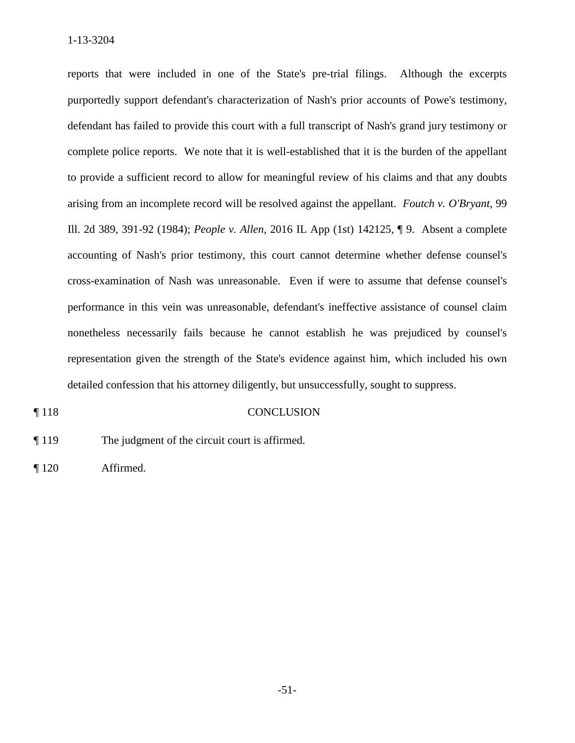reports that were included in one of the State's pre-trial filings. Although the excerpts purportedly support defendant's characterization of Nash's prior accounts of Powe's testimony, defendant has failed to provide this court with a full transcript of Nash's grand jury testimony or complete police reports. We note that it is well-established that it is the burden of the appellant to provide a sufficient record to allow for meaningful review of his claims and that any doubts arising from an incomplete record will be resolved against the appellant. *Foutch v. O'Bryant*, 99 Ill. 2d 389, 391-92 (1984); *People v. Allen*, 2016 IL App (1st) 142125, ¶ 9. Absent a complete accounting of Nash's prior testimony, this court cannot determine whether defense counsel's cross-examination of Nash was unreasonable. Even if were to assume that defense counsel's performance in this vein was unreasonable, defendant's ineffective assistance of counsel claim nonetheless necessarily fails because he cannot establish he was prejudiced by counsel's representation given the strength of the State's evidence against him, which included his own detailed confession that his attorney diligently, but unsuccessfully, sought to suppress.

¶ 118 CONCLUSION

¶ 119 The judgment of the circuit court is affirmed.

¶ 120 Affirmed.